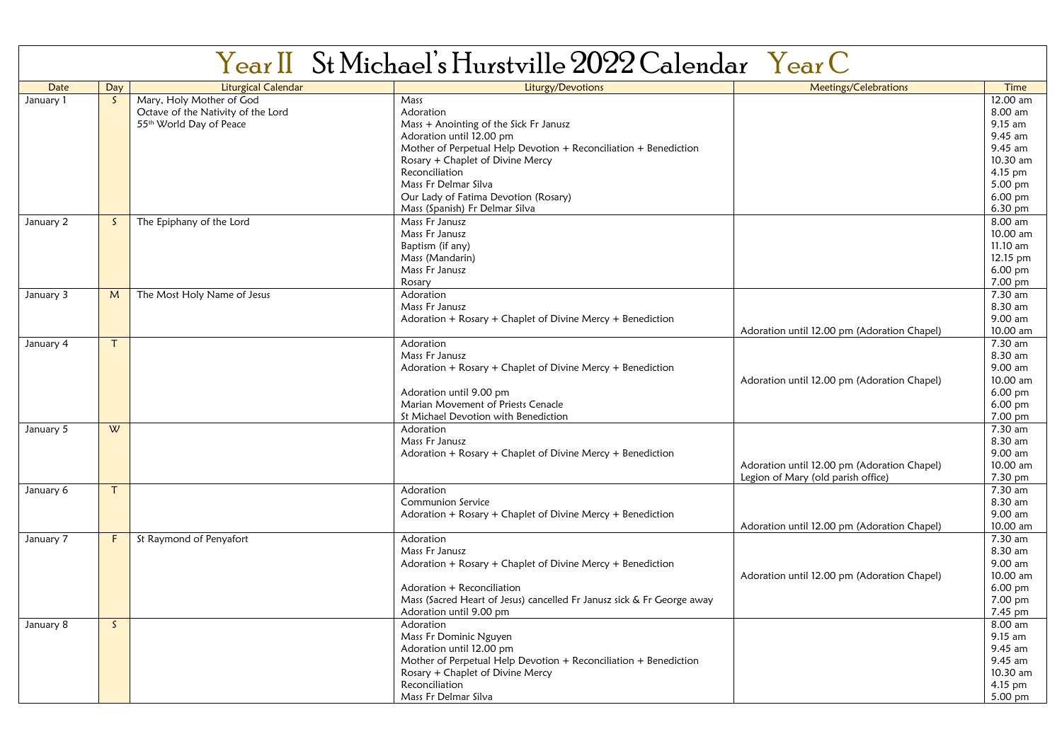# Year II St Michael's Hurstville 2022 Calendar Year C

| Date | Day | Liturgical Calendar | Liturgy/Devotions | Meetings/Celebrations | Time |
|---|---|---|---|---|---|
| January 1 | S | Mary, Holy Mother of God<br>Octave of the Nativity of the Lord<br>55th World Day of Peace | Mass<br>Adoration<br>Mass + Anointing of the Sick Fr Janusz<br>Adoration until 12.00 pm<br>Mother of Perpetual Help Devotion + Reconciliation + Benediction<br>Rosary + Chaplet of Divine Mercy<br>Reconciliation<br>Mass Fr Delmar Silva<br>Our Lady of Fatima Devotion (Rosary)<br>Mass (Spanish) Fr Delmar Silva | | 12.00 am<br>8.00 am<br>9.15 am<br>9.45 am<br>9.45 am<br>10.30 am<br>4.15 pm<br>5.00 pm<br>6.00 pm<br>6.30 pm |
| January 2 | S | The Epiphany of the Lord | Mass Fr Janusz<br>Mass Fr Janusz<br>Baptism (if any)<br>Mass (Mandarin)<br>Mass Fr Janusz<br>Rosary | | 8.00 am<br>10.00 am<br>11.10 am<br>12.15 pm<br>6.00 pm<br>7.00 pm |
| January 3 | M | The Most Holy Name of Jesus | Adoration<br>Mass Fr Janusz<br>Adoration + Rosary + Chaplet of Divine Mercy + Benediction | Adoration until 12.00 pm (Adoration Chapel) | 7.30 am<br>8.30 am<br>9.00 am<br>10.00 am |
| January 4 | T | | Adoration<br>Mass Fr Janusz<br>Adoration + Rosary + Chaplet of Divine Mercy + Benediction<br>Adoration until 9.00 pm<br>Marian Movement of Priests Cenacle<br>St Michael Devotion with Benediction | Adoration until 12.00 pm (Adoration Chapel) | 7.30 am<br>8.30 am<br>9.00 am<br>10.00 am<br>6.00 pm<br>6.00 pm<br>7.00 pm |
| January 5 | W | | Adoration<br>Mass Fr Janusz<br>Adoration + Rosary + Chaplet of Divine Mercy + Benediction | Adoration until 12.00 pm (Adoration Chapel)<br>Legion of Mary (old parish office) | 7.30 am<br>8.30 am<br>9.00 am<br>10.00 am<br>7.30 pm |
| January 6 | T | | Adoration<br>Communion Service<br>Adoration + Rosary + Chaplet of Divine Mercy + Benediction | Adoration until 12.00 pm (Adoration Chapel) | 7.30 am<br>8.30 am<br>9.00 am<br>10.00 am |
| January 7 | F | St Raymond of Penyafort | Adoration<br>Mass Fr Janusz<br>Adoration + Rosary + Chaplet of Divine Mercy + Benediction<br>Adoration + Reconciliation<br>Mass (Sacred Heart of Jesus) cancelled Fr Janusz sick & Fr George away<br>Adoration until 9.00 pm | Adoration until 12.00 pm (Adoration Chapel) | 7.30 am<br>8.30 am<br>9.00 am<br>10.00 am<br>6.00 pm<br>7.00 pm<br>7.45 pm |
| January 8 | S | | Adoration<br>Mass Fr Dominic Nguyen<br>Adoration until 12.00 pm<br>Mother of Perpetual Help Devotion + Reconciliation + Benediction<br>Rosary + Chaplet of Divine Mercy<br>Reconciliation<br>Mass Fr Delmar Silva | | 8.00 am<br>9.15 am<br>9.45 am<br>9.45 am<br>10.30 am<br>4.15 pm<br>5.00 pm |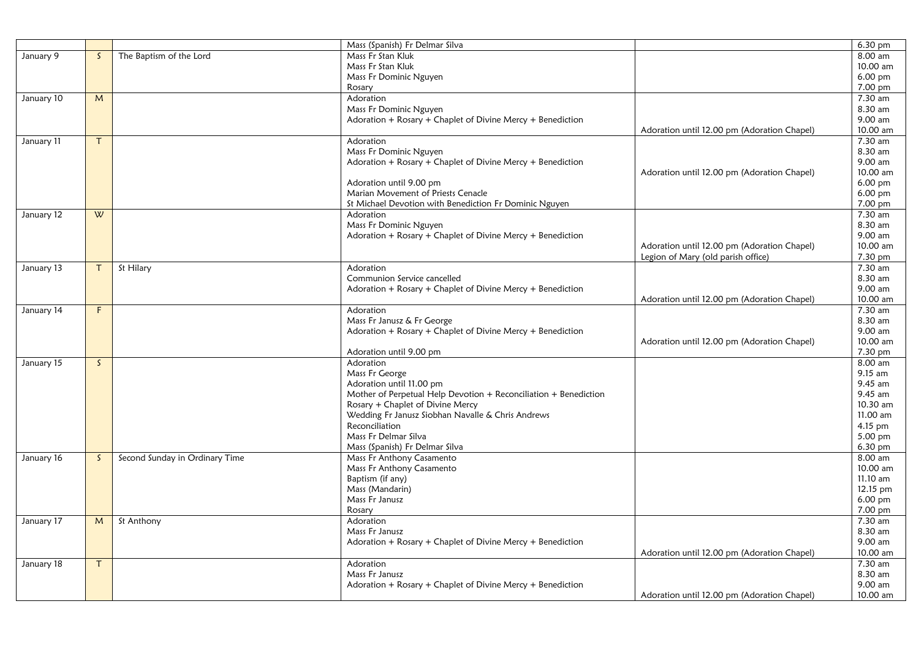| | | | | | |
|---|---|---|---|---|---|
| | | | Mass (Spanish) Fr Delmar Silva | | 6.30 pm |
| January 9 | S | The Baptism of the Lord | Mass Fr Stan Kluk | | 8.00 am |
| | | | Mass Fr Stan Kluk | | 10.00 am |
| | | | Mass Fr Dominic Nguyen | | 6.00 pm |
| | | | Rosary | | 7.00 pm |
| January 10 | M | | Adoration | | 7.30 am |
| | | | Mass Fr Dominic Nguyen | | 8.30 am |
| | | | Adoration + Rosary + Chaplet of Divine Mercy + Benediction | | 9.00 am |
| | | | | Adoration until 12.00 pm (Adoration Chapel) | 10.00 am |
| January 11 | T | | Adoration | | 7.30 am |
| | | | Mass Fr Dominic Nguyen | | 8.30 am |
| | | | Adoration + Rosary + Chaplet of Divine Mercy + Benediction | | 9.00 am |
| | | | | Adoration until 12.00 pm (Adoration Chapel) | 10.00 am |
| | | | Adoration until 9.00 pm | | 6.00 pm |
| | | | Marian Movement of Priests Cenacle | | 6.00 pm |
| | | | St Michael Devotion with Benediction Fr Dominic Nguyen | | 7.00 pm |
| January 12 | W | | Adoration | | 7.30 am |
| | | | Mass Fr Dominic Nguyen | | 8.30 am |
| | | | Adoration + Rosary + Chaplet of Divine Mercy + Benediction | | 9.00 am |
| | | | | Adoration until 12.00 pm (Adoration Chapel) | 10.00 am |
| | | | | Legion of Mary (old parish office) | 7.30 pm |
| January 13 | T | St Hilary | Adoration | | 7.30 am |
| | | | Communion Service cancelled | | 8.30 am |
| | | | Adoration + Rosary + Chaplet of Divine Mercy + Benediction | | 9.00 am |
| | | | | Adoration until 12.00 pm (Adoration Chapel) | 10.00 am |
| January 14 | F | | Adoration | | 7.30 am |
| | | | Mass Fr Janusz & Fr George | | 8.30 am |
| | | | Adoration + Rosary + Chaplet of Divine Mercy + Benediction | | 9.00 am |
| | | | | Adoration until 12.00 pm (Adoration Chapel) | 10.00 am |
| | | | Adoration until 9.00 pm | | 7.30 pm |
| January 15 | S | | Adoration | | 8.00 am |
| | | | Mass Fr George | | 9.15 am |
| | | | Adoration until 11.00 pm | | 9.45 am |
| | | | Mother of Perpetual Help Devotion + Reconciliation + Benediction | | 9.45 am |
| | | | Rosary + Chaplet of Divine Mercy | | 10.30 am |
| | | | Wedding Fr Janusz Siobhan Navalle & Chris Andrews | | 11.00 am |
| | | | Reconciliation | | 4.15 pm |
| | | | Mass Fr Delmar Silva | | 5.00 pm |
| | | | Mass (Spanish) Fr Delmar Silva | | 6.30 pm |
| January 16 | S | Second Sunday in Ordinary Time | Mass Fr Anthony Casamento | | 8.00 am |
| | | | Mass Fr Anthony Casamento | | 10.00 am |
| | | | Baptism (if any) | | 11.10 am |
| | | | Mass (Mandarin) | | 12.15 pm |
| | | | Mass Fr Janusz | | 6.00 pm |
| | | | Rosary | | 7.00 pm |
| January 17 | M | St Anthony | Adoration | | 7.30 am |
| | | | Mass Fr Janusz | | 8.30 am |
| | | | Adoration + Rosary + Chaplet of Divine Mercy + Benediction | | 9.00 am |
| | | | | Adoration until 12.00 pm (Adoration Chapel) | 10.00 am |
| January 18 | T | | Adoration | | 7.30 am |
| | | | Mass Fr Janusz | | 8.30 am |
| | | | Adoration + Rosary + Chaplet of Divine Mercy + Benediction | | 9.00 am |
| | | | | Adoration until 12.00 pm (Adoration Chapel) | 10.00 am |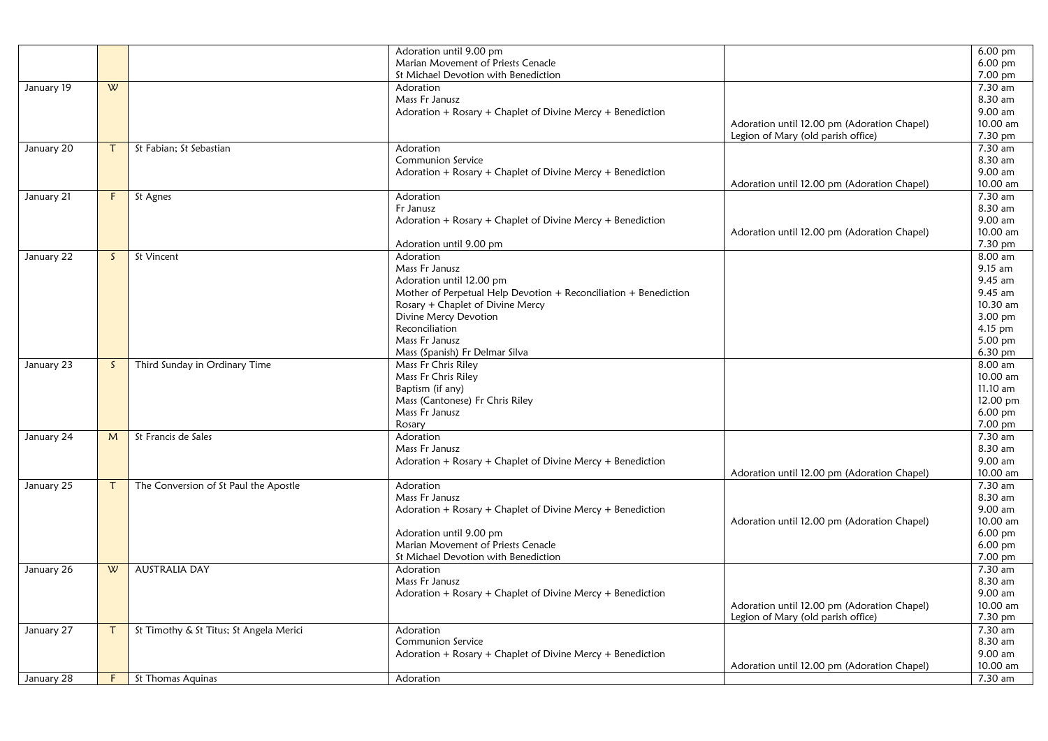| | | | | | |
|---|---|---|---|---|---|
| | | | Adoration until 9.00 pm<br>Marian Movement of Priests Cenacle<br>St Michael Devotion with Benediction | | 6.00 pm<br>6.00 pm<br>7.00 pm |
| January 19 | W | | Adoration<br>Mass Fr Janusz<br>Adoration + Rosary + Chaplet of Divine Mercy + Benediction | <br><br><br>Adoration until 12.00 pm (Adoration Chapel)<br>Legion of Mary (old parish office) | 7.30 am<br>8.30 am<br>9.00 am<br>10.00 am<br>7.30 pm |
| January 20 | T | St Fabian; St Sebastian | Adoration<br>Communion Service<br>Adoration + Rosary + Chaplet of Divine Mercy + Benediction | <br><br><br>Adoration until 12.00 pm (Adoration Chapel) | 7.30 am<br>8.30 am<br>9.00 am<br>10.00 am |
| January 21 | F | St Agnes | Adoration<br>Fr Janusz<br>Adoration + Rosary + Chaplet of Divine Mercy + Benediction<br><br>Adoration until 9.00 pm | <br><br><br>Adoration until 12.00 pm (Adoration Chapel) | 7.30 am<br>8.30 am<br>9.00 am<br>10.00 am<br>7.30 pm |
| January 22 | S | St Vincent | Adoration<br>Mass Fr Janusz<br>Adoration until 12.00 pm<br>Mother of Perpetual Help Devotion + Reconciliation + Benediction<br>Rosary + Chaplet of Divine Mercy<br>Divine Mercy Devotion<br>Reconciliation<br>Mass Fr Janusz<br>Mass (Spanish) Fr Delmar Silva | | 8.00 am<br>9.15 am<br>9.45 am<br>9.45 am<br>10.30 am<br>3.00 pm<br>4.15 pm<br>5.00 pm<br>6.30 pm |
| January 23 | S | Third Sunday in Ordinary Time | Mass Fr Chris Riley<br>Mass Fr Chris Riley<br>Baptism (if any)<br>Mass (Cantonese) Fr Chris Riley<br>Mass Fr Janusz<br>Rosary | | 8.00 am<br>10.00 am<br>11.10 am<br>12.00 pm<br>6.00 pm<br>7.00 pm |
| January 24 | M | St Francis de Sales | Adoration<br>Mass Fr Janusz<br>Adoration + Rosary + Chaplet of Divine Mercy + Benediction | <br><br><br>Adoration until 12.00 pm (Adoration Chapel) | 7.30 am<br>8.30 am<br>9.00 am<br>10.00 am |
| January 25 | T | The Conversion of St Paul the Apostle | Adoration<br>Mass Fr Janusz<br>Adoration + Rosary + Chaplet of Divine Mercy + Benediction<br><br>Adoration until 9.00 pm<br>Marian Movement of Priests Cenacle<br>St Michael Devotion with Benediction | <br><br><br>Adoration until 12.00 pm (Adoration Chapel) | 7.30 am<br>8.30 am<br>9.00 am<br>10.00 am<br>6.00 pm<br>6.00 pm<br>7.00 pm |
| January 26 | W | AUSTRALIA DAY | Adoration<br>Mass Fr Janusz<br>Adoration + Rosary + Chaplet of Divine Mercy + Benediction | <br><br><br>Adoration until 12.00 pm (Adoration Chapel)<br>Legion of Mary (old parish office) | 7.30 am<br>8.30 am<br>9.00 am<br>10.00 am<br>7.30 pm |
| January 27 | T | St Timothy & St Titus; St Angela Merici | Adoration<br>Communion Service<br>Adoration + Rosary + Chaplet of Divine Mercy + Benediction | <br><br><br>Adoration until 12.00 pm (Adoration Chapel) | 7.30 am<br>8.30 am<br>9.00 am<br>10.00 am |
| January 28 | F | St Thomas Aquinas | Adoration | | 7.30 am |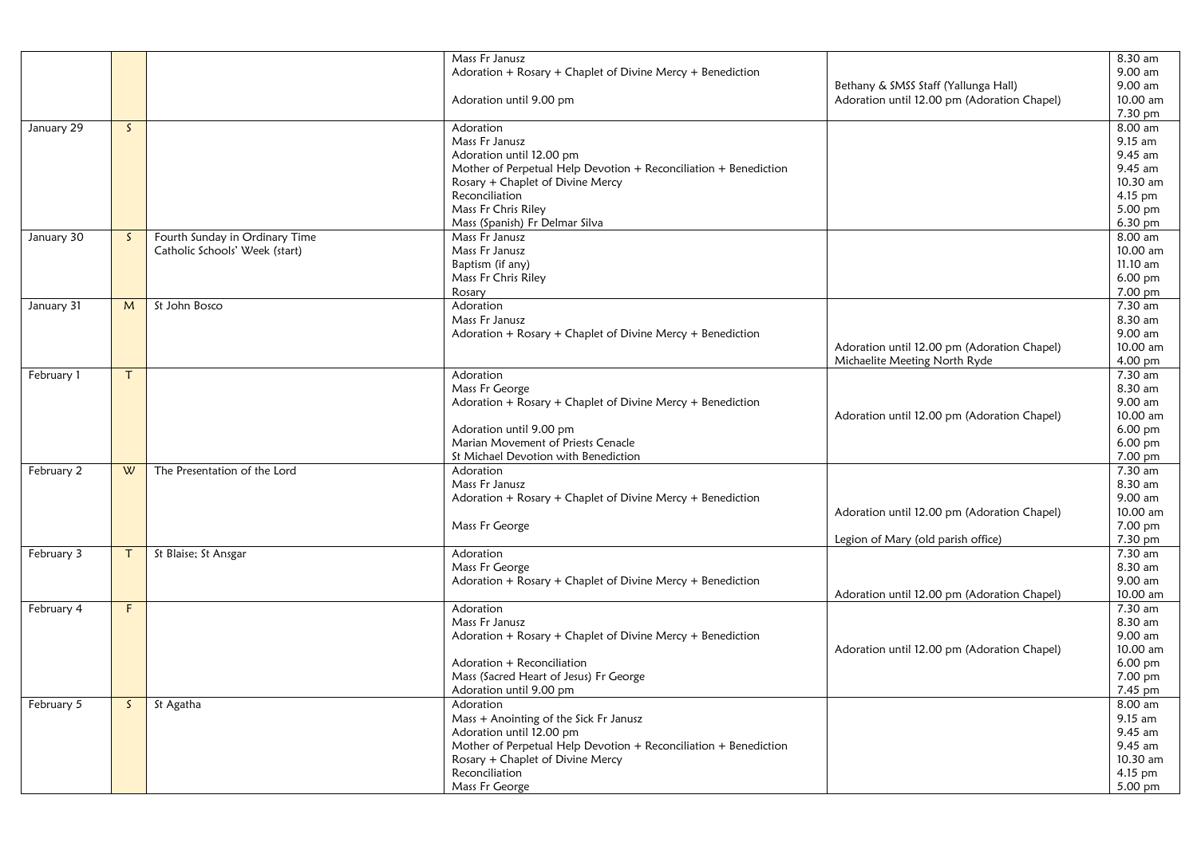| | | | | | |
|---|---|---|---|---|---|
| | | | Mass Fr Janusz<br>Adoration + Rosary + Chaplet of Divine Mercy + Benediction<br><br>Adoration until 9.00 pm | <br><br>Bethany & SMSS Staff (Yallunga Hall)<br>Adoration until 12.00 pm (Adoration Chapel) | 8.30 am<br>9.00 am<br>9.00 am<br>10.00 am<br>7.30 pm |
| January 29 | S | | Adoration<br>Mass Fr Janusz<br>Adoration until 12.00 pm<br>Mother of Perpetual Help Devotion + Reconciliation + Benediction<br>Rosary + Chaplet of Divine Mercy<br>Reconciliation<br>Mass Fr Chris Riley<br>Mass (Spanish) Fr Delmar Silva | | 8.00 am<br>9.15 am<br>9.45 am<br>9.45 am<br>10.30 am<br>4.15 pm<br>5.00 pm<br>6.30 pm |
| January 30 | S | Fourth Sunday in Ordinary Time<br>Catholic Schools' Week (start) | Mass Fr Janusz<br>Mass Fr Janusz<br>Baptism (if any)<br>Mass Fr Chris Riley<br>Rosary | | 8.00 am<br>10.00 am<br>11.10 am<br>6.00 pm<br>7.00 pm |
| January 31 | M | St John Bosco | Adoration<br>Mass Fr Janusz<br>Adoration + Rosary + Chaplet of Divine Mercy + Benediction | <br><br><br>Adoration until 12.00 pm (Adoration Chapel)<br>Michaelite Meeting North Ryde | 7.30 am<br>8.30 am<br>9.00 am<br>10.00 am<br>4.00 pm |
| February 1 | T | | Adoration<br>Mass Fr George<br>Adoration + Rosary + Chaplet of Divine Mercy + Benediction<br><br>Adoration until 9.00 pm<br>Marian Movement of Priests Cenacle<br>St Michael Devotion with Benediction | <br><br><br>Adoration until 12.00 pm (Adoration Chapel) | 7.30 am<br>8.30 am<br>9.00 am<br>10.00 am<br>6.00 pm<br>6.00 pm<br>7.00 pm |
| February 2 | W | The Presentation of the Lord | Adoration<br>Mass Fr Janusz<br>Adoration + Rosary + Chaplet of Divine Mercy + Benediction<br><br>Mass Fr George | <br><br><br>Adoration until 12.00 pm (Adoration Chapel)<br><br>Legion of Mary (old parish office) | 7.30 am<br>8.30 am<br>9.00 am<br>10.00 am<br>7.00 pm<br>7.30 pm |
| February 3 | T | St Blaise; St Ansgar | Adoration<br>Mass Fr George<br>Adoration + Rosary + Chaplet of Divine Mercy + Benediction | <br><br><br>Adoration until 12.00 pm (Adoration Chapel) | 7.30 am<br>8.30 am<br>9.00 am<br>10.00 am |
| February 4 | F | | Adoration<br>Mass Fr Janusz<br>Adoration + Rosary + Chaplet of Divine Mercy + Benediction<br><br>Adoration + Reconciliation<br>Mass (Sacred Heart of Jesus) Fr George<br>Adoration until 9.00 pm | <br><br><br>Adoration until 12.00 pm (Adoration Chapel) | 7.30 am<br>8.30 am<br>9.00 am<br>10.00 am<br>6.00 pm<br>7.00 pm<br>7.45 pm |
| February 5 | S | St Agatha | Adoration<br>Mass + Anointing of the Sick Fr Janusz<br>Adoration until 12.00 pm<br>Mother of Perpetual Help Devotion + Reconciliation + Benediction<br>Rosary + Chaplet of Divine Mercy<br>Reconciliation<br>Mass Fr George | | 8.00 am<br>9.15 am<br>9.45 am<br>9.45 am<br>10.30 am<br>4.15 pm<br>5.00 pm |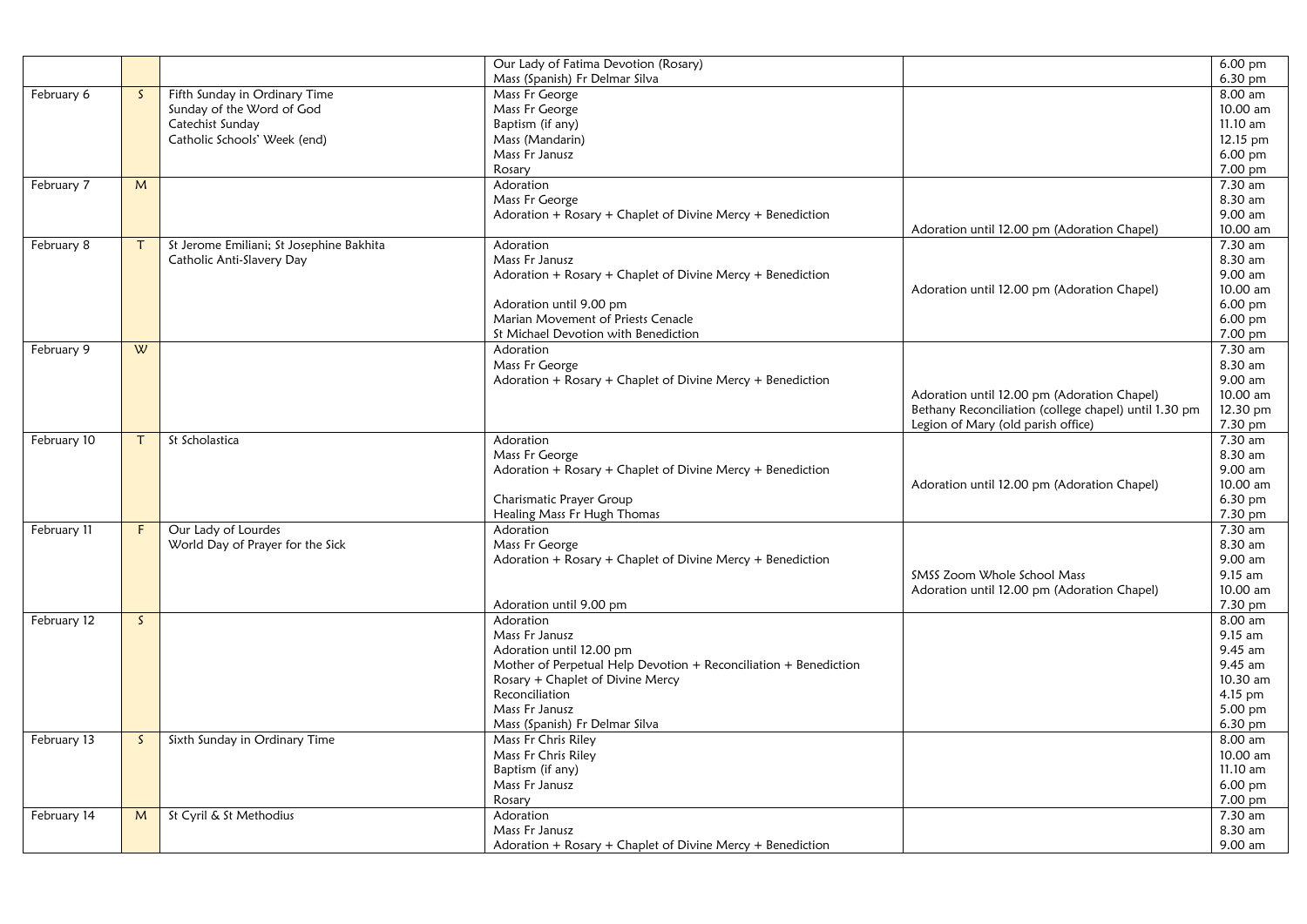| | | | | | |
|---|---|---|---|---|---|
| | | | Our Lady of Fatima Devotion (Rosary) | | 6.00 pm |
| | | | Mass (Spanish) Fr Delmar Silva | | 6.30 pm |
| February 6 | S | Fifth Sunday in Ordinary Time | Mass Fr George | | 8.00 am |
| | | Sunday of the Word of God | Mass Fr George | | 10.00 am |
| | | Catechist Sunday | Baptism (if any) | | 11.10 am |
| | | Catholic Schools' Week (end) | Mass (Mandarin) | | 12.15 pm |
| | | | Mass Fr Janusz | | 6.00 pm |
| | | | Rosary | | 7.00 pm |
| February 7 | M | | Adoration | | 7.30 am |
| | | | Mass Fr George | | 8.30 am |
| | | | Adoration + Rosary + Chaplet of Divine Mercy + Benediction | | 9.00 am |
| | | | | Adoration until 12.00 pm (Adoration Chapel) | 10.00 am |
| February 8 | T | St Jerome Emiliani; St Josephine Bakhita | Adoration | | 7.30 am |
| | | Catholic Anti-Slavery Day | Mass Fr Janusz | | 8.30 am |
| | | | Adoration + Rosary + Chaplet of Divine Mercy + Benediction | | 9.00 am |
| | | | | Adoration until 12.00 pm (Adoration Chapel) | 10.00 am |
| | | | Adoration until 9.00 pm | | 6.00 pm |
| | | | Marian Movement of Priests Cenacle | | 6.00 pm |
| | | | St Michael Devotion with Benediction | | 7.00 pm |
| February 9 | W | | Adoration | | 7.30 am |
| | | | Mass Fr George | | 8.30 am |
| | | | Adoration + Rosary + Chaplet of Divine Mercy + Benediction | | 9.00 am |
| | | | | Adoration until 12.00 pm (Adoration Chapel) | 10.00 am |
| | | | | Bethany Reconciliation (college chapel) until 1.30 pm | 12.30 pm |
| | | | | Legion of Mary (old parish office) | 7.30 pm |
| February 10 | T | St Scholastica | Adoration | | 7.30 am |
| | | | Mass Fr George | | 8.30 am |
| | | | Adoration + Rosary + Chaplet of Divine Mercy + Benediction | | 9.00 am |
| | | | | Adoration until 12.00 pm (Adoration Chapel) | 10.00 am |
| | | | Charismatic Prayer Group | | 6.30 pm |
| | | | Healing Mass Fr Hugh Thomas | | 7.30 pm |
| February 11 | F | Our Lady of Lourdes | Adoration | | 7.30 am |
| | | World Day of Prayer for the Sick | Mass Fr George | | 8.30 am |
| | | | Adoration + Rosary + Chaplet of Divine Mercy + Benediction | | 9.00 am |
| | | | | SMSS Zoom Whole School Mass | 9.15 am |
| | | | | Adoration until 12.00 pm (Adoration Chapel) | 10.00 am |
| | | | Adoration until 9.00 pm | | 7.30 pm |
| February 12 | S | | Adoration | | 8.00 am |
| | | | Mass Fr Janusz | | 9.15 am |
| | | | Adoration until 12.00 pm | | 9.45 am |
| | | | Mother of Perpetual Help Devotion + Reconciliation + Benediction | | 9.45 am |
| | | | Rosary + Chaplet of Divine Mercy | | 10.30 am |
| | | | Reconciliation | | 4.15 pm |
| | | | Mass Fr Janusz | | 5.00 pm |
| | | | Mass (Spanish) Fr Delmar Silva | | 6.30 pm |
| February 13 | S | Sixth Sunday in Ordinary Time | Mass Fr Chris Riley | | 8.00 am |
| | | | Mass Fr Chris Riley | | 10.00 am |
| | | | Baptism (if any) | | 11.10 am |
| | | | Mass Fr Janusz | | 6.00 pm |
| | | | Rosary | | 7.00 pm |
| February 14 | M | St Cyril & St Methodius | Adoration | | 7.30 am |
| | | | Mass Fr Janusz | | 8.30 am |
| | | | Adoration + Rosary + Chaplet of Divine Mercy + Benediction | | 9.00 am |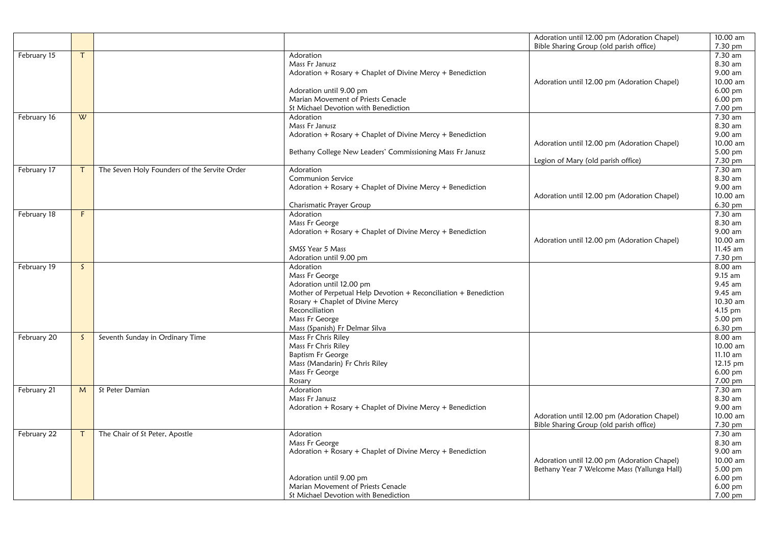| | | | | | |
|---|---|---|---|---|---|
| | | | | Adoration until 12.00 pm (Adoration Chapel)<br>Bible Sharing Group (old parish office) | 10.00 am<br>7.30 pm |
| February 15 | T | | Adoration<br>Mass Fr Janusz<br>Adoration + Rosary + Chaplet of Divine Mercy + Benediction<br><br>Adoration until 9.00 pm<br>Marian Movement of Priests Cenacle<br>St Michael Devotion with Benediction | Adoration until 12.00 pm (Adoration Chapel) | 7.30 am<br>8.30 am<br>9.00 am<br>10.00 am<br>6.00 pm<br>6.00 pm<br>7.00 pm |
| February 16 | W | | Adoration<br>Mass Fr Janusz<br>Adoration + Rosary + Chaplet of Divine Mercy + Benediction<br><br>Bethany College New Leaders' Commissioning Mass Fr Janusz | Adoration until 12.00 pm (Adoration Chapel)<br><br>Legion of Mary (old parish office) | 7.30 am<br>8.30 am<br>9.00 am<br>10.00 am<br>5.00 pm<br>7.30 pm |
| February 17 | T | The Seven Holy Founders of the Servite Order | Adoration<br>Communion Service<br>Adoration + Rosary + Chaplet of Divine Mercy + Benediction<br><br>Charismatic Prayer Group | Adoration until 12.00 pm (Adoration Chapel) | 7.30 am<br>8.30 am<br>9.00 am<br>10.00 am<br>6.30 pm |
| February 18 | F | | Adoration<br>Mass Fr George<br>Adoration + Rosary + Chaplet of Divine Mercy + Benediction<br><br>SMSS Year 5 Mass<br>Adoration until 9.00 pm | Adoration until 12.00 pm (Adoration Chapel) | 7.30 am<br>8.30 am<br>9.00 am<br>10.00 am<br>11.45 am<br>7.30 pm |
| February 19 | S | | Adoration<br>Mass Fr George<br>Adoration until 12.00 pm<br>Mother of Perpetual Help Devotion + Reconciliation + Benediction<br>Rosary + Chaplet of Divine Mercy<br>Reconciliation<br>Mass Fr George<br>Mass (Spanish) Fr Delmar Silva | | 8.00 am<br>9.15 am<br>9.45 am<br>9.45 am<br>10.30 am<br>4.15 pm<br>5.00 pm<br>6.30 pm |
| February 20 | S | Seventh Sunday in Ordinary Time | Mass Fr Chris Riley<br>Mass Fr Chris Riley<br>Baptism Fr George<br>Mass (Mandarin) Fr Chris Riley<br>Mass Fr George<br>Rosary | | 8.00 am<br>10.00 am<br>11.10 am<br>12.15 pm<br>6.00 pm<br>7.00 pm |
| February 21 | M | St Peter Damian | Adoration<br>Mass Fr Janusz<br>Adoration + Rosary + Chaplet of Divine Mercy + Benediction | Adoration until 12.00 pm (Adoration Chapel)<br>Bible Sharing Group (old parish office) | 7.30 am<br>8.30 am<br>9.00 am<br>10.00 am<br>7.30 pm |
| February 22 | T | The Chair of St Peter, Apostle | Adoration<br>Mass Fr George<br>Adoration + Rosary + Chaplet of Divine Mercy + Benediction<br><br><br>Adoration until 9.00 pm<br>Marian Movement of Priests Cenacle<br>St Michael Devotion with Benediction | Adoration until 12.00 pm (Adoration Chapel)<br>Bethany Year 7 Welcome Mass (Yallunga Hall) | 7.30 am<br>8.30 am<br>9.00 am<br>10.00 am<br>5.00 pm<br>6.00 pm<br>6.00 pm<br>7.00 pm |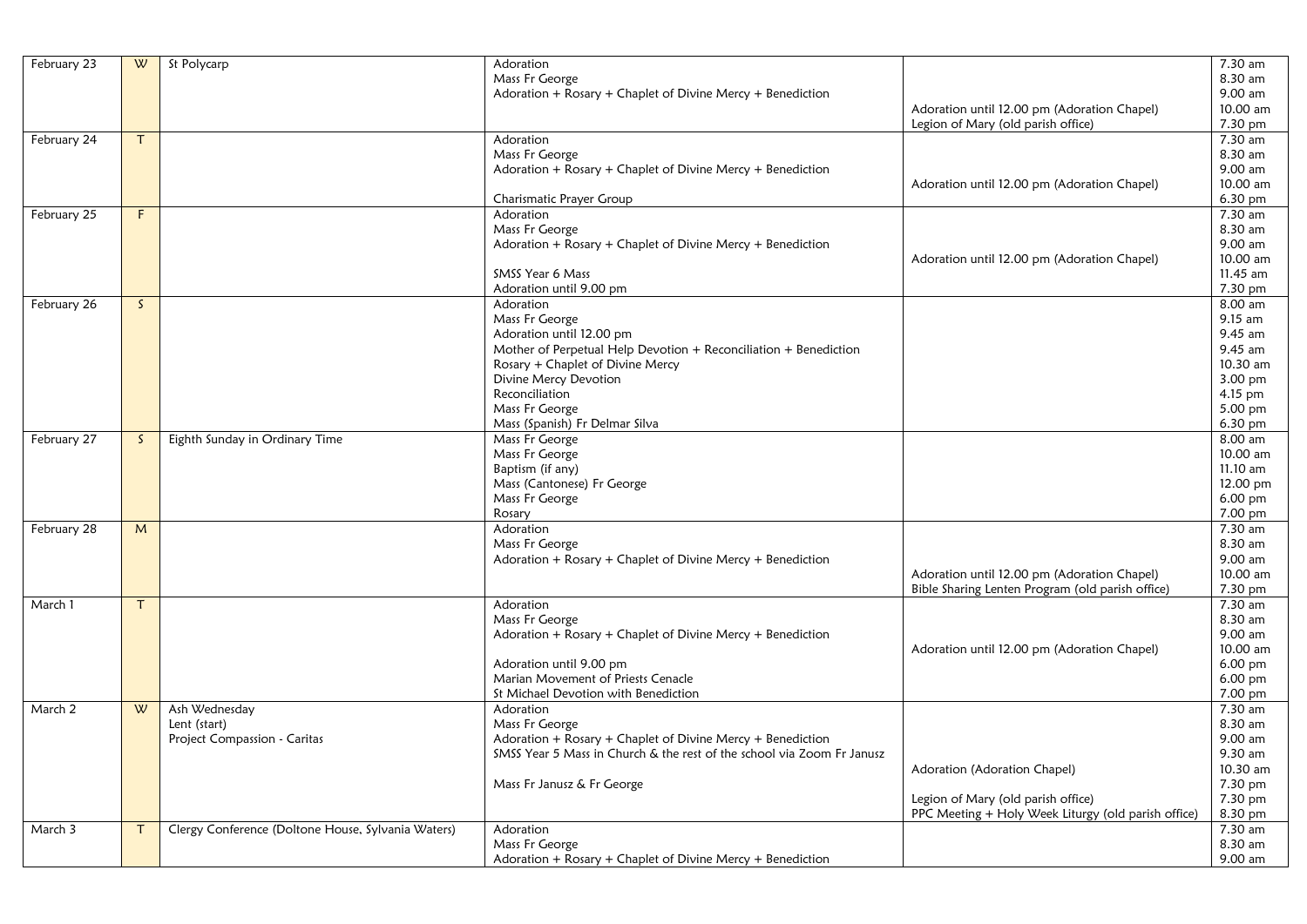| | | | | | |
|---|---|---|---|---|---|
| February 23 | W | St Polycarp | Adoration<br>Mass Fr George<br>Adoration + Rosary + Chaplet of Divine Mercy + Benediction | <br><br><br>Adoration until 12.00 pm (Adoration Chapel)<br>Legion of Mary (old parish office) | 7.30 am<br>8.30 am<br>9.00 am<br>10.00 am<br>7.30 pm |
| February 24 | T | | Adoration<br>Mass Fr George<br>Adoration + Rosary + Chaplet of Divine Mercy + Benediction<br><br>Charismatic Prayer Group | <br><br><br>Adoration until 12.00 pm (Adoration Chapel) | 7.30 am<br>8.30 am<br>9.00 am<br>10.00 am<br>6.30 pm |
| February 25 | F | | Adoration<br>Mass Fr George<br>Adoration + Rosary + Chaplet of Divine Mercy + Benediction<br><br>SMSS Year 6 Mass<br>Adoration until 9.00 pm | <br><br><br>Adoration until 12.00 pm (Adoration Chapel) | 7.30 am<br>8.30 am<br>9.00 am<br>10.00 am<br>11.45 am<br>7.30 pm |
| February 26 | S | | Adoration<br>Mass Fr George<br>Adoration until 12.00 pm<br>Mother of Perpetual Help Devotion + Reconciliation + Benediction<br>Rosary + Chaplet of Divine Mercy<br>Divine Mercy Devotion<br>Reconciliation<br>Mass Fr George<br>Mass (Spanish) Fr Delmar Silva | | 8.00 am<br>9.15 am<br>9.45 am<br>9.45 am<br>10.30 am<br>3.00 pm<br>4.15 pm<br>5.00 pm<br>6.30 pm |
| February 27 | S | Eighth Sunday in Ordinary Time | Mass Fr George<br>Mass Fr George<br>Baptism (if any)<br>Mass (Cantonese) Fr George<br>Mass Fr George<br>Rosary | | 8.00 am<br>10.00 am<br>11.10 am<br>12.00 pm<br>6.00 pm<br>7.00 pm |
| February 28 | M | | Adoration<br>Mass Fr George<br>Adoration + Rosary + Chaplet of Divine Mercy + Benediction | <br><br><br>Adoration until 12.00 pm (Adoration Chapel)<br>Bible Sharing Lenten Program (old parish office) | 7.30 am<br>8.30 am<br>9.00 am<br>10.00 am<br>7.30 pm |
| March 1 | T | | Adoration<br>Mass Fr George<br>Adoration + Rosary + Chaplet of Divine Mercy + Benediction<br><br>Adoration until 9.00 pm<br>Marian Movement of Priests Cenacle<br>St Michael Devotion with Benediction | <br><br><br>Adoration until 12.00 pm (Adoration Chapel) | 7.30 am<br>8.30 am<br>9.00 am<br>10.00 am<br>6.00 pm<br>6.00 pm<br>7.00 pm |
| March 2 | W | Ash Wednesday<br>Lent (start)<br>Project Compassion - Caritas | Adoration<br>Mass Fr George<br>Adoration + Rosary + Chaplet of Divine Mercy + Benediction<br>SMSS Year 5 Mass in Church & the rest of the school via Zoom Fr Janusz<br><br>Mass Fr Janusz & Fr George | <br><br><br><br>Adoration (Adoration Chapel)<br><br>Legion of Mary (old parish office)<br>PPC Meeting + Holy Week Liturgy (old parish office) | 7.30 am<br>8.30 am<br>9.00 am<br>9.30 am<br>10.30 am<br>7.30 pm<br>7.30 pm<br>8.30 pm |
| March 3 | T | Clergy Conference (Doltone House, Sylvania Waters) | Adoration<br>Mass Fr George<br>Adoration + Rosary + Chaplet of Divine Mercy + Benediction | | 7.30 am<br>8.30 am<br>9.00 am |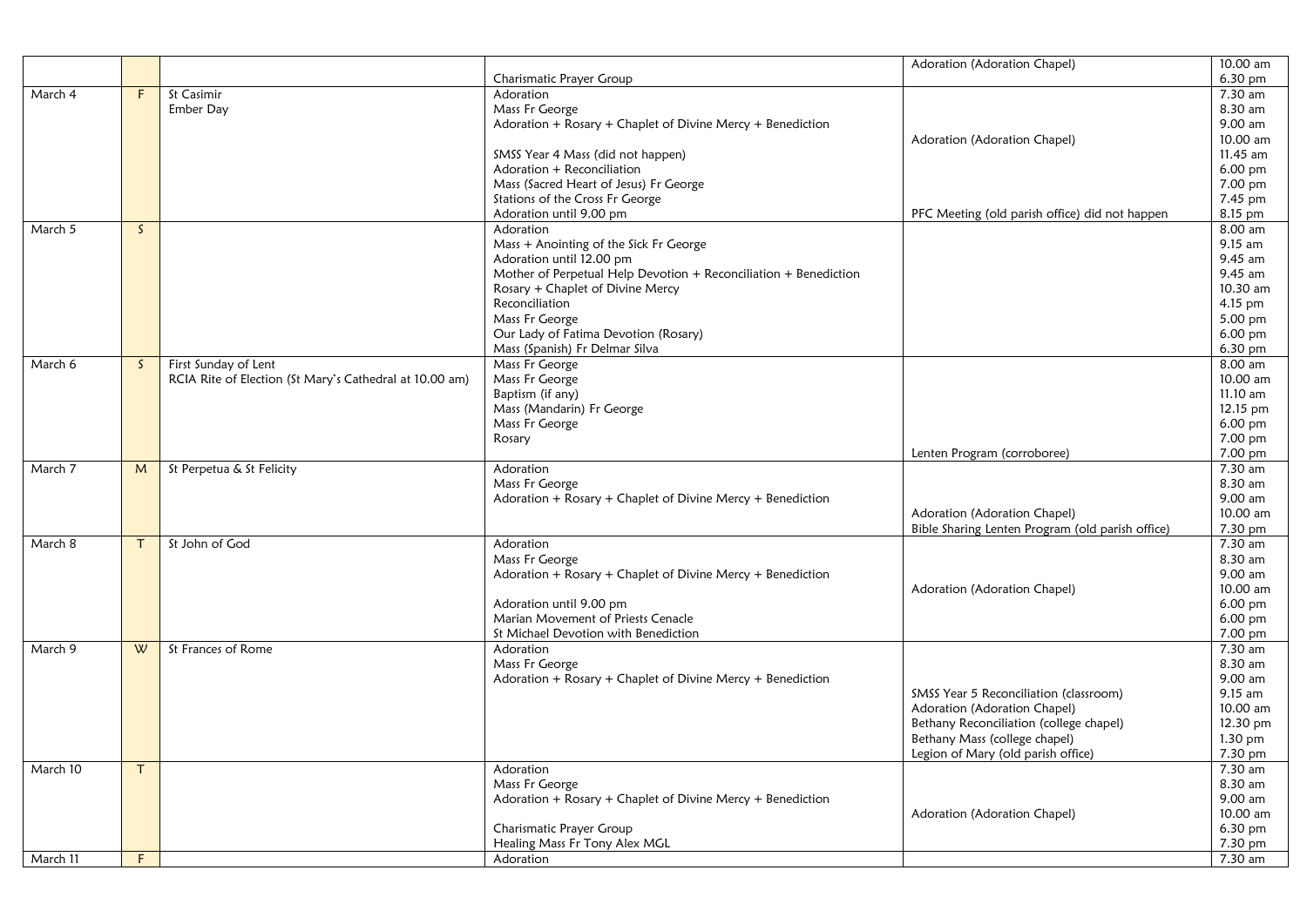| | | | | | |
|---|---|---|---|---|---|
| | | | Charismatic Prayer Group | Adoration (Adoration Chapel) | 10.00 am<br>6.30 pm |
| March 4 | F | St Casimir<br>Ember Day | Adoration<br>Mass Fr George<br>Adoration + Rosary + Chaplet of Divine Mercy + Benediction<br><br>SMSS Year 4 Mass (did not happen)<br>Adoration + Reconciliation<br>Mass (Sacred Heart of Jesus) Fr George<br>Stations of the Cross Fr George<br>Adoration until 9.00 pm | <br><br><br>Adoration (Adoration Chapel)<br><br><br><br><br>PFC Meeting (old parish office) did not happen | 7.30 am<br>8.30 am<br>9.00 am<br>10.00 am<br>11.45 am<br>6.00 pm<br>7.00 pm<br>7.45 pm<br>8.15 pm |
| March 5 | S | | Adoration<br>Mass + Anointing of the Sick Fr George<br>Adoration until 12.00 pm<br>Mother of Perpetual Help Devotion + Reconciliation + Benediction<br>Rosary + Chaplet of Divine Mercy<br>Reconciliation<br>Mass Fr George<br>Our Lady of Fatima Devotion (Rosary)<br>Mass (Spanish) Fr Delmar Silva | | 8.00 am<br>9.15 am<br>9.45 am<br>9.45 am<br>10.30 am<br>4.15 pm<br>5.00 pm<br>6.00 pm<br>6.30 pm |
| March 6 | S | First Sunday of Lent<br>RCIA Rite of Election (St Mary's Cathedral at 10.00 am) | Mass Fr George<br>Mass Fr George<br>Baptism (if any)<br>Mass (Mandarin) Fr George<br>Mass Fr George<br>Rosary | <br><br><br><br><br><br>Lenten Program (corroboree) | 8.00 am<br>10.00 am<br>11.10 am<br>12.15 pm<br>6.00 pm<br>7.00 pm<br>7.00 pm |
| March 7 | M | St Perpetua & St Felicity | Adoration<br>Mass Fr George<br>Adoration + Rosary + Chaplet of Divine Mercy + Benediction | <br><br><br>Adoration (Adoration Chapel)<br>Bible Sharing Lenten Program (old parish office) | 7.30 am<br>8.30 am<br>9.00 am<br>10.00 am<br>7.30 pm |
| March 8 | T | St John of God | Adoration<br>Mass Fr George<br>Adoration + Rosary + Chaplet of Divine Mercy + Benediction<br><br>Adoration until 9.00 pm<br>Marian Movement of Priests Cenacle<br>St Michael Devotion with Benediction | <br><br><br>Adoration (Adoration Chapel) | 7.30 am<br>8.30 am<br>9.00 am<br>10.00 am<br>6.00 pm<br>6.00 pm<br>7.00 pm |
| March 9 | W | St Frances of Rome | Adoration<br>Mass Fr George<br>Adoration + Rosary + Chaplet of Divine Mercy + Benediction | <br><br><br>SMSS Year 5 Reconciliation (classroom)<br>Adoration (Adoration Chapel)<br>Bethany Reconciliation (college chapel)<br>Bethany Mass (college chapel)<br>Legion of Mary (old parish office) | 7.30 am<br>8.30 am<br>9.00 am<br>9.15 am<br>10.00 am<br>12.30 pm<br>1.30 pm<br>7.30 pm |
| March 10 | T | | Adoration<br>Mass Fr George<br>Adoration + Rosary + Chaplet of Divine Mercy + Benediction<br><br>Charismatic Prayer Group<br>Healing Mass Fr Tony Alex MGL | <br><br><br>Adoration (Adoration Chapel) | 7.30 am<br>8.30 am<br>9.00 am<br>10.00 am<br>6.30 pm<br>7.30 pm |
| March 11 | F | | Adoration | | 7.30 am |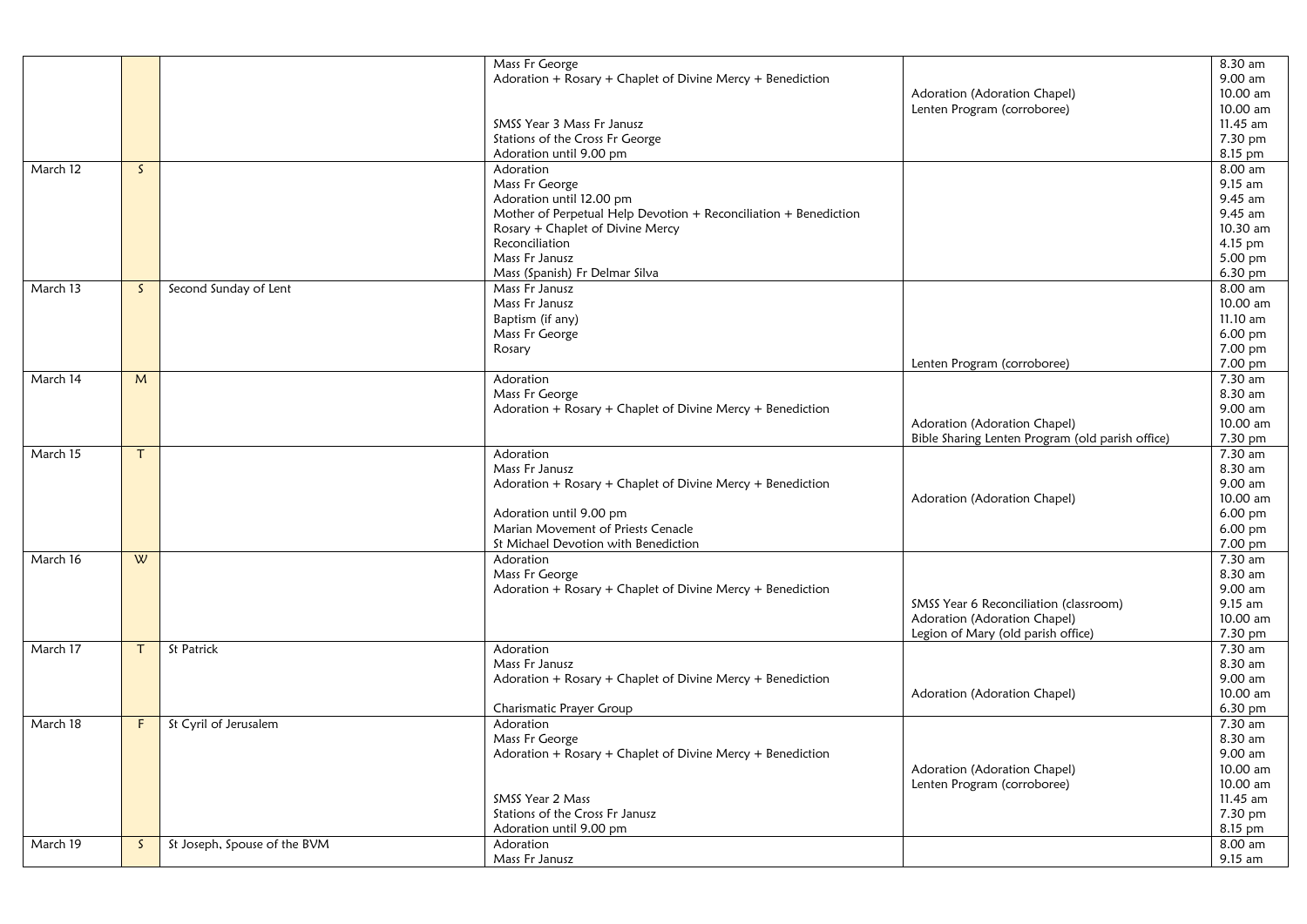| | | | | | |
|---|---|---|---|---|---|
| | | | Mass Fr George | | 8.30 am |
| | | | Adoration + Rosary + Chaplet of Divine Mercy + Benediction | | 9.00 am |
| | | | | Adoration (Adoration Chapel) | 10.00 am |
| | | | | Lenten Program (corroboree) | 10.00 am |
| | | | SMSS Year 3 Mass Fr Janusz | | 11.45 am |
| | | | Stations of the Cross Fr George | | 7.30 pm |
| | | | Adoration until 9.00 pm | | 8.15 pm |
| March 12 | S | | Adoration | | 8.00 am |
| | | | Mass Fr George | | 9.15 am |
| | | | Adoration until 12.00 pm | | 9.45 am |
| | | | Mother of Perpetual Help Devotion + Reconciliation + Benediction | | 9.45 am |
| | | | Rosary + Chaplet of Divine Mercy | | 10.30 am |
| | | | Reconciliation | | 4.15 pm |
| | | | Mass Fr Janusz | | 5.00 pm |
| | | | Mass (Spanish) Fr Delmar Silva | | 6.30 pm |
| March 13 | S | Second Sunday of Lent | Mass Fr Janusz | | 8.00 am |
| | | | Mass Fr Janusz | | 10.00 am |
| | | | Baptism (if any) | | 11.10 am |
| | | | Mass Fr George | | 6.00 pm |
| | | | Rosary | | 7.00 pm |
| | | | | Lenten Program (corroboree) | 7.00 pm |
| March 14 | M | | Adoration | | 7.30 am |
| | | | Mass Fr George | | 8.30 am |
| | | | Adoration + Rosary + Chaplet of Divine Mercy + Benediction | | 9.00 am |
| | | | | Adoration (Adoration Chapel) | 10.00 am |
| | | | | Bible Sharing Lenten Program (old parish office) | 7.30 pm |
| March 15 | T | | Adoration | | 7.30 am |
| | | | Mass Fr Janusz | | 8.30 am |
| | | | Adoration + Rosary + Chaplet of Divine Mercy + Benediction | | 9.00 am |
| | | | | Adoration (Adoration Chapel) | 10.00 am |
| | | | Adoration until 9.00 pm | | 6.00 pm |
| | | | Marian Movement of Priests Cenacle | | 6.00 pm |
| | | | St Michael Devotion with Benediction | | 7.00 pm |
| March 16 | W | | Adoration | | 7.30 am |
| | | | Mass Fr George | | 8.30 am |
| | | | Adoration + Rosary + Chaplet of Divine Mercy + Benediction | | 9.00 am |
| | | | | SMSS Year 6 Reconciliation (classroom) | 9.15 am |
| | | | | Adoration (Adoration Chapel) | 10.00 am |
| | | | | Legion of Mary (old parish office) | 7.30 pm |
| March 17 | T | St Patrick | Adoration | | 7.30 am |
| | | | Mass Fr Janusz | | 8.30 am |
| | | | Adoration + Rosary + Chaplet of Divine Mercy + Benediction | | 9.00 am |
| | | | | Adoration (Adoration Chapel) | 10.00 am |
| | | | Charismatic Prayer Group | | 6.30 pm |
| March 18 | F | St Cyril of Jerusalem | Adoration | | 7.30 am |
| | | | Mass Fr George | | 8.30 am |
| | | | Adoration + Rosary + Chaplet of Divine Mercy + Benediction | | 9.00 am |
| | | | | Adoration (Adoration Chapel) | 10.00 am |
| | | | | Lenten Program (corroboree) | 10.00 am |
| | | | SMSS Year 2 Mass | | 11.45 am |
| | | | Stations of the Cross Fr Janusz | | 7.30 pm |
| | | | Adoration until 9.00 pm | | 8.15 pm |
| March 19 | S | St Joseph, Spouse of the BVM | Adoration | | 8.00 am |
| | | | Mass Fr Janusz | | 9.15 am |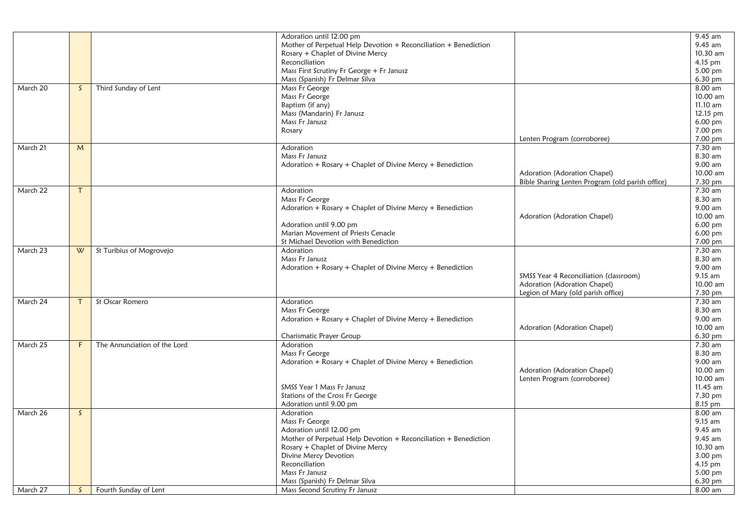| | | | | | |
|---|---|---|---|---|---|
| | | | Adoration until 12.00 pm | | 9.45 am |
| | | | Mother of Perpetual Help Devotion + Reconciliation + Benediction | | 9.45 am |
| | | | Rosary + Chaplet of Divine Mercy | | 10.30 am |
| | | | Reconciliation | | 4.15 pm |
| | | | Mass First Scrutiny Fr George + Fr Janusz | | 5.00 pm |
| | | | Mass (Spanish) Fr Delmar Silva | | 6.30 pm |
| March 20 | S | Third Sunday of Lent | Mass Fr George | | 8.00 am |
| | | | Mass Fr George | | 10.00 am |
| | | | Baptism (if any) | | 11.10 am |
| | | | Mass (Mandarin) Fr Janusz | | 12.15 pm |
| | | | Mass Fr Janusz | | 6.00 pm |
| | | | Rosary | | 7.00 pm |
| | | | | Lenten Program (corroboree) | 7.00 pm |
| March 21 | M | | Adoration | | 7.30 am |
| | | | Mass Fr Janusz | | 8.30 am |
| | | | Adoration + Rosary + Chaplet of Divine Mercy + Benediction | | 9.00 am |
| | | | | Adoration (Adoration Chapel) | 10.00 am |
| | | | | Bible Sharing Lenten Program (old parish office) | 7.30 pm |
| March 22 | T | | Adoration | | 7.30 am |
| | | | Mass Fr George | | 8.30 am |
| | | | Adoration + Rosary + Chaplet of Divine Mercy + Benediction | | 9.00 am |
| | | | | Adoration (Adoration Chapel) | 10.00 am |
| | | | Adoration until 9.00 pm | | 6.00 pm |
| | | | Marian Movement of Priests Cenacle | | 6.00 pm |
| | | | St Michael Devotion with Benediction | | 7.00 pm |
| March 23 | W | St Turibius of Mogrovejo | Adoration | | 7.30 am |
| | | | Mass Fr Janusz | | 8.30 am |
| | | | Adoration + Rosary + Chaplet of Divine Mercy + Benediction | | 9.00 am |
| | | | | SMSS Year 4 Reconciliation (classroom) | 9.15 am |
| | | | | Adoration (Adoration Chapel) | 10.00 am |
| | | | | Legion of Mary (old parish office) | 7.30 pm |
| March 24 | T | St Oscar Romero | Adoration | | 7.30 am |
| | | | Mass Fr George | | 8.30 am |
| | | | Adoration + Rosary + Chaplet of Divine Mercy + Benediction | | 9.00 am |
| | | | | Adoration (Adoration Chapel) | 10.00 am |
| | | | Charismatic Prayer Group | | 6.30 pm |
| March 25 | F | The Annunciation of the Lord | Adoration | | 7.30 am |
| | | | Mass Fr George | | 8.30 am |
| | | | Adoration + Rosary + Chaplet of Divine Mercy + Benediction | | 9.00 am |
| | | | | Adoration (Adoration Chapel) | 10.00 am |
| | | | | Lenten Program (corroboree) | 10.00 am |
| | | | SMSS Year 1 Mass Fr Janusz | | 11.45 am |
| | | | Stations of the Cross Fr George | | 7.30 pm |
| | | | Adoration until 9.00 pm | | 8.15 pm |
| March 26 | S | | Adoration | | 8.00 am |
| | | | Mass Fr George | | 9.15 am |
| | | | Adoration until 12.00 pm | | 9.45 am |
| | | | Mother of Perpetual Help Devotion + Reconciliation + Benediction | | 9.45 am |
| | | | Rosary + Chaplet of Divine Mercy | | 10.30 am |
| | | | Divine Mercy Devotion | | 3.00 pm |
| | | | Reconciliation | | 4.15 pm |
| | | | Mass Fr Janusz | | 5.00 pm |
| | | | Mass (Spanish) Fr Delmar Silva | | 6.30 pm |
| March 27 | S | Fourth Sunday of Lent | Mass Second Scrutiny Fr Janusz | | 8.00 am |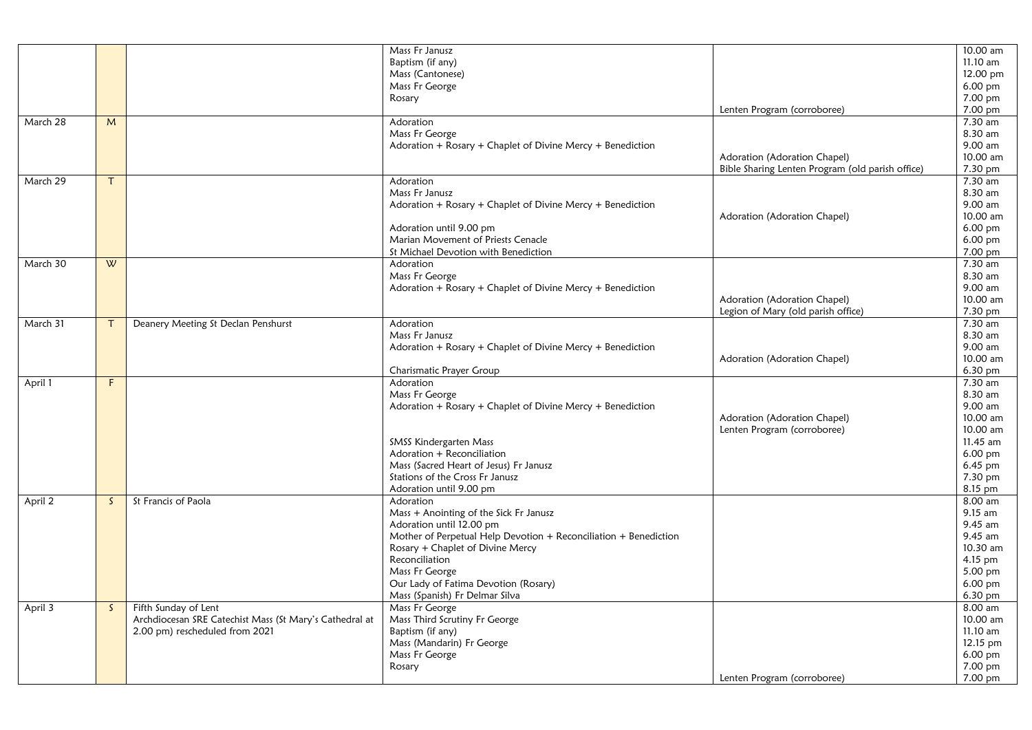| | | | | | |
|---|---|---|---|---|---|
| | | | Mass Fr Janusz<br>Baptism (if any)<br>Mass (Cantonese)<br>Mass Fr George<br>Rosary | Lenten Program (corroboree) | 10.00 am<br>11.10 am<br>12.00 pm<br>6.00 pm<br>7.00 pm<br>7.00 pm |
| March 28 | M | | Adoration<br>Mass Fr George<br>Adoration + Rosary + Chaplet of Divine Mercy + Benediction | Adoration (Adoration Chapel)<br>Bible Sharing Lenten Program (old parish office) | 7.30 am<br>8.30 am<br>9.00 am<br>10.00 am<br>7.30 pm |
| March 29 | T | | Adoration<br>Mass Fr Janusz<br>Adoration + Rosary + Chaplet of Divine Mercy + Benediction<br>Adoration until 9.00 pm<br>Marian Movement of Priests Cenacle<br>St Michael Devotion with Benediction | Adoration (Adoration Chapel) | 7.30 am<br>8.30 am<br>9.00 am<br>10.00 am<br>6.00 pm<br>6.00 pm<br>7.00 pm |
| March 30 | W | | Adoration<br>Mass Fr George<br>Adoration + Rosary + Chaplet of Divine Mercy + Benediction | Adoration (Adoration Chapel)<br>Legion of Mary (old parish office) | 7.30 am<br>8.30 am<br>9.00 am<br>10.00 am<br>7.30 pm |
| March 31 | T | Deanery Meeting St Declan Penshurst | Adoration<br>Mass Fr Janusz<br>Adoration + Rosary + Chaplet of Divine Mercy + Benediction<br>Charismatic Prayer Group | Adoration (Adoration Chapel) | 7.30 am<br>8.30 am<br>9.00 am<br>10.00 am<br>6.30 pm |
| April 1 | F | | Adoration<br>Mass Fr George<br>Adoration + Rosary + Chaplet of Divine Mercy + Benediction<br>SMSS Kindergarten Mass<br>Adoration + Reconciliation<br>Mass (Sacred Heart of Jesus) Fr Janusz<br>Stations of the Cross Fr Janusz<br>Adoration until 9.00 pm | Adoration (Adoration Chapel)<br>Lenten Program (corroboree) | 7.30 am<br>8.30 am<br>9.00 am<br>10.00 am<br>10.00 am<br>11.45 am<br>6.00 pm<br>6.45 pm<br>7.30 pm<br>8.15 pm |
| April 2 | S | St Francis of Paola | Adoration<br>Mass + Anointing of the Sick Fr Janusz<br>Adoration until 12.00 pm<br>Mother of Perpetual Help Devotion + Reconciliation + Benediction<br>Rosary + Chaplet of Divine Mercy<br>Reconciliation<br>Mass Fr George<br>Our Lady of Fatima Devotion (Rosary)<br>Mass (Spanish) Fr Delmar Silva | | 8.00 am<br>9.15 am<br>9.45 am<br>9.45 am<br>10.30 am<br>4.15 pm<br>5.00 pm<br>6.00 pm<br>6.30 pm |
| April 3 | S | Fifth Sunday of Lent<br>Archdiocesan SRE Catechist Mass (St Mary's Cathedral at 2.00 pm) rescheduled from 2021 | Mass Fr George<br>Mass Third Scrutiny Fr George<br>Baptism (if any)<br>Mass (Mandarin) Fr George<br>Mass Fr George<br>Rosary | Lenten Program (corroboree) | 8.00 am<br>10.00 am<br>11.10 am<br>12.15 pm<br>6.00 pm<br>7.00 pm<br>7.00 pm |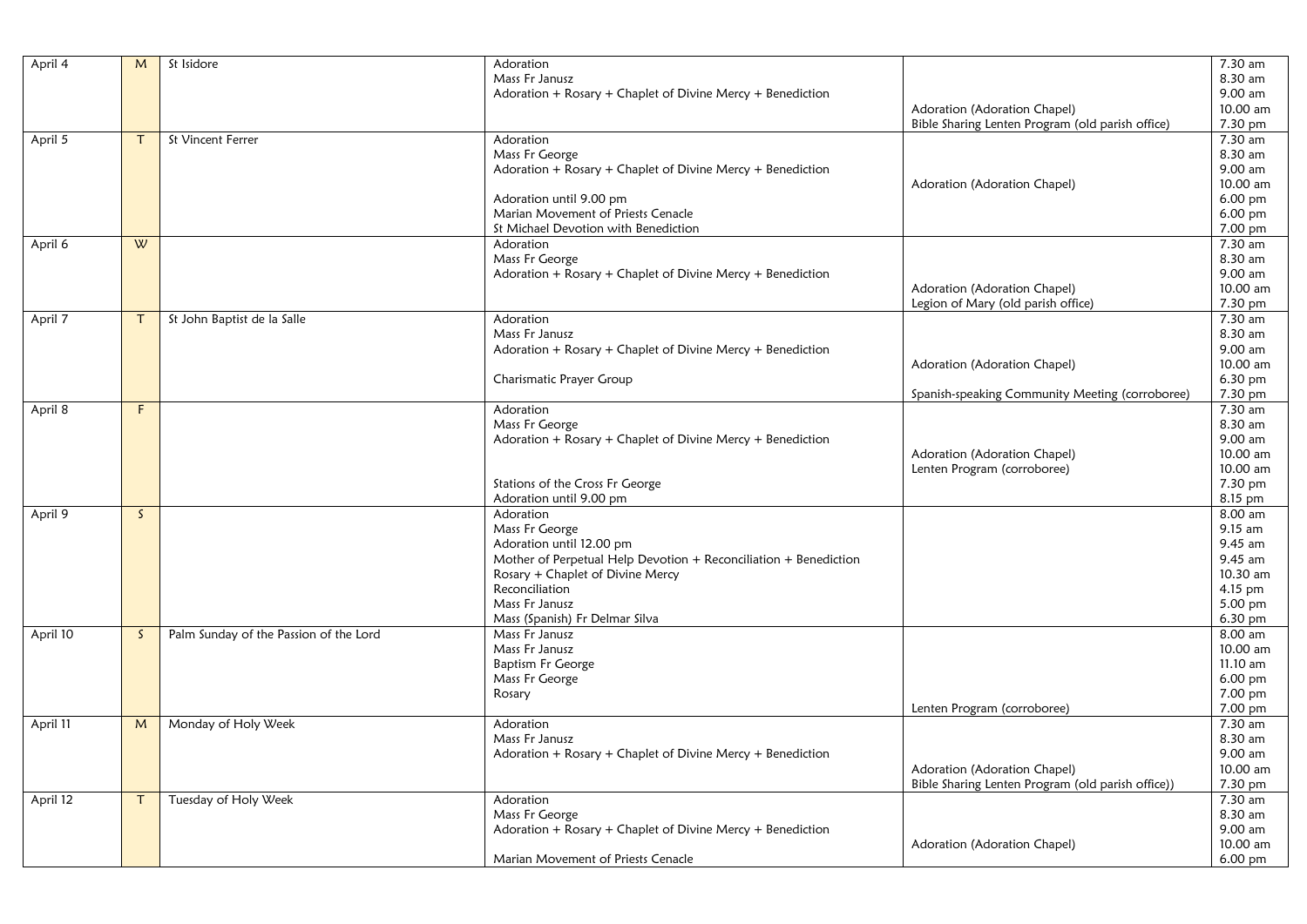| | | | | | |
|---|---|---|---|---|---|
| April 4 | M | St Isidore | Adoration<br>Mass Fr Janusz<br>Adoration + Rosary + Chaplet of Divine Mercy + Benediction | <br><br><br>Adoration (Adoration Chapel)<br>Bible Sharing Lenten Program (old parish office) | 7.30 am<br>8.30 am<br>9.00 am<br>10.00 am<br>7.30 pm |
| April 5 | T | St Vincent Ferrer | Adoration<br>Mass Fr George<br>Adoration + Rosary + Chaplet of Divine Mercy + Benediction<br><br>Adoration until 9.00 pm<br>Marian Movement of Priests Cenacle<br>St Michael Devotion with Benediction | <br><br><br>Adoration (Adoration Chapel) | 7.30 am<br>8.30 am<br>9.00 am<br>10.00 am<br>6.00 pm<br>6.00 pm<br>7.00 pm |
| April 6 | W | | Adoration<br>Mass Fr George<br>Adoration + Rosary + Chaplet of Divine Mercy + Benediction | <br><br><br>Adoration (Adoration Chapel)<br>Legion of Mary (old parish office) | 7.30 am<br>8.30 am<br>9.00 am<br>10.00 am<br>7.30 pm |
| April 7 | T | St John Baptist de la Salle | Adoration<br>Mass Fr Janusz<br>Adoration + Rosary + Chaplet of Divine Mercy + Benediction<br><br>Charismatic Prayer Group | <br><br><br>Adoration (Adoration Chapel)<br><br>Spanish-speaking Community Meeting (corroboree) | 7.30 am<br>8.30 am<br>9.00 am<br>10.00 am<br>6.30 pm<br>7.30 pm |
| April 8 | F | | Adoration<br>Mass Fr George<br>Adoration + Rosary + Chaplet of Divine Mercy + Benediction<br><br><br>Stations of the Cross Fr George<br>Adoration until 9.00 pm | <br><br><br>Adoration (Adoration Chapel)<br>Lenten Program (corroboree) | 7.30 am<br>8.30 am<br>9.00 am<br>10.00 am<br>10.00 am<br>7.30 pm<br>8.15 pm |
| April 9 | S | | Adoration<br>Mass Fr George<br>Adoration until 12.00 pm<br>Mother of Perpetual Help Devotion + Reconciliation + Benediction<br>Rosary + Chaplet of Divine Mercy<br>Reconciliation<br>Mass Fr Janusz<br>Mass (Spanish) Fr Delmar Silva | | 8.00 am<br>9.15 am<br>9.45 am<br>9.45 am<br>10.30 am<br>4.15 pm<br>5.00 pm<br>6.30 pm |
| April 10 | S | Palm Sunday of the Passion of the Lord | Mass Fr Janusz<br>Mass Fr Janusz<br>Baptism Fr George<br>Mass Fr George<br>Rosary | <br><br><br><br><br>Lenten Program (corroboree) | 8.00 am<br>10.00 am<br>11.10 am<br>6.00 pm<br>7.00 pm<br>7.00 pm |
| April 11 | M | Monday of Holy Week | Adoration<br>Mass Fr Janusz<br>Adoration + Rosary + Chaplet of Divine Mercy + Benediction | <br><br><br>Adoration (Adoration Chapel)<br>Bible Sharing Lenten Program (old parish office)) | 7.30 am<br>8.30 am<br>9.00 am<br>10.00 am<br>7.30 pm |
| April 12 | T | Tuesday of Holy Week | Adoration<br>Mass Fr George<br>Adoration + Rosary + Chaplet of Divine Mercy + Benediction<br><br>Marian Movement of Priests Cenacle | <br><br><br>Adoration (Adoration Chapel) | 7.30 am<br>8.30 am<br>9.00 am<br>10.00 am<br>6.00 pm |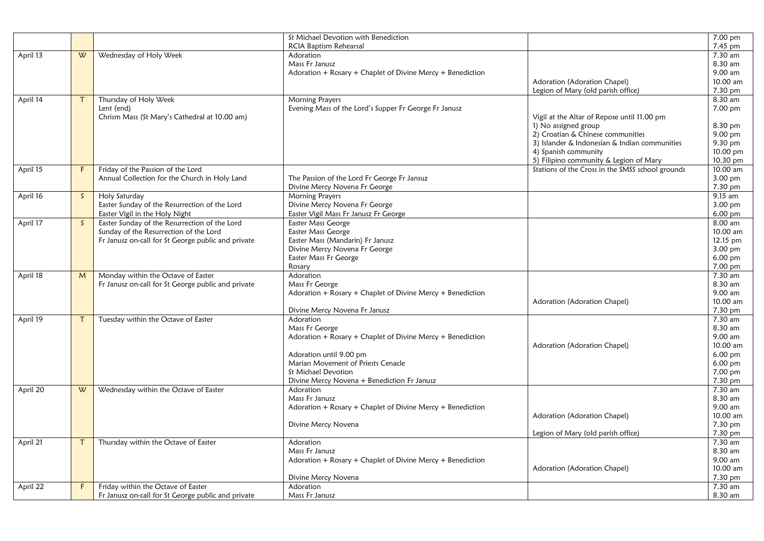| | | | | | |
|---|---|---|---|---|---|
| | | | St Michael Devotion with Benediction<br>RCIA Baptism Rehearsal | | 7.00 pm<br>7.45 pm |
| April 13 | W | Wednesday of Holy Week | Adoration<br>Mass Fr Janusz<br>Adoration + Rosary + Chaplet of Divine Mercy + Benediction | <br><br><br>Adoration (Adoration Chapel)<br>Legion of Mary (old parish office) | 7.30 am<br>8.30 am<br>9.00 am<br>10.00 am<br>7.30 pm |
| April 14 | T | Thursday of Holy Week<br>Lent (end)<br>Chrism Mass (St Mary's Cathedral at 10.00 am) | Morning Prayers<br>Evening Mass of the Lord's Supper Fr George Fr Janusz | <br><br>Vigil at the Altar of Repose until 11.00 pm<br>1) No assigned group<br>2) Croatian & Chinese communities<br>3) Islander & Indonesian & Indian communities<br>4) Spanish community<br>5) Filipino community & Legion of Mary | 8.30 am<br>7.00 pm<br><br>8.30 pm<br>9.00 pm<br>9.30 pm<br>10.00 pm<br>10.30 pm |
| April 15 | F | Friday of the Passion of the Lord<br>Annual Collection for the Church in Holy Land | <br>The Passion of the Lord Fr George Fr Jansuz<br>Divine Mercy Novena Fr George | Stations of the Cross in the SMSS school grounds | 10.00 am<br>3.00 pm<br>7.30 pm |
| April 16 | S | Holy Saturday<br>Easter Sunday of the Resurrection of the Lord<br>Easter Vigil in the Holy Night | Morning Prayers<br>Divine Mercy Novena Fr George<br>Easter Vigil Mass Fr Janusz Fr George | | 9.15 am<br>3.00 pm<br>6.00 pm |
| April 17 | S | Easter Sunday of the Resurrection of the Lord<br>Sunday of the Resurrection of the Lord<br>Fr Janusz on-call for St George public and private | Easter Mass George<br>Easter Mass George<br>Easter Mass (Mandarin) Fr Janusz<br>Divine Mercy Novena Fr George<br>Easter Mass Fr George<br>Rosary | | 8.00 am<br>10.00 am<br>12.15 pm<br>3.00 pm<br>6.00 pm<br>7.00 pm |
| April 18 | M | Monday within the Octave of Easter<br>Fr Janusz on-call for St George public and private | Adoration<br>Mass Fr George<br>Adoration + Rosary + Chaplet of Divine Mercy + Benediction<br><br>Divine Mercy Novena Fr Janusz | <br><br><br>Adoration (Adoration Chapel) | 7.30 am<br>8.30 am<br>9.00 am<br>10.00 am<br>7.30 pm |
| April 19 | T | Tuesday within the Octave of Easter | Adoration<br>Mass Fr George<br>Adoration + Rosary + Chaplet of Divine Mercy + Benediction<br><br>Adoration until 9.00 pm<br>Marian Movement of Priests Cenacle<br>St Michael Devotion<br>Divine Mercy Novena + Benediction Fr Janusz | <br><br><br>Adoration (Adoration Chapel) | 7.30 am<br>8.30 am<br>9.00 am<br>10.00 am<br>6.00 pm<br>6.00 pm<br>7.00 pm<br>7.30 pm |
| April 20 | W | Wednesday within the Octave of Easter | Adoration<br>Mass Fr Janusz<br>Adoration + Rosary + Chaplet of Divine Mercy + Benediction<br><br>Divine Mercy Novena | <br><br><br>Adoration (Adoration Chapel)<br><br>Legion of Mary (old parish office) | 7.30 am<br>8.30 am<br>9.00 am<br>10.00 am<br>7.30 pm<br>7.30 pm |
| April 21 | T | Thursday within the Octave of Easter | Adoration<br>Mass Fr Janusz<br>Adoration + Rosary + Chaplet of Divine Mercy + Benediction<br><br>Divine Mercy Novena | <br><br><br>Adoration (Adoration Chapel) | 7.30 am<br>8.30 am<br>9.00 am<br>10.00 am<br>7.30 pm |
| April 22 | F | Friday within the Octave of Easter<br>Fr Janusz on-call for St George public and private | Adoration<br>Mass Fr Janusz | | 7.30 am<br>8.30 am |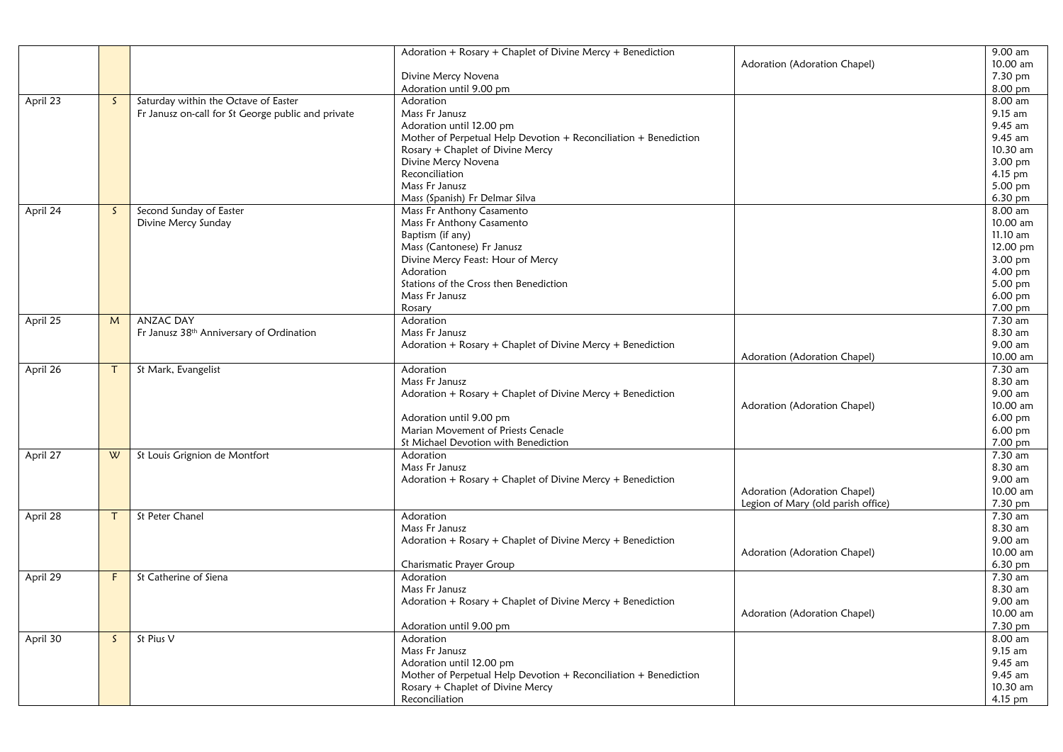| | | | | | |
|---|---|---|---|---|---|
| | | | Adoration + Rosary + Chaplet of Divine Mercy + Benediction | | 9.00 am |
| | | | | Adoration (Adoration Chapel) | 10.00 am |
| | | | Divine Mercy Novena | | 7.30 pm |
| | | | Adoration until 9.00 pm | | 8.00 pm |
| April 23 | S | Saturday within the Octave of Easter | Adoration | | 8.00 am |
| | | Fr Janusz on-call for St George public and private | Mass Fr Janusz | | 9.15 am |
| | | | Adoration until 12.00 pm | | 9.45 am |
| | | | Mother of Perpetual Help Devotion + Reconciliation + Benediction | | 9.45 am |
| | | | Rosary + Chaplet of Divine Mercy | | 10.30 am |
| | | | Divine Mercy Novena | | 3.00 pm |
| | | | Reconciliation | | 4.15 pm |
| | | | Mass Fr Janusz | | 5.00 pm |
| | | | Mass (Spanish) Fr Delmar Silva | | 6.30 pm |
| April 24 | S | Second Sunday of Easter | Mass Fr Anthony Casamento | | 8.00 am |
| | | Divine Mercy Sunday | Mass Fr Anthony Casamento | | 10.00 am |
| | | | Baptism (if any) | | 11.10 am |
| | | | Mass (Cantonese) Fr Janusz | | 12.00 pm |
| | | | Divine Mercy Feast: Hour of Mercy | | 3.00 pm |
| | | | Adoration | | 4.00 pm |
| | | | Stations of the Cross then Benediction | | 5.00 pm |
| | | | Mass Fr Janusz | | 6.00 pm |
| | | | Rosary | | 7.00 pm |
| April 25 | M | ANZAC DAY | Adoration | | 7.30 am |
| | | Fr Janusz 38th Anniversary of Ordination | Mass Fr Janusz | | 8.30 am |
| | | | Adoration + Rosary + Chaplet of Divine Mercy + Benediction | | 9.00 am |
| | | | | Adoration (Adoration Chapel) | 10.00 am |
| April 26 | T | St Mark, Evangelist | Adoration | | 7.30 am |
| | | | Mass Fr Janusz | | 8.30 am |
| | | | Adoration + Rosary + Chaplet of Divine Mercy + Benediction | | 9.00 am |
| | | | | Adoration (Adoration Chapel) | 10.00 am |
| | | | Adoration until 9.00 pm | | 6.00 pm |
| | | | Marian Movement of Priests Cenacle | | 6.00 pm |
| | | | St Michael Devotion with Benediction | | 7.00 pm |
| April 27 | W | St Louis Grignion de Montfort | Adoration | | 7.30 am |
| | | | Mass Fr Janusz | | 8.30 am |
| | | | Adoration + Rosary + Chaplet of Divine Mercy + Benediction | | 9.00 am |
| | | | | Adoration (Adoration Chapel) | 10.00 am |
| | | | | Legion of Mary (old parish office) | 7.30 pm |
| April 28 | T | St Peter Chanel | Adoration | | 7.30 am |
| | | | Mass Fr Janusz | | 8.30 am |
| | | | Adoration + Rosary + Chaplet of Divine Mercy + Benediction | | 9.00 am |
| | | | | Adoration (Adoration Chapel) | 10.00 am |
| | | | Charismatic Prayer Group | | 6.30 pm |
| April 29 | F | St Catherine of Siena | Adoration | | 7.30 am |
| | | | Mass Fr Janusz | | 8.30 am |
| | | | Adoration + Rosary + Chaplet of Divine Mercy + Benediction | | 9.00 am |
| | | | | Adoration (Adoration Chapel) | 10.00 am |
| | | | Adoration until 9.00 pm | | 7.30 pm |
| April 30 | S | St Pius V | Adoration | | 8.00 am |
| | | | Mass Fr Janusz | | 9.15 am |
| | | | Adoration until 12.00 pm | | 9.45 am |
| | | | Mother of Perpetual Help Devotion + Reconciliation + Benediction | | 9.45 am |
| | | | Rosary + Chaplet of Divine Mercy | | 10.30 am |
| | | | Reconciliation | | 4.15 pm |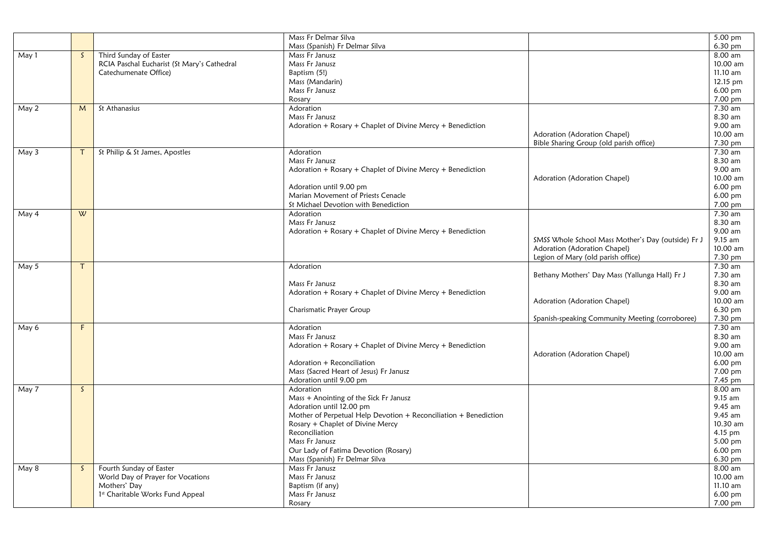| | | | | | |
|---|---|---|---|---|---|
| | | | Mass Fr Delmar Silva<br>Mass (Spanish) Fr Delmar Silva | | 5.00 pm<br>6.30 pm |
| May 1 | S | Third Sunday of Easter<br>RCIA Paschal Eucharist (St Mary's Cathedral Catechumenate Office) | Mass Fr Janusz<br>Mass Fr Janusz<br>Baptism (5!)<br>Mass (Mandarin)<br>Mass Fr Janusz<br>Rosary | | 8.00 am<br>10.00 am<br>11.10 am<br>12.15 pm<br>6.00 pm<br>7.00 pm |
| May 2 | M | St Athanasius | Adoration<br>Mass Fr Janusz<br>Adoration + Rosary + Chaplet of Divine Mercy + Benediction | Adoration (Adoration Chapel)<br>Bible Sharing Group (old parish office) | 7.30 am<br>8.30 am<br>9.00 am<br>10.00 am<br>7.30 pm |
| May 3 | T | St Philip & St James, Apostles | Adoration<br>Mass Fr Janusz<br>Adoration + Rosary + Chaplet of Divine Mercy + Benediction<br>Adoration until 9.00 pm<br>Marian Movement of Priests Cenacle<br>St Michael Devotion with Benediction | Adoration (Adoration Chapel) | 7.30 am<br>8.30 am<br>9.00 am<br>10.00 am<br>6.00 pm<br>6.00 pm<br>7.00 pm |
| May 4 | W | | Adoration<br>Mass Fr Janusz<br>Adoration + Rosary + Chaplet of Divine Mercy + Benediction | SMSS Whole School Mass Mother's Day (outside) Fr J<br>Adoration (Adoration Chapel)<br>Legion of Mary (old parish office) | 7.30 am<br>8.30 am<br>9.00 am<br>9.15 am<br>10.00 am<br>7.30 pm |
| May 5 | T | | Adoration<br>Mass Fr Janusz<br>Adoration + Rosary + Chaplet of Divine Mercy + Benediction<br>Charismatic Prayer Group | Bethany Mothers' Day Mass (Yallunga Hall) Fr J<br>Adoration (Adoration Chapel)<br>Spanish-speaking Community Meeting (corroboree) | 7.30 am<br>7.30 am<br>8.30 am<br>9.00 am<br>10.00 am<br>6.30 pm<br>7.30 pm |
| May 6 | F | | Adoration<br>Mass Fr Janusz<br>Adoration + Rosary + Chaplet of Divine Mercy + Benediction<br>Adoration + Reconciliation<br>Mass (Sacred Heart of Jesus) Fr Janusz<br>Adoration until 9.00 pm | Adoration (Adoration Chapel) | 7.30 am<br>8.30 am<br>9.00 am<br>10.00 am<br>6.00 pm<br>7.00 pm<br>7.45 pm |
| May 7 | S | | Adoration<br>Mass + Anointing of the Sick Fr Janusz<br>Adoration until 12.00 pm<br>Mother of Perpetual Help Devotion + Reconciliation + Benediction<br>Rosary + Chaplet of Divine Mercy<br>Reconciliation<br>Mass Fr Janusz<br>Our Lady of Fatima Devotion (Rosary)<br>Mass (Spanish) Fr Delmar Silva | | 8.00 am<br>9.15 am<br>9.45 am<br>9.45 am<br>10.30 am<br>4.15 pm<br>5.00 pm<br>6.00 pm<br>6.30 pm |
| May 8 | S | Fourth Sunday of Easter<br>World Day of Prayer for Vocations<br>Mothers' Day<br>1st Charitable Works Fund Appeal | Mass Fr Janusz<br>Mass Fr Janusz<br>Baptism (if any)<br>Mass Fr Janusz<br>Rosary | | 8.00 am<br>10.00 am<br>11.10 am<br>6.00 pm<br>7.00 pm |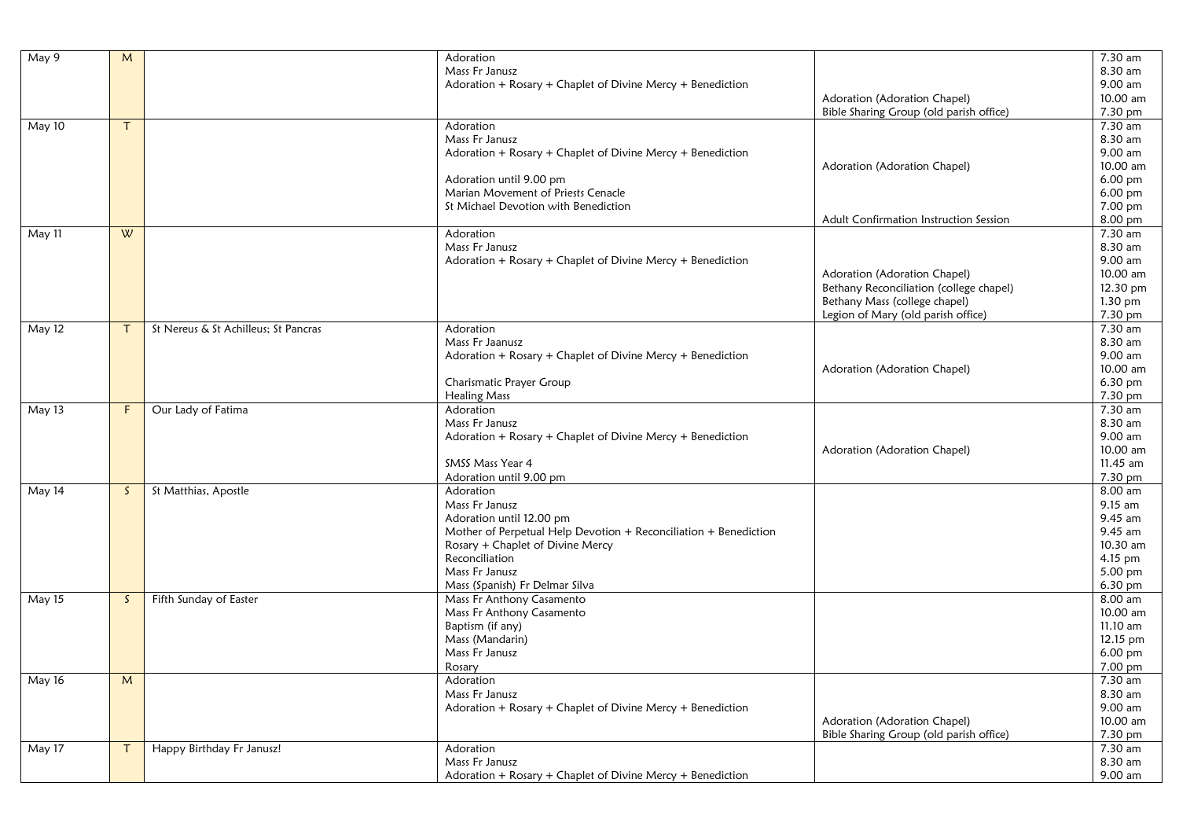| | | | | | |
|---|---|---|---|---|---|
| May 9 | M | | Adoration | | 7.30 am |
| | | | Mass Fr Janusz | | 8.30 am |
| | | | Adoration + Rosary + Chaplet of Divine Mercy + Benediction | | 9.00 am |
| | | | | Adoration (Adoration Chapel) | 10.00 am |
| | | | | Bible Sharing Group (old parish office) | 7.30 pm |
| May 10 | T | | Adoration | | 7.30 am |
| | | | Mass Fr Janusz | | 8.30 am |
| | | | Adoration + Rosary + Chaplet of Divine Mercy + Benediction | | 9.00 am |
| | | | | Adoration (Adoration Chapel) | 10.00 am |
| | | | Adoration until 9.00 pm | | 6.00 pm |
| | | | Marian Movement of Priests Cenacle | | 6.00 pm |
| | | | St Michael Devotion with Benediction | | 7.00 pm |
| | | | | Adult Confirmation Instruction Session | 8.00 pm |
| May 11 | W | | Adoration | | 7.30 am |
| | | | Mass Fr Janusz | | 8.30 am |
| | | | Adoration + Rosary + Chaplet of Divine Mercy + Benediction | | 9.00 am |
| | | | | Adoration (Adoration Chapel) | 10.00 am |
| | | | | Bethany Reconciliation (college chapel) | 12.30 pm |
| | | | | Bethany Mass (college chapel) | 1.30 pm |
| | | | | Legion of Mary (old parish office) | 7.30 pm |
| May 12 | T | St Nereus & St Achilleus; St Pancras | Adoration | | 7.30 am |
| | | | Mass Fr Jaanusz | | 8.30 am |
| | | | Adoration + Rosary + Chaplet of Divine Mercy + Benediction | | 9.00 am |
| | | | | Adoration (Adoration Chapel) | 10.00 am |
| | | | Charismatic Prayer Group | | 6.30 pm |
| | | | Healing Mass | | 7.30 pm |
| May 13 | F | Our Lady of Fatima | Adoration | | 7.30 am |
| | | | Mass Fr Janusz | | 8.30 am |
| | | | Adoration + Rosary + Chaplet of Divine Mercy + Benediction | | 9.00 am |
| | | | | Adoration (Adoration Chapel) | 10.00 am |
| | | | SMSS Mass Year 4 | | 11.45 am |
| | | | Adoration until 9.00 pm | | 7.30 pm |
| May 14 | S | St Matthias, Apostle | Adoration | | 8.00 am |
| | | | Mass Fr Janusz | | 9.15 am |
| | | | Adoration until 12.00 pm | | 9.45 am |
| | | | Mother of Perpetual Help Devotion + Reconciliation + Benediction | | 9.45 am |
| | | | Rosary + Chaplet of Divine Mercy | | 10.30 am |
| | | | Reconciliation | | 4.15 pm |
| | | | Mass Fr Janusz | | 5.00 pm |
| | | | Mass (Spanish) Fr Delmar Silva | | 6.30 pm |
| May 15 | S | Fifth Sunday of Easter | Mass Fr Anthony Casamento | | 8.00 am |
| | | | Mass Fr Anthony Casamento | | 10.00 am |
| | | | Baptism (if any) | | 11.10 am |
| | | | Mass (Mandarin) | | 12.15 pm |
| | | | Mass Fr Janusz | | 6.00 pm |
| | | | Rosary | | 7.00 pm |
| May 16 | M | | Adoration | | 7.30 am |
| | | | Mass Fr Janusz | | 8.30 am |
| | | | Adoration + Rosary + Chaplet of Divine Mercy + Benediction | | 9.00 am |
| | | | | Adoration (Adoration Chapel) | 10.00 am |
| | | | | Bible Sharing Group (old parish office) | 7.30 pm |
| May 17 | T | Happy Birthday Fr Janusz! | Adoration | | 7.30 am |
| | | | Mass Fr Janusz | | 8.30 am |
| | | | Adoration + Rosary + Chaplet of Divine Mercy + Benediction | | 9.00 am |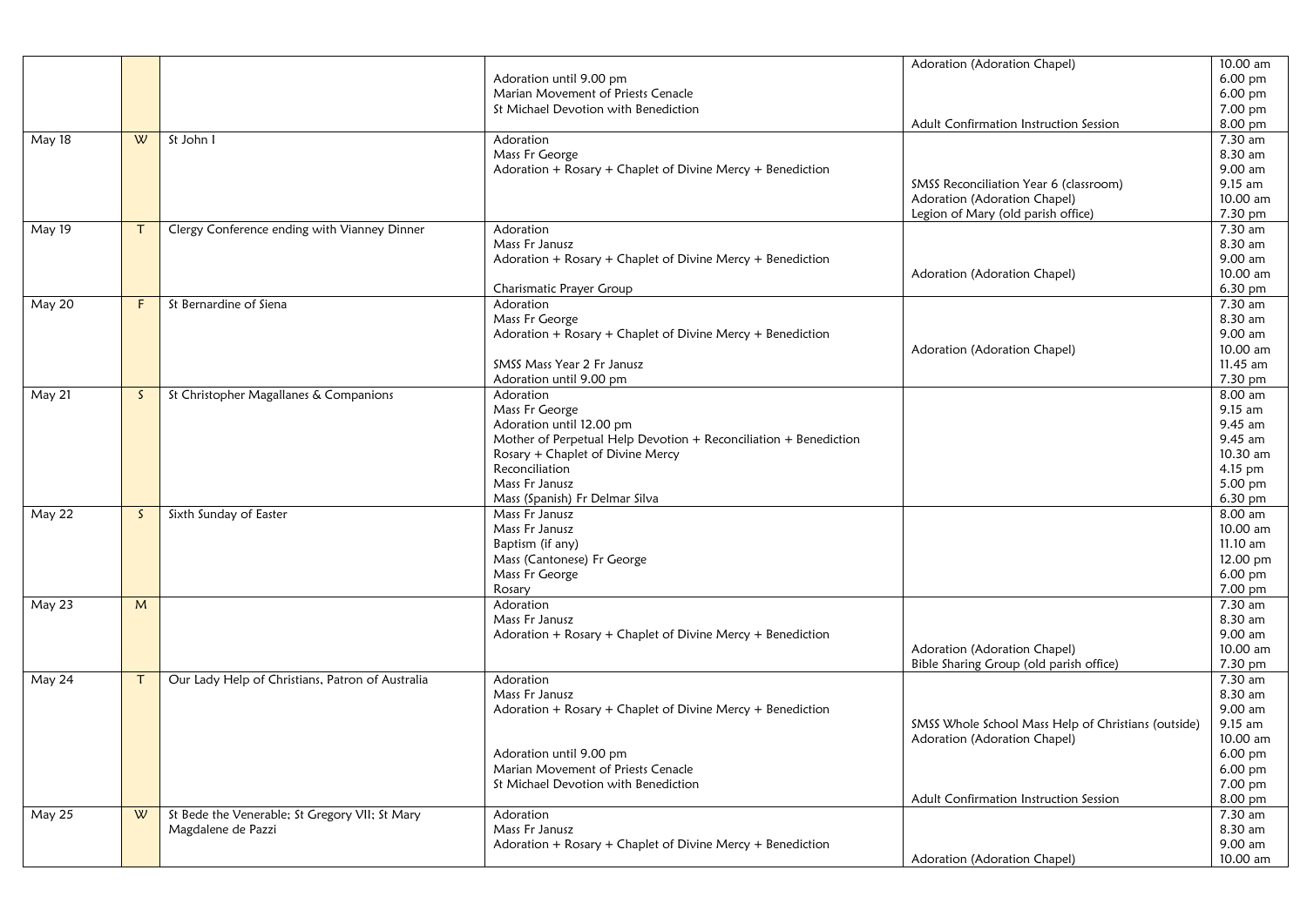| | | | | | |
|---|---|---|---|---|---|
| | | | | Adoration (Adoration Chapel) | 10.00 am |
| | | | Adoration until 9.00 pm | | 6.00 pm |
| | | | Marian Movement of Priests Cenacle | | 6.00 pm |
| | | | St Michael Devotion with Benediction | | 7.00 pm |
| | | | | Adult Confirmation Instruction Session | 8.00 pm |
| May 18 | W | St John I | Adoration | | 7.30 am |
| | | | Mass Fr George | | 8.30 am |
| | | | Adoration + Rosary + Chaplet of Divine Mercy + Benediction | | 9.00 am |
| | | | | SMSS Reconciliation Year 6 (classroom) | 9.15 am |
| | | | | Adoration (Adoration Chapel) | 10.00 am |
| | | | | Legion of Mary (old parish office) | 7.30 pm |
| May 19 | T | Clergy Conference ending with Vianney Dinner | Adoration | | 7.30 am |
| | | | Mass Fr Janusz | | 8.30 am |
| | | | Adoration + Rosary + Chaplet of Divine Mercy + Benediction | | 9.00 am |
| | | | | Adoration (Adoration Chapel) | 10.00 am |
| | | | Charismatic Prayer Group | | 6.30 pm |
| May 20 | F | St Bernardine of Siena | Adoration | | 7.30 am |
| | | | Mass Fr George | | 8.30 am |
| | | | Adoration + Rosary + Chaplet of Divine Mercy + Benediction | | 9.00 am |
| | | | | Adoration (Adoration Chapel) | 10.00 am |
| | | | SMSS Mass Year 2 Fr Janusz | | 11.45 am |
| | | | Adoration until 9.00 pm | | 7.30 pm |
| May 21 | S | St Christopher Magallanes & Companions | Adoration | | 8.00 am |
| | | | Mass Fr George | | 9.15 am |
| | | | Adoration until 12.00 pm | | 9.45 am |
| | | | Mother of Perpetual Help Devotion + Reconciliation + Benediction | | 9.45 am |
| | | | Rosary + Chaplet of Divine Mercy | | 10.30 am |
| | | | Reconciliation | | 4.15 pm |
| | | | Mass Fr Janusz | | 5.00 pm |
| | | | Mass (Spanish) Fr Delmar Silva | | 6.30 pm |
| May 22 | S | Sixth Sunday of Easter | Mass Fr Janusz | | 8.00 am |
| | | | Mass Fr Janusz | | 10.00 am |
| | | | Baptism (if any) | | 11.10 am |
| | | | Mass (Cantonese) Fr George | | 12.00 pm |
| | | | Mass Fr George | | 6.00 pm |
| | | | Rosary | | 7.00 pm |
| May 23 | M | | Adoration | | 7.30 am |
| | | | Mass Fr Janusz | | 8.30 am |
| | | | Adoration + Rosary + Chaplet of Divine Mercy + Benediction | | 9.00 am |
| | | | | Adoration (Adoration Chapel) | 10.00 am |
| | | | | Bible Sharing Group (old parish office) | 7.30 pm |
| May 24 | T | Our Lady Help of Christians, Patron of Australia | Adoration | | 7.30 am |
| | | | Mass Fr Janusz | | 8.30 am |
| | | | Adoration + Rosary + Chaplet of Divine Mercy + Benediction | | 9.00 am |
| | | | | SMSS Whole School Mass Help of Christians (outside) | 9.15 am |
| | | | | Adoration (Adoration Chapel) | 10.00 am |
| | | | Adoration until 9.00 pm | | 6.00 pm |
| | | | Marian Movement of Priests Cenacle | | 6.00 pm |
| | | | St Michael Devotion with Benediction | | 7.00 pm |
| | | | | Adult Confirmation Instruction Session | 8.00 pm |
| May 25 | W | St Bede the Venerable; St Gregory VII; St Mary Magdalene de Pazzi | Adoration | | 7.30 am |
| | | | Mass Fr Janusz | | 8.30 am |
| | | | Adoration + Rosary + Chaplet of Divine Mercy + Benediction | | 9.00 am |
| | | | | Adoration (Adoration Chapel) | 10.00 am |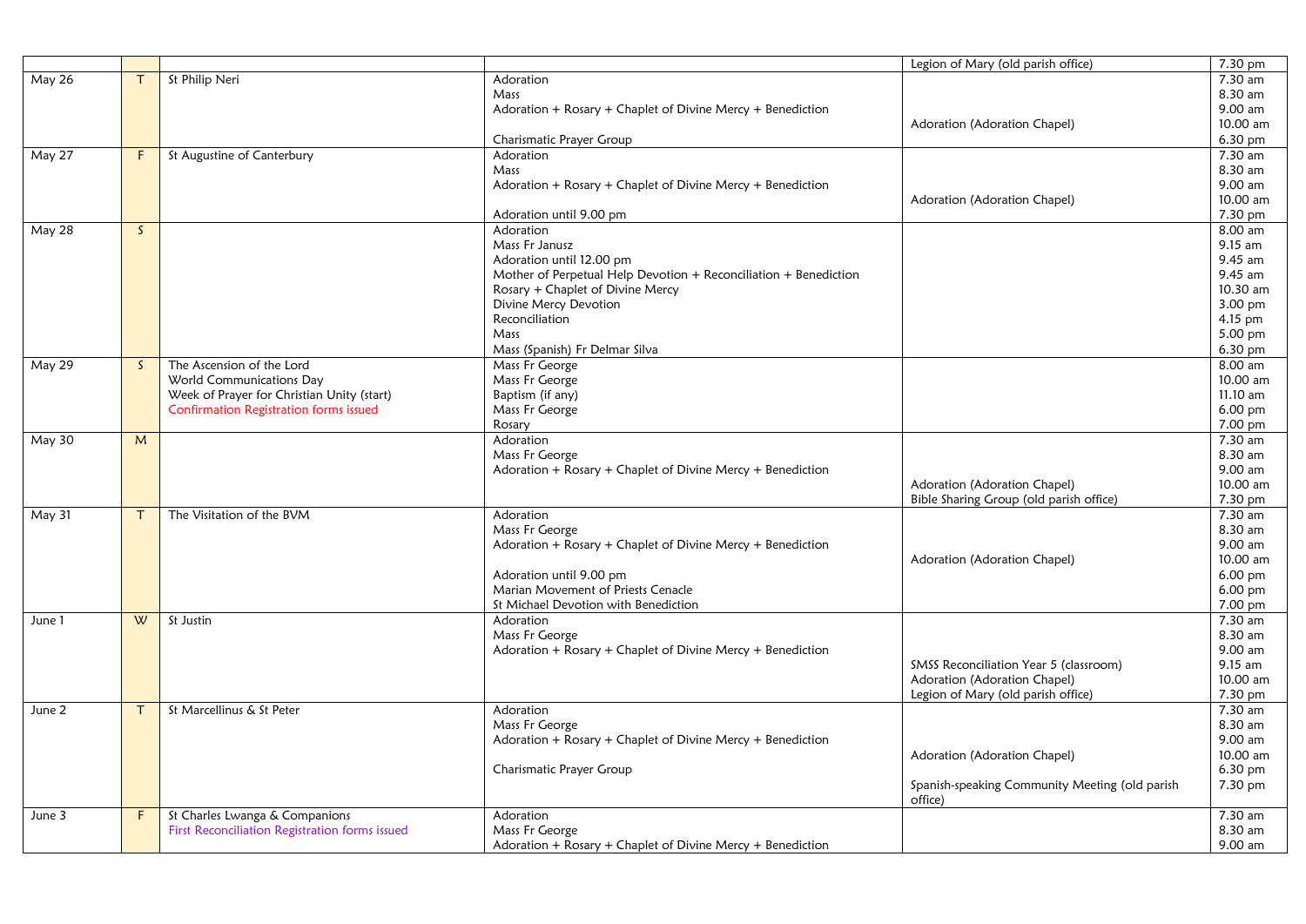| | | | | | |
|---|---|---|---|---|---|
| | | | | Legion of Mary (old parish office) | 7.30 pm |
| May 26 | T | St Philip Neri | Adoration<br>Mass<br>Adoration + Rosary + Chaplet of Divine Mercy + Benediction<br><br>Charismatic Prayer Group | <br><br><br>Adoration (Adoration Chapel) | 7.30 am<br>8.30 am<br>9.00 am<br>10.00 am<br>6.30 pm |
| May 27 | F | St Augustine of Canterbury | Adoration<br>Mass<br>Adoration + Rosary + Chaplet of Divine Mercy + Benediction<br><br>Adoration until 9.00 pm | <br><br><br>Adoration (Adoration Chapel) | 7.30 am<br>8.30 am<br>9.00 am<br>10.00 am<br>7.30 pm |
| May 28 | S | | Adoration<br>Mass Fr Janusz<br>Adoration until 12.00 pm<br>Mother of Perpetual Help Devotion + Reconciliation + Benediction<br>Rosary + Chaplet of Divine Mercy<br>Divine Mercy Devotion<br>Reconciliation<br>Mass<br>Mass (Spanish) Fr Delmar Silva | | 8.00 am<br>9.15 am<br>9.45 am<br>9.45 am<br>10.30 am<br>3.00 pm<br>4.15 pm<br>5.00 pm<br>6.30 pm |
| May 29 | S | The Ascension of the Lord<br>World Communications Day<br>Week of Prayer for Christian Unity (start)<br>Confirmation Registration forms issued | Mass Fr George<br>Mass Fr George<br>Baptism (if any)<br>Mass Fr George<br>Rosary | | 8.00 am<br>10.00 am<br>11.10 am<br>6.00 pm<br>7.00 pm |
| May 30 | M | | Adoration<br>Mass Fr George<br>Adoration + Rosary + Chaplet of Divine Mercy + Benediction | <br><br><br>Adoration (Adoration Chapel)<br>Bible Sharing Group (old parish office) | 7.30 am<br>8.30 am<br>9.00 am<br>10.00 am<br>7.30 pm |
| May 31 | T | The Visitation of the BVM | Adoration<br>Mass Fr George<br>Adoration + Rosary + Chaplet of Divine Mercy + Benediction<br><br>Adoration until 9.00 pm<br>Marian Movement of Priests Cenacle<br>St Michael Devotion with Benediction | <br><br><br>Adoration (Adoration Chapel) | 7.30 am<br>8.30 am<br>9.00 am<br>10.00 am<br>6.00 pm<br>6.00 pm<br>7.00 pm |
| June 1 | W | St Justin | Adoration<br>Mass Fr George<br>Adoration + Rosary + Chaplet of Divine Mercy + Benediction | <br><br><br>SMSS Reconciliation Year 5 (classroom)<br>Adoration (Adoration Chapel)<br>Legion of Mary (old parish office) | 7.30 am<br>8.30 am<br>9.00 am<br>9.15 am<br>10.00 am<br>7.30 pm |
| June 2 | T | St Marcellinus & St Peter | Adoration<br>Mass Fr George<br>Adoration + Rosary + Chaplet of Divine Mercy + Benediction<br><br>Charismatic Prayer Group | <br><br><br>Adoration (Adoration Chapel)<br><br>Spanish-speaking Community Meeting (old parish office) | 7.30 am<br>8.30 am<br>9.00 am<br>10.00 am<br>6.30 pm<br>7.30 pm |
| June 3 | F | St Charles Lwanga & Companions<br>First Reconciliation Registration forms issued | Adoration<br>Mass Fr George<br>Adoration + Rosary + Chaplet of Divine Mercy + Benediction | | 7.30 am<br>8.30 am<br>9.00 am |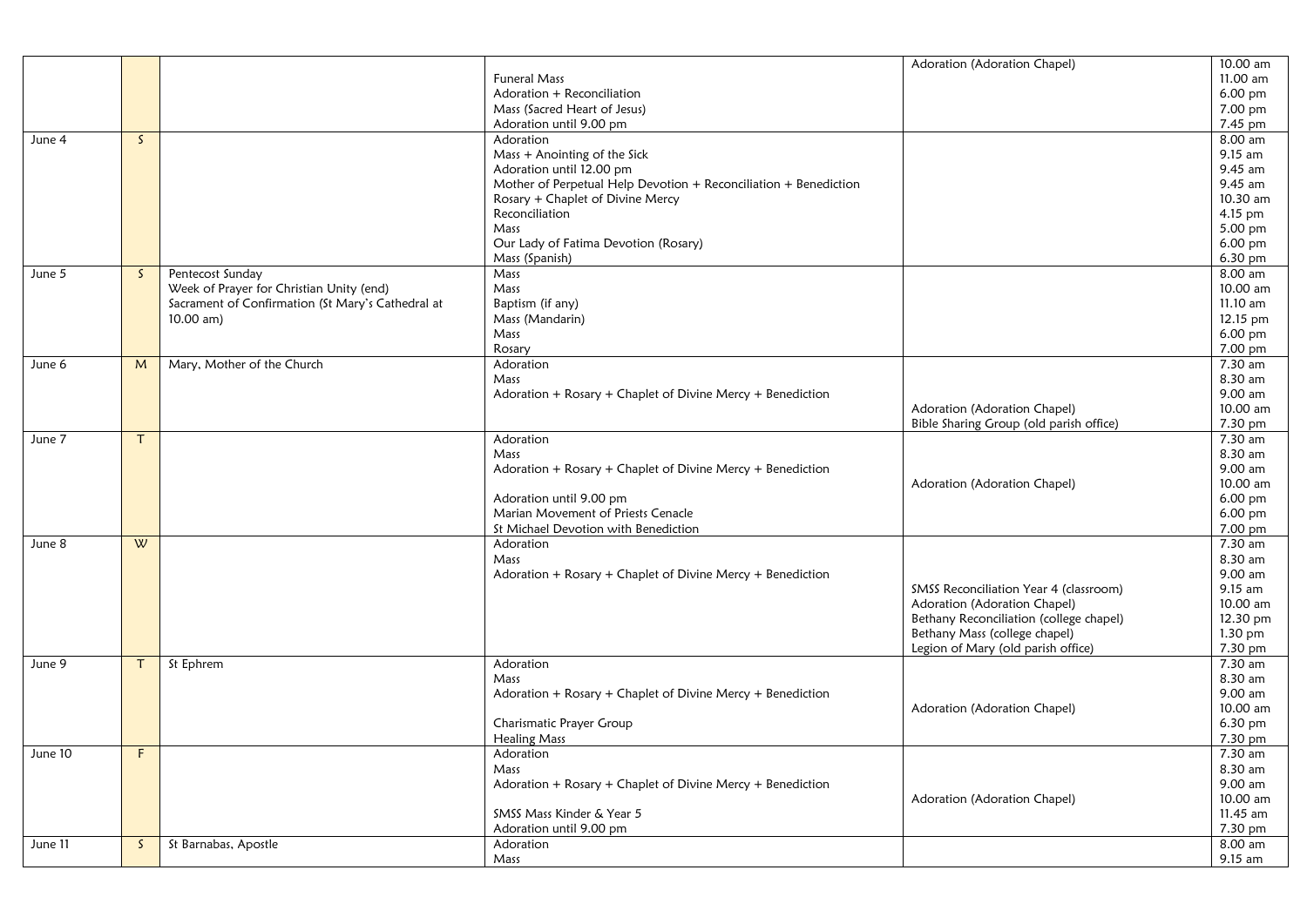| | | | | | |
|---|---|---|---|---|---|
| | | | | Adoration (Adoration Chapel) | 10.00 am |
| | | | Funeral Mass | | 11.00 am |
| | | | Adoration + Reconciliation | | 6.00 pm |
| | | | Mass (Sacred Heart of Jesus) | | 7.00 pm |
| | | | Adoration until 9.00 pm | | 7.45 pm |
| June 4 | S | | Adoration | | 8.00 am |
| | | | Mass + Anointing of the Sick | | 9.15 am |
| | | | Adoration until 12.00 pm | | 9.45 am |
| | | | Mother of Perpetual Help Devotion + Reconciliation + Benediction | | 9.45 am |
| | | | Rosary + Chaplet of Divine Mercy | | 10.30 am |
| | | | Reconciliation | | 4.15 pm |
| | | | Mass | | 5.00 pm |
| | | | Our Lady of Fatima Devotion (Rosary) | | 6.00 pm |
| | | | Mass (Spanish) | | 6.30 pm |
| June 5 | S | Pentecost Sunday | Mass | | 8.00 am |
| | | Week of Prayer for Christian Unity (end) | Mass | | 10.00 am |
| | | Sacrament of Confirmation (St Mary's Cathedral at 10.00 am) | Baptism (if any) | | 11.10 am |
| | | | Mass (Mandarin) | | 12.15 pm |
| | | | Mass | | 6.00 pm |
| | | | Rosary | | 7.00 pm |
| June 6 | M | Mary, Mother of the Church | Adoration | | 7.30 am |
| | | | Mass | | 8.30 am |
| | | | Adoration + Rosary + Chaplet of Divine Mercy + Benediction | | 9.00 am |
| | | | | Adoration (Adoration Chapel) | 10.00 am |
| | | | | Bible Sharing Group (old parish office) | 7.30 pm |
| June 7 | T | | Adoration | | 7.30 am |
| | | | Mass | | 8.30 am |
| | | | Adoration + Rosary + Chaplet of Divine Mercy + Benediction | | 9.00 am |
| | | | | Adoration (Adoration Chapel) | 10.00 am |
| | | | Adoration until 9.00 pm | | 6.00 pm |
| | | | Marian Movement of Priests Cenacle | | 6.00 pm |
| | | | St Michael Devotion with Benediction | | 7.00 pm |
| June 8 | W | | Adoration | | 7.30 am |
| | | | Mass | | 8.30 am |
| | | | Adoration + Rosary + Chaplet of Divine Mercy + Benediction | | 9.00 am |
| | | | | SMSS Reconciliation Year 4 (classroom) | 9.15 am |
| | | | | Adoration (Adoration Chapel) | 10.00 am |
| | | | | Bethany Reconciliation (college chapel) | 12.30 pm |
| | | | | Bethany Mass (college chapel) | 1.30 pm |
| | | | | Legion of Mary (old parish office) | 7.30 pm |
| June 9 | T | St Ephrem | Adoration | | 7.30 am |
| | | | Mass | | 8.30 am |
| | | | Adoration + Rosary + Chaplet of Divine Mercy + Benediction | | 9.00 am |
| | | | | Adoration (Adoration Chapel) | 10.00 am |
| | | | Charismatic Prayer Group | | 6.30 pm |
| | | | Healing Mass | | 7.30 pm |
| June 10 | F | | Adoration | | 7.30 am |
| | | | Mass | | 8.30 am |
| | | | Adoration + Rosary + Chaplet of Divine Mercy + Benediction | | 9.00 am |
| | | | | Adoration (Adoration Chapel) | 10.00 am |
| | | | SMSS Mass Kinder & Year 5 | | 11.45 am |
| | | | Adoration until 9.00 pm | | 7.30 pm |
| June 11 | S | St Barnabas, Apostle | Adoration | | 8.00 am |
| | | | Mass | | 9.15 am |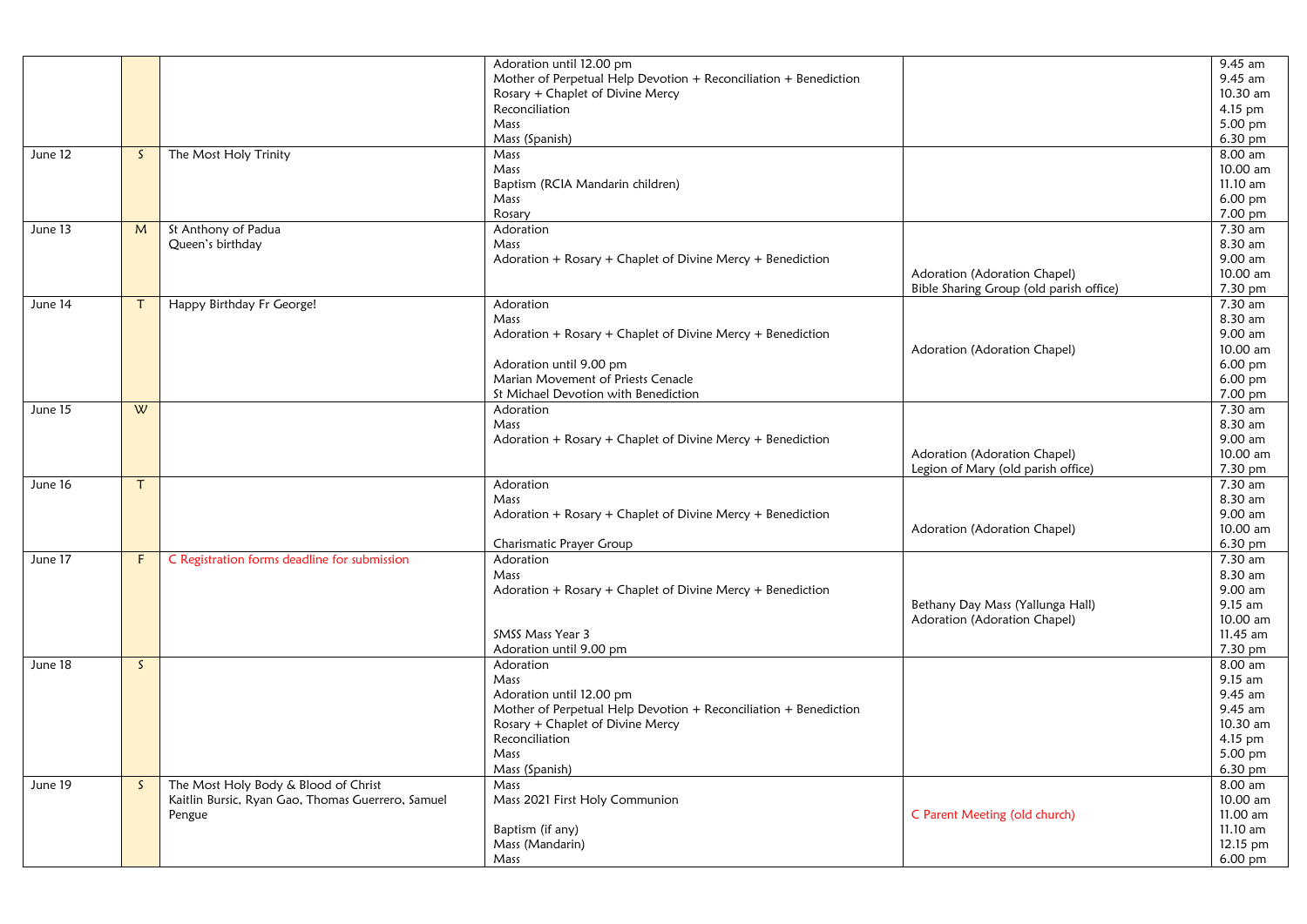| | | | | | |
|---|---|---|---|---|---|
| | | | Adoration until 12.00 pm<br>Mother of Perpetual Help Devotion + Reconciliation + Benediction<br>Rosary + Chaplet of Divine Mercy<br>Reconciliation<br>Mass<br>Mass (Spanish) | | 9.45 am<br>9.45 am<br>10.30 am<br>4.15 pm<br>5.00 pm<br>6.30 pm |
| June 12 | S | The Most Holy Trinity | Mass<br>Mass<br>Baptism (RCIA Mandarin children)<br>Mass<br>Rosary | | 8.00 am<br>10.00 am<br>11.10 am<br>6.00 pm<br>7.00 pm |
| June 13 | M | St Anthony of Padua<br>Queen's birthday | Adoration<br>Mass<br>Adoration + Rosary + Chaplet of Divine Mercy + Benediction | Adoration (Adoration Chapel)<br>Bible Sharing Group (old parish office) | 7.30 am<br>8.30 am<br>9.00 am<br>10.00 am<br>7.30 pm |
| June 14 | T | Happy Birthday Fr George! | Adoration<br>Mass<br>Adoration + Rosary + Chaplet of Divine Mercy + Benediction<br>Adoration until 9.00 pm<br>Marian Movement of Priests Cenacle<br>St Michael Devotion with Benediction | Adoration (Adoration Chapel) | 7.30 am<br>8.30 am<br>9.00 am<br>10.00 am<br>6.00 pm<br>6.00 pm<br>7.00 pm |
| June 15 | W | | Adoration<br>Mass<br>Adoration + Rosary + Chaplet of Divine Mercy + Benediction | Adoration (Adoration Chapel)<br>Legion of Mary (old parish office) | 7.30 am<br>8.30 am<br>9.00 am<br>10.00 am<br>7.30 pm |
| June 16 | T | | Adoration<br>Mass<br>Adoration + Rosary + Chaplet of Divine Mercy + Benediction<br>Charismatic Prayer Group | Adoration (Adoration Chapel) | 7.30 am<br>8.30 am<br>9.00 am<br>10.00 am<br>6.30 pm |
| June 17 | F | C Registration forms deadline for submission | Adoration<br>Mass<br>Adoration + Rosary + Chaplet of Divine Mercy + Benediction<br>SMSS Mass Year 3<br>Adoration until 9.00 pm | Bethany Day Mass (Yallunga Hall)<br>Adoration (Adoration Chapel) | 7.30 am<br>8.30 am<br>9.00 am<br>9.15 am<br>10.00 am<br>11.45 am<br>7.30 pm |
| June 18 | S | | Adoration<br>Mass<br>Adoration until 12.00 pm<br>Mother of Perpetual Help Devotion + Reconciliation + Benediction<br>Rosary + Chaplet of Divine Mercy<br>Reconciliation<br>Mass<br>Mass (Spanish) | | 8.00 am<br>9.15 am<br>9.45 am<br>9.45 am<br>10.30 am<br>4.15 pm<br>5.00 pm<br>6.30 pm |
| June 19 | S | The Most Holy Body & Blood of Christ<br>Kaitlin Bursic, Ryan Gao, Thomas Guerrero, Samuel Pengue | Mass<br>Mass 2021 First Holy Communion<br>Baptism (if any)<br>Mass (Mandarin)<br>Mass | C Parent Meeting (old church) | 8.00 am<br>10.00 am<br>11.00 am<br>11.10 am<br>12.15 pm<br>6.00 pm |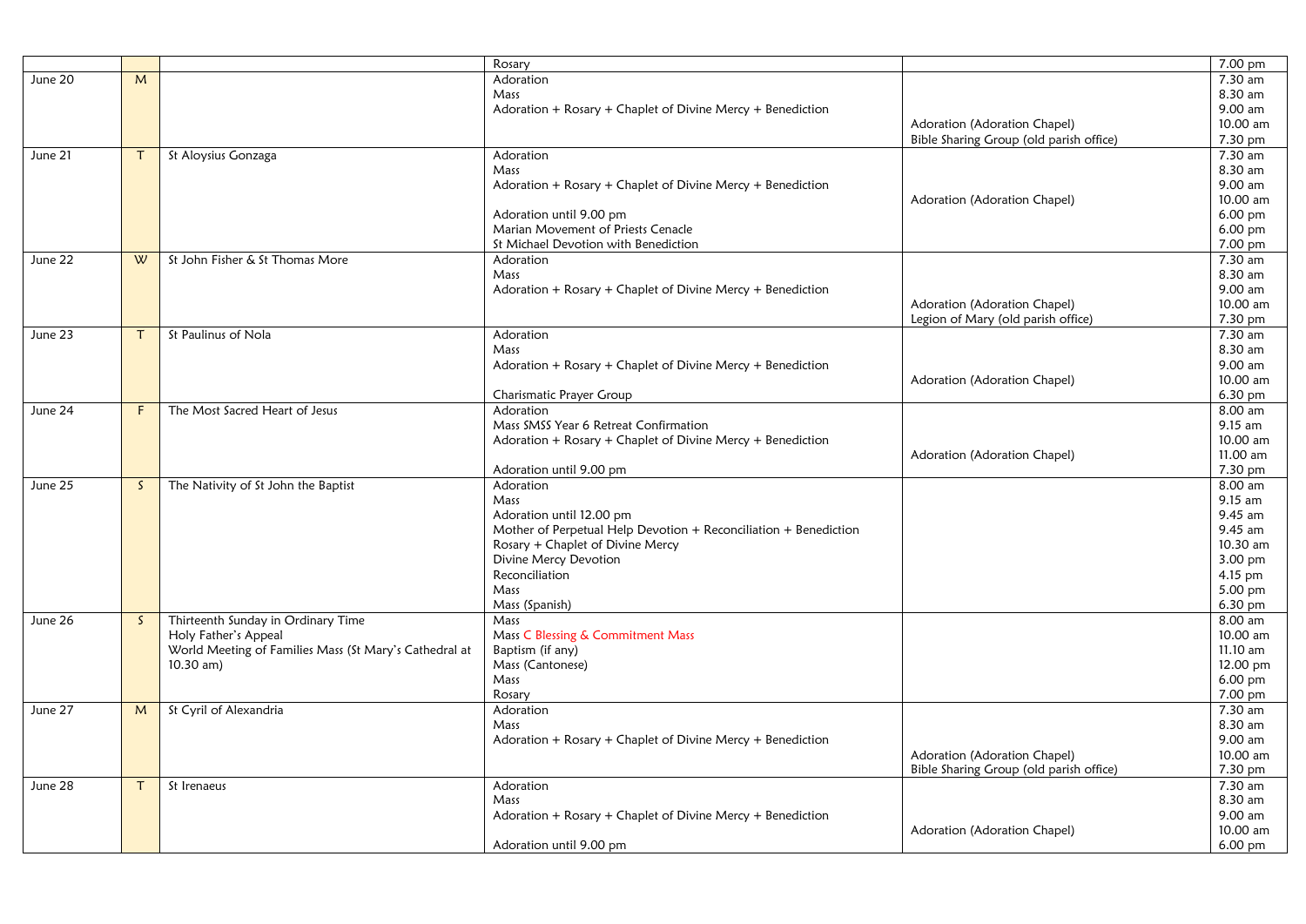| | | | | | |
|---|---|---|---|---|---|
| | | | Rosary | | 7.00 pm |
| June 20 | M | | Adoration<br>Mass<br>Adoration + Rosary + Chaplet of Divine Mercy + Benediction | <br><br><br>Adoration (Adoration Chapel)<br>Bible Sharing Group (old parish office) | 7.30 am<br>8.30 am<br>9.00 am<br>10.00 am<br>7.30 pm |
| June 21 | T | St Aloysius Gonzaga | Adoration<br>Mass<br>Adoration + Rosary + Chaplet of Divine Mercy + Benediction<br><br>Adoration until 9.00 pm<br>Marian Movement of Priests Cenacle<br>St Michael Devotion with Benediction | <br><br><br>Adoration (Adoration Chapel) | 7.30 am<br>8.30 am<br>9.00 am<br>10.00 am<br>6.00 pm<br>6.00 pm<br>7.00 pm |
| June 22 | W | St John Fisher & St Thomas More | Adoration<br>Mass<br>Adoration + Rosary + Chaplet of Divine Mercy + Benediction | <br><br><br>Adoration (Adoration Chapel)<br>Legion of Mary (old parish office) | 7.30 am<br>8.30 am<br>9.00 am<br>10.00 am<br>7.30 pm |
| June 23 | T | St Paulinus of Nola | Adoration<br>Mass<br>Adoration + Rosary + Chaplet of Divine Mercy + Benediction<br><br>Charismatic Prayer Group | <br><br><br>Adoration (Adoration Chapel) | 7.30 am<br>8.30 am<br>9.00 am<br>10.00 am<br>6.30 pm |
| June 24 | F | The Most Sacred Heart of Jesus | Adoration<br>Mass SMSS Year 6 Retreat Confirmation<br>Adoration + Rosary + Chaplet of Divine Mercy + Benediction<br><br>Adoration until 9.00 pm | <br><br><br>Adoration (Adoration Chapel) | 8.00 am<br>9.15 am<br>10.00 am<br>11.00 am<br>7.30 pm |
| June 25 | S | The Nativity of St John the Baptist | Adoration<br>Mass<br>Adoration until 12.00 pm<br>Mother of Perpetual Help Devotion + Reconciliation + Benediction<br>Rosary + Chaplet of Divine Mercy<br>Divine Mercy Devotion<br>Reconciliation<br>Mass<br>Mass (Spanish) | | 8.00 am<br>9.15 am<br>9.45 am<br>9.45 am<br>10.30 am<br>3.00 pm<br>4.15 pm<br>5.00 pm<br>6.30 pm |
| June 26 | S | Thirteenth Sunday in Ordinary Time<br>Holy Father's Appeal<br>World Meeting of Families Mass (St Mary's Cathedral at 10.30 am) | Mass<br>Mass C Blessing & Commitment Mass<br>Baptism (if any)<br>Mass (Cantonese)<br>Mass<br>Rosary | | 8.00 am<br>10.00 am<br>11.10 am<br>12.00 pm<br>6.00 pm<br>7.00 pm |
| June 27 | M | St Cyril of Alexandria | Adoration<br>Mass<br>Adoration + Rosary + Chaplet of Divine Mercy + Benediction | <br><br><br>Adoration (Adoration Chapel)<br>Bible Sharing Group (old parish office) | 7.30 am<br>8.30 am<br>9.00 am<br>10.00 am<br>7.30 pm |
| June 28 | T | St Irenaeus | Adoration<br>Mass<br>Adoration + Rosary + Chaplet of Divine Mercy + Benediction<br><br>Adoration until 9.00 pm | <br><br><br>Adoration (Adoration Chapel) | 7.30 am<br>8.30 am<br>9.00 am<br>10.00 am<br>6.00 pm |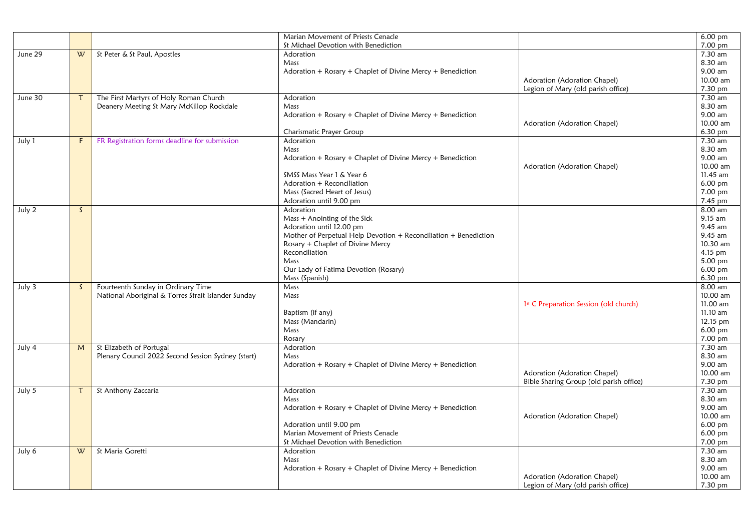| | | | | | |
|---|---|---|---|---|---|
| | | | Marian Movement of Priests Cenacle<br>St Michael Devotion with Benediction | | 6.00 pm<br>7.00 pm |
| June 29 | W | St Peter & St Paul, Apostles | Adoration<br>Mass<br>Adoration + Rosary + Chaplet of Divine Mercy + Benediction | <br><br><br>Adoration (Adoration Chapel)<br>Legion of Mary (old parish office) | 7.30 am<br>8.30 am<br>9.00 am<br>10.00 am<br>7.30 pm |
| June 30 | T | The First Martyrs of Holy Roman Church<br>Deanery Meeting St Mary McKillop Rockdale | Adoration<br>Mass<br>Adoration + Rosary + Chaplet of Divine Mercy + Benediction<br><br>Charismatic Prayer Group | <br><br><br>Adoration (Adoration Chapel) | 7.30 am<br>8.30 am<br>9.00 am<br>10.00 am<br>6.30 pm |
| July 1 | F | FR Registration forms deadline for submission | Adoration<br>Mass<br>Adoration + Rosary + Chaplet of Divine Mercy + Benediction<br><br>SMSS Mass Year 1 & Year 6<br>Adoration + Reconciliation<br>Mass (Sacred Heart of Jesus)<br>Adoration until 9.00 pm | <br><br><br>Adoration (Adoration Chapel) | 7.30 am<br>8.30 am<br>9.00 am<br>10.00 am<br>11.45 am<br>6.00 pm<br>7.00 pm<br>7.45 pm |
| July 2 | S | | Adoration<br>Mass + Anointing of the Sick<br>Adoration until 12.00 pm<br>Mother of Perpetual Help Devotion + Reconciliation + Benediction<br>Rosary + Chaplet of Divine Mercy<br>Reconciliation<br>Mass<br>Our Lady of Fatima Devotion (Rosary)<br>Mass (Spanish) | | 8.00 am<br>9.15 am<br>9.45 am<br>9.45 am<br>10.30 am<br>4.15 pm<br>5.00 pm<br>6.00 pm<br>6.30 pm |
| July 3 | S | Fourteenth Sunday in Ordinary Time<br>National Aboriginal & Torres Strait Islander Sunday | Mass<br>Mass<br><br>Baptism (if any)<br>Mass (Mandarin)<br>Mass<br>Rosary | <br><br>1st C Preparation Session (old church) | 8.00 am<br>10.00 am<br>11.00 am<br>11.10 am<br>12.15 pm<br>6.00 pm<br>7.00 pm |
| July 4 | M | St Elizabeth of Portugal<br>Plenary Council 2022 Second Session Sydney (start) | Adoration<br>Mass<br>Adoration + Rosary + Chaplet of Divine Mercy + Benediction | <br><br><br>Adoration (Adoration Chapel)<br>Bible Sharing Group (old parish office) | 7.30 am<br>8.30 am<br>9.00 am<br>10.00 am<br>7.30 pm |
| July 5 | T | St Anthony Zaccaria | Adoration<br>Mass<br>Adoration + Rosary + Chaplet of Divine Mercy + Benediction<br><br>Adoration until 9.00 pm<br>Marian Movement of Priests Cenacle<br>St Michael Devotion with Benediction | <br><br><br>Adoration (Adoration Chapel) | 7.30 am<br>8.30 am<br>9.00 am<br>10.00 am<br>6.00 pm<br>6.00 pm<br>7.00 pm |
| July 6 | W | St Maria Goretti | Adoration<br>Mass<br>Adoration + Rosary + Chaplet of Divine Mercy + Benediction | <br><br><br>Adoration (Adoration Chapel)<br>Legion of Mary (old parish office) | 7.30 am<br>8.30 am<br>9.00 am<br>10.00 am<br>7.30 pm |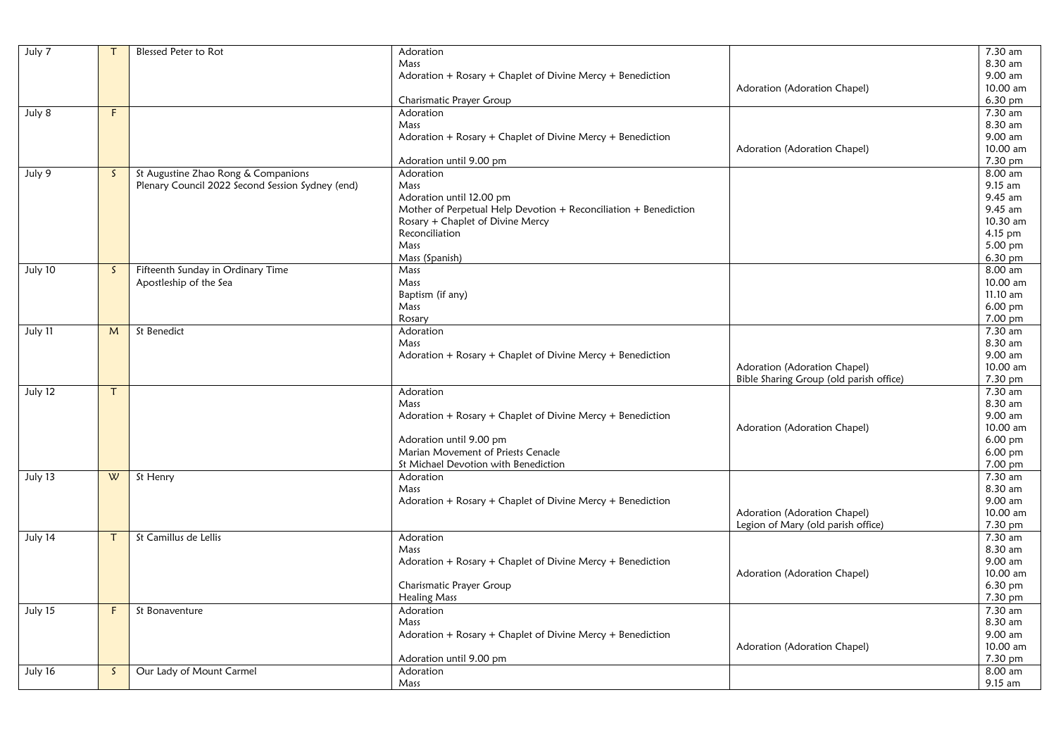| July 7 | T | Blessed Peter to Rot | Adoration<br>Mass<br>Adoration + Rosary + Chaplet of Divine Mercy + Benediction<br><br>Charismatic Prayer Group | <br><br><br>Adoration (Adoration Chapel)<br> | 7.30 am<br>8.30 am<br>9.00 am<br>10.00 am<br>6.30 pm |
|---|---|---|---|---|---|
| July 8 | F | | Adoration<br>Mass<br>Adoration + Rosary + Chaplet of Divine Mercy + Benediction<br><br>Adoration until 9.00 pm | <br><br><br>Adoration (Adoration Chapel)<br> | 7.30 am<br>8.30 am<br>9.00 am<br>10.00 am<br>7.30 pm |
| July 9 | S | St Augustine Zhao Rong & Companions<br>Plenary Council 2022 Second Session Sydney (end) | Adoration<br>Mass<br>Adoration until 12.00 pm<br>Mother of Perpetual Help Devotion + Reconciliation + Benediction<br>Rosary + Chaplet of Divine Mercy<br>Reconciliation<br>Mass<br>Mass (Spanish) | | 8.00 am<br>9.15 am<br>9.45 am<br>9.45 am<br>10.30 am<br>4.15 pm<br>5.00 pm<br>6.30 pm |
| July 10 | S | Fifteenth Sunday in Ordinary Time<br>Apostleship of the Sea | Mass<br>Mass<br>Baptism (if any)<br>Mass<br>Rosary | | 8.00 am<br>10.00 am<br>11.10 am<br>6.00 pm<br>7.00 pm |
| July 11 | M | St Benedict | Adoration<br>Mass<br>Adoration + Rosary + Chaplet of Divine Mercy + Benediction | <br><br><br>Adoration (Adoration Chapel)<br>Bible Sharing Group (old parish office) | 7.30 am<br>8.30 am<br>9.00 am<br>10.00 am<br>7.30 pm |
| July 12 | T | | Adoration<br>Mass<br>Adoration + Rosary + Chaplet of Divine Mercy + Benediction<br><br>Adoration until 9.00 pm<br>Marian Movement of Priests Cenacle<br>St Michael Devotion with Benediction | <br><br><br>Adoration (Adoration Chapel)<br><br><br> | 7.30 am<br>8.30 am<br>9.00 am<br>10.00 am<br>6.00 pm<br>6.00 pm<br>7.00 pm |
| July 13 | W | St Henry | Adoration<br>Mass<br>Adoration + Rosary + Chaplet of Divine Mercy + Benediction | <br><br><br>Adoration (Adoration Chapel)<br>Legion of Mary (old parish office) | 7.30 am<br>8.30 am<br>9.00 am<br>10.00 am<br>7.30 pm |
| July 14 | T | St Camillus de Lellis | Adoration<br>Mass<br>Adoration + Rosary + Chaplet of Divine Mercy + Benediction<br><br>Charismatic Prayer Group<br>Healing Mass | <br><br><br>Adoration (Adoration Chapel)<br><br> | 7.30 am<br>8.30 am<br>9.00 am<br>10.00 am<br>6.30 pm<br>7.30 pm |
| July 15 | F | St Bonaventure | Adoration<br>Mass<br>Adoration + Rosary + Chaplet of Divine Mercy + Benediction<br><br>Adoration until 9.00 pm | <br><br><br>Adoration (Adoration Chapel)<br> | 7.30 am<br>8.30 am<br>9.00 am<br>10.00 am<br>7.30 pm |
| July 16 | S | Our Lady of Mount Carmel | Adoration<br>Mass | | 8.00 am<br>9.15 am |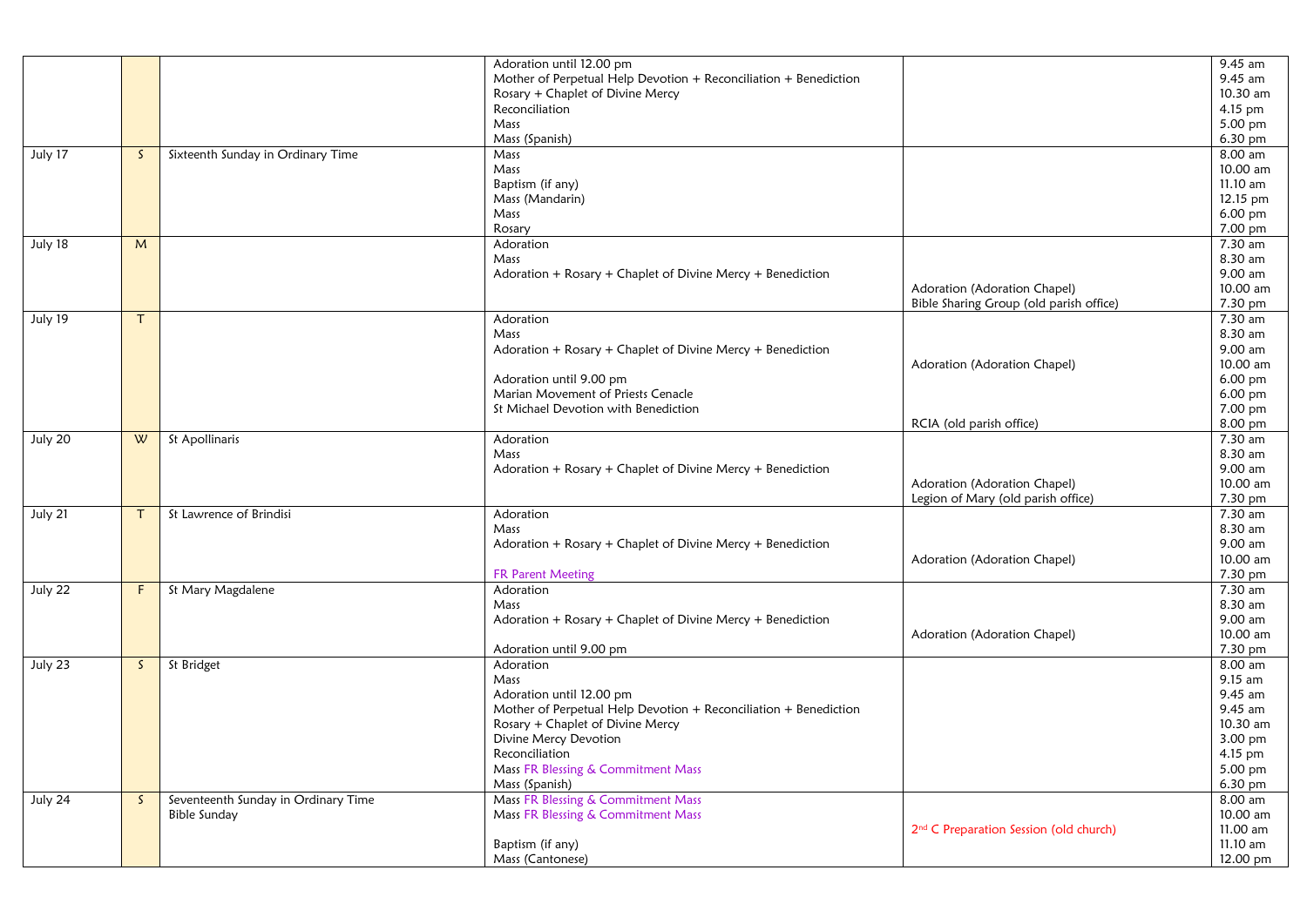| | | | | | |
|---|---|---|---|---|---|
| | | | Adoration until 12.00 pm<br>Mother of Perpetual Help Devotion + Reconciliation + Benediction<br>Rosary + Chaplet of Divine Mercy<br>Reconciliation<br>Mass<br>Mass (Spanish) | | 9.45 am<br>9.45 am<br>10.30 am<br>4.15 pm<br>5.00 pm<br>6.30 pm |
| July 17 | S | Sixteenth Sunday in Ordinary Time | Mass<br>Mass<br>Baptism (if any)<br>Mass (Mandarin)<br>Mass<br>Rosary | | 8.00 am<br>10.00 am<br>11.10 am<br>12.15 pm<br>6.00 pm<br>7.00 pm |
| July 18 | M | | Adoration<br>Mass<br>Adoration + Rosary + Chaplet of Divine Mercy + Benediction | Adoration (Adoration Chapel)<br>Bible Sharing Group (old parish office) | 7.30 am<br>8.30 am<br>9.00 am<br>10.00 am<br>7.30 pm |
| July 19 | T | | Adoration<br>Mass<br>Adoration + Rosary + Chaplet of Divine Mercy + Benediction<br>Adoration until 9.00 pm<br>Marian Movement of Priests Cenacle<br>St Michael Devotion with Benediction | Adoration (Adoration Chapel)<br>RCIA (old parish office) | 7.30 am<br>8.30 am<br>9.00 am<br>10.00 am<br>6.00 pm<br>6.00 pm<br>7.00 pm<br>8.00 pm |
| July 20 | W | St Apollinaris | Adoration<br>Mass<br>Adoration + Rosary + Chaplet of Divine Mercy + Benediction | Adoration (Adoration Chapel)<br>Legion of Mary (old parish office) | 7.30 am<br>8.30 am<br>9.00 am<br>10.00 am<br>7.30 pm |
| July 21 | T | St Lawrence of Brindisi | Adoration<br>Mass<br>Adoration + Rosary + Chaplet of Divine Mercy + Benediction<br>FR Parent Meeting | Adoration (Adoration Chapel) | 7.30 am<br>8.30 am<br>9.00 am<br>10.00 am<br>7.30 pm |
| July 22 | F | St Mary Magdalene | Adoration<br>Mass<br>Adoration + Rosary + Chaplet of Divine Mercy + Benediction<br>Adoration until 9.00 pm | Adoration (Adoration Chapel) | 7.30 am<br>8.30 am<br>9.00 am<br>10.00 am<br>7.30 pm |
| July 23 | S | St Bridget | Adoration<br>Mass<br>Adoration until 12.00 pm<br>Mother of Perpetual Help Devotion + Reconciliation + Benediction<br>Rosary + Chaplet of Divine Mercy<br>Divine Mercy Devotion<br>Reconciliation<br>Mass FR Blessing & Commitment Mass<br>Mass (Spanish) | | 8.00 am<br>9.15 am<br>9.45 am<br>9.45 am<br>10.30 am<br>3.00 pm<br>4.15 pm<br>5.00 pm<br>6.30 pm |
| July 24 | S | Seventeenth Sunday in Ordinary Time<br>Bible Sunday | Mass FR Blessing & Commitment Mass<br>Mass FR Blessing & Commitment Mass<br>Baptism (if any)<br>Mass (Cantonese) | 2nd C Preparation Session (old church) | 8.00 am<br>10.00 am<br>11.00 am<br>11.10 am<br>12.00 pm |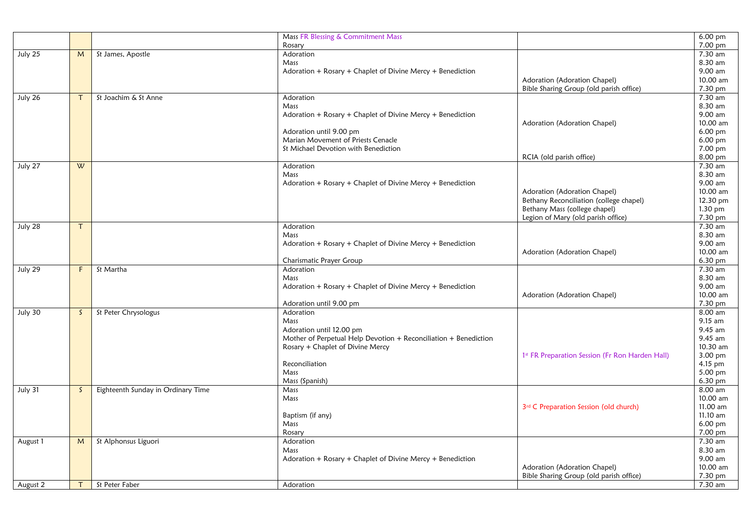| | | | | | |
|---|---|---|---|---|---|
| | | | Mass FR Blessing & Commitment Mass<br>Rosary | | 6.00 pm<br>7.00 pm |
| July 25 | M | St James, Apostle | Adoration<br>Mass<br>Adoration + Rosary + Chaplet of Divine Mercy + Benediction | <br><br><br>Adoration (Adoration Chapel)<br>Bible Sharing Group (old parish office) | 7.30 am<br>8.30 am<br>9.00 am<br>10.00 am<br>7.30 pm |
| July 26 | T | St Joachim & St Anne | Adoration<br>Mass<br>Adoration + Rosary + Chaplet of Divine Mercy + Benediction<br><br>Adoration until 9.00 pm<br>Marian Movement of Priests Cenacle<br>St Michael Devotion with Benediction | <br><br><br>Adoration (Adoration Chapel)<br><br><br><br>RCIA (old parish office) | 7.30 am<br>8.30 am<br>9.00 am<br>10.00 am<br>6.00 pm<br>6.00 pm<br>7.00 pm<br>8.00 pm |
| July 27 | W | | Adoration<br>Mass<br>Adoration + Rosary + Chaplet of Divine Mercy + Benediction | <br><br><br>Adoration (Adoration Chapel)<br>Bethany Reconciliation (college chapel)<br>Bethany Mass (college chapel)<br>Legion of Mary (old parish office) | 7.30 am<br>8.30 am<br>9.00 am<br>10.00 am<br>12.30 pm<br>1.30 pm<br>7.30 pm |
| July 28 | T | | Adoration<br>Mass<br>Adoration + Rosary + Chaplet of Divine Mercy + Benediction<br><br>Charismatic Prayer Group | <br><br><br>Adoration (Adoration Chapel) | 7.30 am<br>8.30 am<br>9.00 am<br>10.00 am<br>6.30 pm |
| July 29 | F | St Martha | Adoration<br>Mass<br>Adoration + Rosary + Chaplet of Divine Mercy + Benediction<br><br>Adoration until 9.00 pm | <br><br><br>Adoration (Adoration Chapel) | 7.30 am<br>8.30 am<br>9.00 am<br>10.00 am<br>7.30 pm |
| July 30 | S | St Peter Chrysologus | Adoration<br>Mass<br>Adoration until 12.00 pm<br>Mother of Perpetual Help Devotion + Reconciliation + Benediction<br>Rosary + Chaplet of Divine Mercy<br><br>Reconciliation<br>Mass<br>Mass (Spanish) | <br><br><br><br><br>1st FR Preparation Session (Fr Ron Harden Hall) | 8.00 am<br>9.15 am<br>9.45 am<br>9.45 am<br>10.30 am<br>3.00 pm<br>4.15 pm<br>5.00 pm<br>6.30 pm |
| July 31 | S | Eighteenth Sunday in Ordinary Time | Mass<br>Mass<br><br>Baptism (if any)<br>Mass<br>Rosary | <br><br>3rd C Preparation Session (old church) | 8.00 am<br>10.00 am<br>11.00 am<br>11.10 am<br>6.00 pm<br>7.00 pm |
| August 1 | M | St Alphonsus Liguori | Adoration<br>Mass<br>Adoration + Rosary + Chaplet of Divine Mercy + Benediction | <br><br><br>Adoration (Adoration Chapel)<br>Bible Sharing Group (old parish office) | 7.30 am<br>8.30 am<br>9.00 am<br>10.00 am<br>7.30 pm |
| August 2 | T | St Peter Faber | Adoration | | 7.30 am |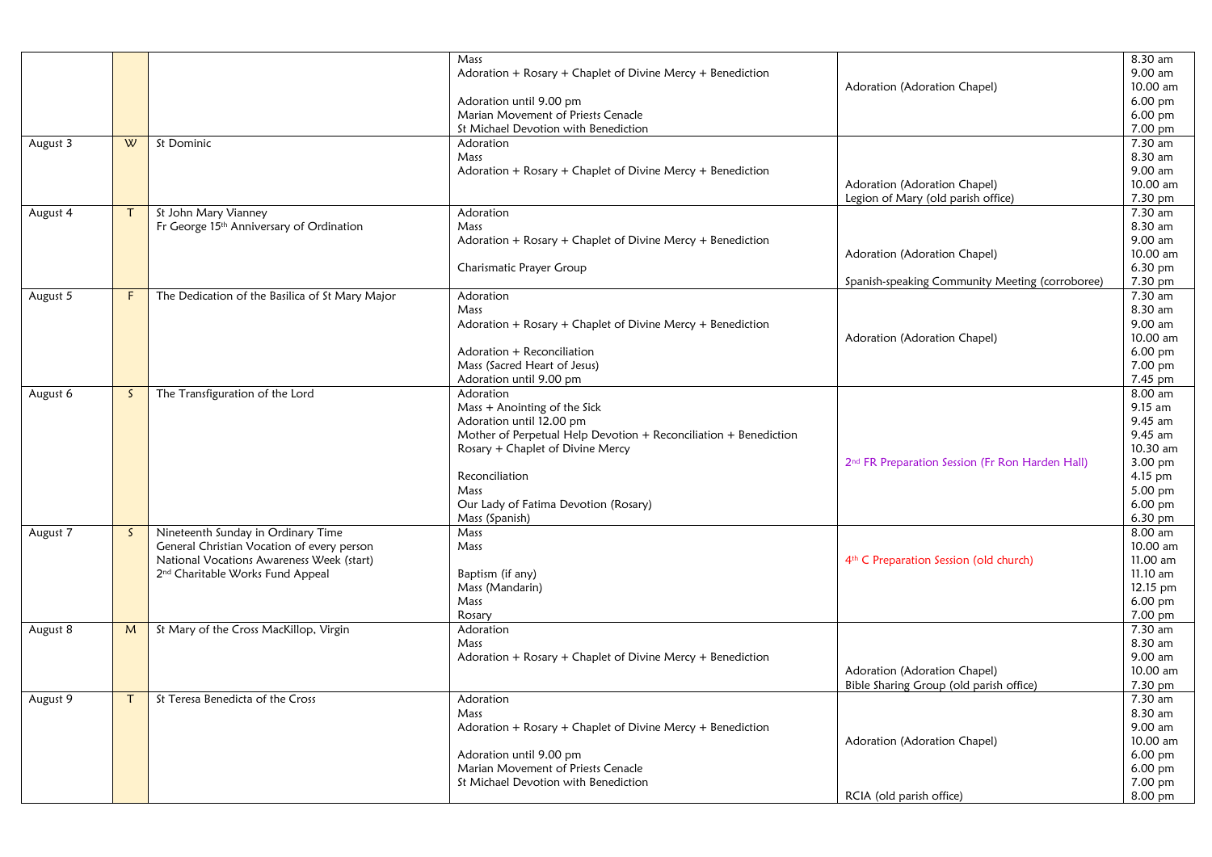| | | | | | |
|---|---|---|---|---|---|
| | | | Mass<br>Adoration + Rosary + Chaplet of Divine Mercy + Benediction<br><br>Adoration until 9.00 pm<br>Marian Movement of Priests Cenacle<br>St Michael Devotion with Benediction | <br><br>Adoration (Adoration Chapel) | 8.30 am<br>9.00 am<br>10.00 am<br>6.00 pm<br>6.00 pm<br>7.00 pm |
| August 3 | W | St Dominic | Adoration<br>Mass<br>Adoration + Rosary + Chaplet of Divine Mercy + Benediction | <br><br><br>Adoration (Adoration Chapel)<br>Legion of Mary (old parish office) | 7.30 am<br>8.30 am<br>9.00 am<br>10.00 am<br>7.30 pm |
| August 4 | T | St John Mary Vianney<br>Fr George 15th Anniversary of Ordination | Adoration<br>Mass<br>Adoration + Rosary + Chaplet of Divine Mercy + Benediction<br><br>Charismatic Prayer Group | <br><br><br>Adoration (Adoration Chapel)<br><br>Spanish-speaking Community Meeting (corroboree) | 7.30 am<br>8.30 am<br>9.00 am<br>10.00 am<br>6.30 pm<br>7.30 pm |
| August 5 | F | The Dedication of the Basilica of St Mary Major | Adoration<br>Mass<br>Adoration + Rosary + Chaplet of Divine Mercy + Benediction<br><br>Adoration + Reconciliation<br>Mass (Sacred Heart of Jesus)<br>Adoration until 9.00 pm | <br><br><br>Adoration (Adoration Chapel) | 7.30 am<br>8.30 am<br>9.00 am<br>10.00 am<br>6.00 pm<br>7.00 pm<br>7.45 pm |
| August 6 | S | The Transfiguration of the Lord | Adoration<br>Mass + Anointing of the Sick<br>Adoration until 12.00 pm<br>Mother of Perpetual Help Devotion + Reconciliation + Benediction<br>Rosary + Chaplet of Divine Mercy<br><br>Reconciliation<br>Mass<br>Our Lady of Fatima Devotion (Rosary)<br>Mass (Spanish) | <br><br><br><br><br>2nd FR Preparation Session (Fr Ron Harden Hall) | 8.00 am<br>9.15 am<br>9.45 am<br>9.45 am<br>10.30 am<br>3.00 pm<br>4.15 pm<br>5.00 pm<br>6.00 pm<br>6.30 pm |
| August 7 | S | Nineteenth Sunday in Ordinary Time<br>General Christian Vocation of every person<br>National Vocations Awareness Week (start)<br>2nd Charitable Works Fund Appeal | Mass<br>Mass<br><br>Baptism (if any)<br>Mass (Mandarin)<br>Mass<br>Rosary | <br><br>4th C Preparation Session (old church) | 8.00 am<br>10.00 am<br>11.00 am<br>11.10 am<br>12.15 pm<br>6.00 pm<br>7.00 pm |
| August 8 | M | St Mary of the Cross MacKillop, Virgin | Adoration<br>Mass<br>Adoration + Rosary + Chaplet of Divine Mercy + Benediction | <br><br><br>Adoration (Adoration Chapel)<br>Bible Sharing Group (old parish office) | 7.30 am<br>8.30 am<br>9.00 am<br>10.00 am<br>7.30 pm |
| August 9 | T | St Teresa Benedicta of the Cross | Adoration<br>Mass<br>Adoration + Rosary + Chaplet of Divine Mercy + Benediction<br><br>Adoration until 9.00 pm<br>Marian Movement of Priests Cenacle<br>St Michael Devotion with Benediction | <br><br><br>Adoration (Adoration Chapel)<br><br><br><br>RCIA (old parish office) | 7.30 am<br>8.30 am<br>9.00 am<br>10.00 am<br>6.00 pm<br>6.00 pm<br>7.00 pm<br>8.00 pm |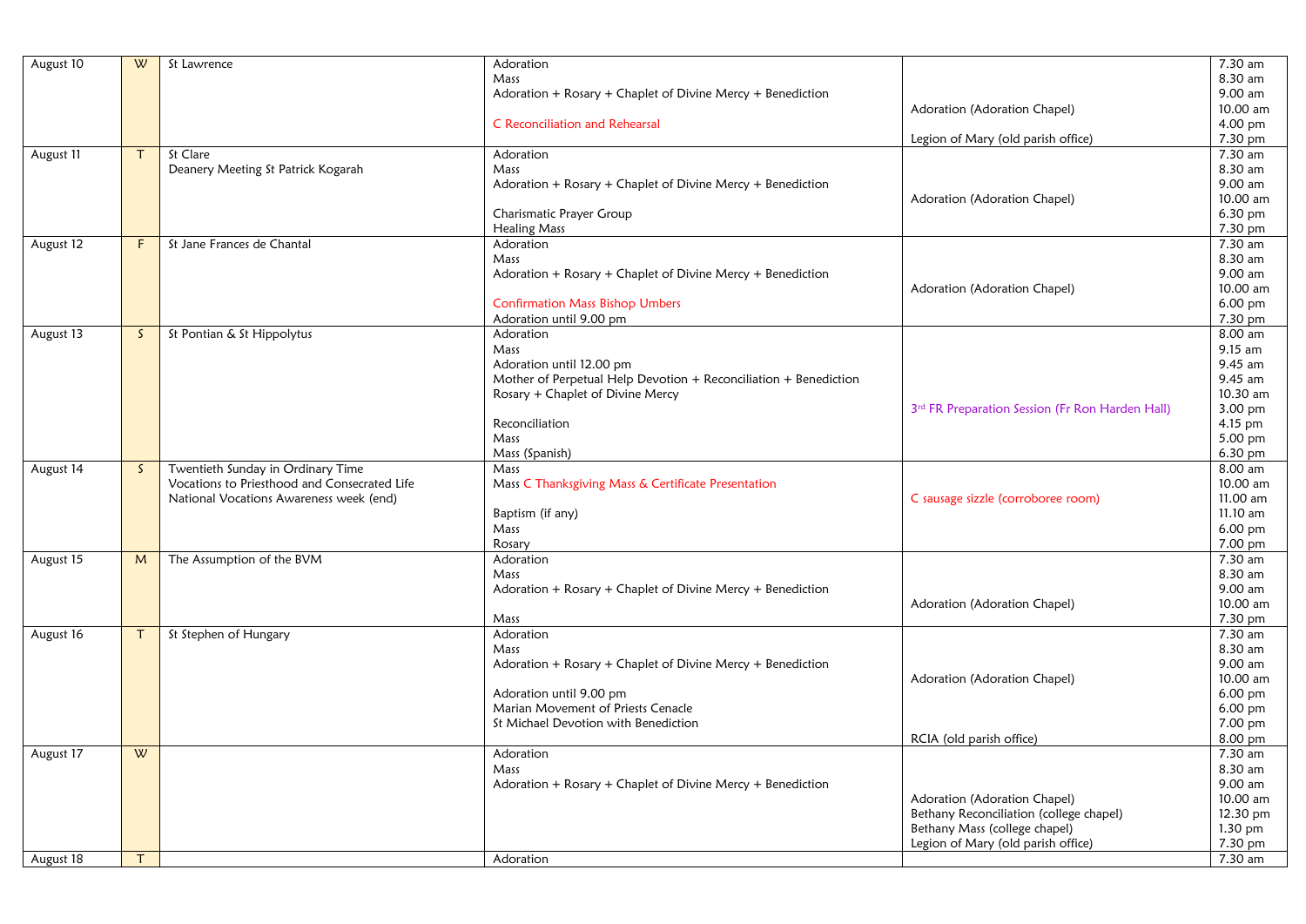| Date | Day | Feast / Occasion | Event | Other Event | Time |
|---|---|---|---|---|---|
| August 10 | W | St Lawrence | Adoration<br>Mass<br>Adoration + Rosary + Chaplet of Divine Mercy + Benediction<br><br>C Reconciliation and Rehearsal | <br><br><br>Adoration (Adoration Chapel)<br><br>Legion of Mary (old parish office) | 7.30 am<br>8.30 am<br>9.00 am<br>10.00 am<br>4.00 pm<br>7.30 pm |
| August 11 | T | St Clare<br>Deanery Meeting St Patrick Kogarah | Adoration<br>Mass<br>Adoration + Rosary + Chaplet of Divine Mercy + Benediction<br><br>Charismatic Prayer Group<br>Healing Mass | <br><br><br>Adoration (Adoration Chapel) | 7.30 am<br>8.30 am<br>9.00 am<br>10.00 am<br>6.30 pm<br>7.30 pm |
| August 12 | F | St Jane Frances de Chantal | Adoration<br>Mass<br>Adoration + Rosary + Chaplet of Divine Mercy + Benediction<br><br>Confirmation Mass Bishop Umbers<br>Adoration until 9.00 pm | <br><br><br>Adoration (Adoration Chapel) | 7.30 am<br>8.30 am<br>9.00 am<br>10.00 am<br>6.00 pm<br>7.30 pm |
| August 13 | S | St Pontian & St Hippolytus | Adoration<br>Mass<br>Adoration until 12.00 pm<br>Mother of Perpetual Help Devotion + Reconciliation + Benediction<br>Rosary + Chaplet of Divine Mercy<br><br>Reconciliation<br>Mass<br>Mass (Spanish) | <br><br><br><br><br>3rd FR Preparation Session (Fr Ron Harden Hall) | 8.00 am<br>9.15 am<br>9.45 am<br>9.45 am<br>10.30 am<br>3.00 pm<br>4.15 pm<br>5.00 pm<br>6.30 pm |
| August 14 | S | Twentieth Sunday in Ordinary Time<br>Vocations to Priesthood and Consecrated Life<br>National Vocations Awareness week (end) | Mass<br>Mass C Thanksgiving Mass & Certificate Presentation<br><br>Baptism (if any)<br>Mass<br>Rosary | <br><br>C sausage sizzle (corroboree room) | 8.00 am<br>10.00 am<br>11.00 am<br>11.10 am<br>6.00 pm<br>7.00 pm |
| August 15 | M | The Assumption of the BVM | Adoration<br>Mass<br>Adoration + Rosary + Chaplet of Divine Mercy + Benediction<br><br>Mass | <br><br><br>Adoration (Adoration Chapel) | 7.30 am<br>8.30 am<br>9.00 am<br>10.00 am<br>7.30 pm |
| August 16 | T | St Stephen of Hungary | Adoration<br>Mass<br>Adoration + Rosary + Chaplet of Divine Mercy + Benediction<br><br>Adoration until 9.00 pm<br>Marian Movement of Priests Cenacle<br>St Michael Devotion with Benediction | <br><br><br>Adoration (Adoration Chapel)<br><br><br><br>RCIA (old parish office) | 7.30 am<br>8.30 am<br>9.00 am<br>10.00 am<br>6.00 pm<br>6.00 pm<br>7.00 pm<br>8.00 pm |
| August 17 | W | | Adoration<br>Mass<br>Adoration + Rosary + Chaplet of Divine Mercy + Benediction | <br><br><br>Adoration (Adoration Chapel)<br>Bethany Reconciliation (college chapel)<br>Bethany Mass (college chapel)<br>Legion of Mary (old parish office) | 7.30 am<br>8.30 am<br>9.00 am<br>10.00 am<br>12.30 pm<br>1.30 pm<br>7.30 pm |
| August 18 | T | | Adoration | | 7.30 am |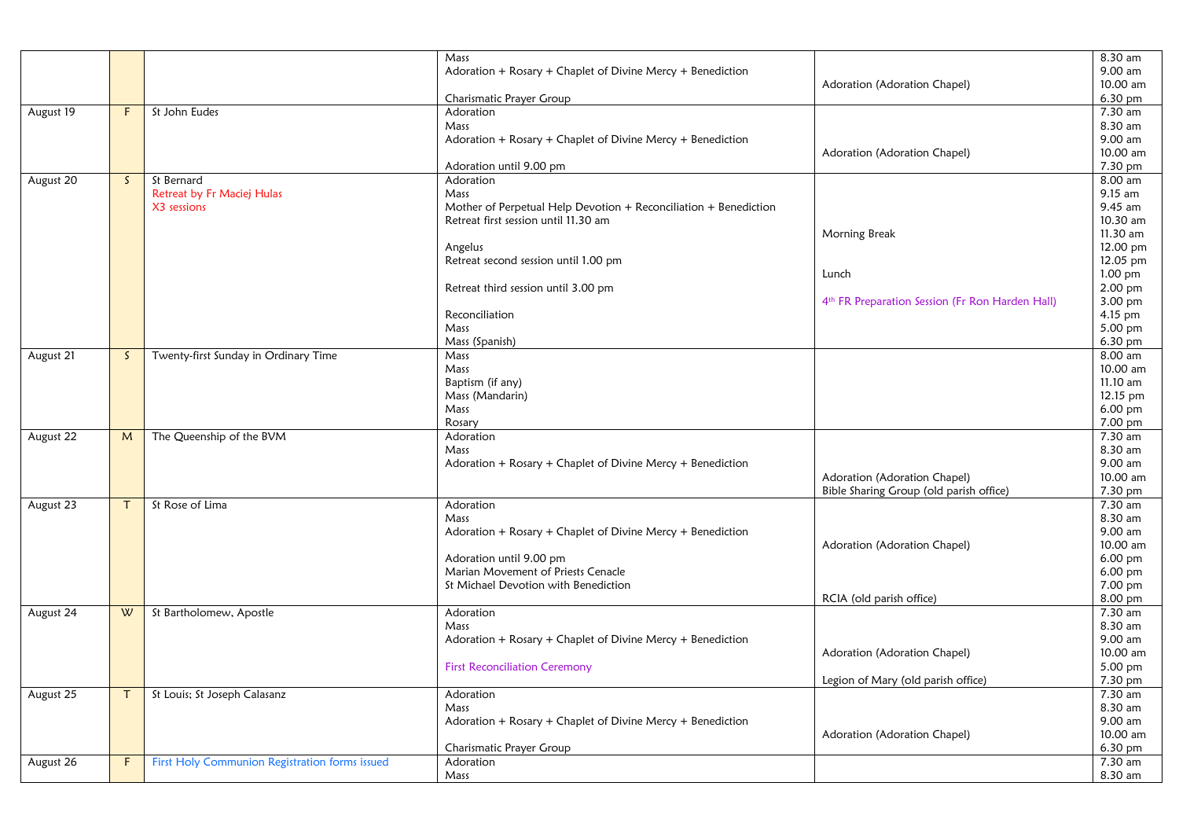| | | | | | |
|---|---|---|---|---|---|
| | | | Mass<br>Adoration + Rosary + Chaplet of Divine Mercy + Benediction<br><br>Charismatic Prayer Group | <br><br>Adoration (Adoration Chapel)<br> | 8.30 am<br>9.00 am<br>10.00 am<br>6.30 pm |
| August 19 | F | St John Eudes | Adoration<br>Mass<br>Adoration + Rosary + Chaplet of Divine Mercy + Benediction<br><br>Adoration until 9.00 pm | <br><br><br>Adoration (Adoration Chapel)<br> | 7.30 am<br>8.30 am<br>9.00 am<br>10.00 am<br>7.30 pm |
| August 20 | S | St Bernard<br>Retreat by Fr Maciej Hulas<br>X3 sessions | Adoration<br>Mass<br>Mother of Perpetual Help Devotion + Reconciliation + Benediction<br>Retreat first session until 11.30 am<br><br>Angelus<br>Retreat second session until 1.00 pm<br><br>Retreat third session until 3.00 pm<br><br>Reconciliation<br>Mass<br>Mass (Spanish) | <br><br><br><br>Morning Break<br><br><br>Lunch<br><br>4th FR Preparation Session (Fr Ron Harden Hall)<br><br><br> | 8.00 am<br>9.15 am<br>9.45 am<br>10.30 am<br>11.30 am<br>12.00 pm<br>12.05 pm<br>1.00 pm<br>2.00 pm<br>3.00 pm<br>4.15 pm<br>5.00 pm<br>6.30 pm |
| August 21 | S | Twenty-first Sunday in Ordinary Time | Mass<br>Mass<br>Baptism (if any)<br>Mass (Mandarin)<br>Mass<br>Rosary | | 8.00 am<br>10.00 am<br>11.10 am<br>12.15 pm<br>6.00 pm<br>7.00 pm |
| August 22 | M | The Queenship of the BVM | Adoration<br>Mass<br>Adoration + Rosary + Chaplet of Divine Mercy + Benediction | <br><br><br>Adoration (Adoration Chapel)<br>Bible Sharing Group (old parish office) | 7.30 am<br>8.30 am<br>9.00 am<br>10.00 am<br>7.30 pm |
| August 23 | T | St Rose of Lima | Adoration<br>Mass<br>Adoration + Rosary + Chaplet of Divine Mercy + Benediction<br><br>Adoration until 9.00 pm<br>Marian Movement of Priests Cenacle<br>St Michael Devotion with Benediction | <br><br><br>Adoration (Adoration Chapel)<br><br><br><br>RCIA (old parish office) | 7.30 am<br>8.30 am<br>9.00 am<br>10.00 am<br>6.00 pm<br>6.00 pm<br>7.00 pm<br>8.00 pm |
| August 24 | W | St Bartholomew, Apostle | Adoration<br>Mass<br>Adoration + Rosary + Chaplet of Divine Mercy + Benediction<br><br>First Reconciliation Ceremony | <br><br><br>Adoration (Adoration Chapel)<br><br>Legion of Mary (old parish office) | 7.30 am<br>8.30 am<br>9.00 am<br>10.00 am<br>5.00 pm<br>7.30 pm |
| August 25 | T | St Louis; St Joseph Calasanz | Adoration<br>Mass<br>Adoration + Rosary + Chaplet of Divine Mercy + Benediction<br><br>Charismatic Prayer Group | <br><br><br>Adoration (Adoration Chapel)<br> | 7.30 am<br>8.30 am<br>9.00 am<br>10.00 am<br>6.30 pm |
| August 26 | F | First Holy Communion Registration forms issued | Adoration<br>Mass | | 7.30 am<br>8.30 am |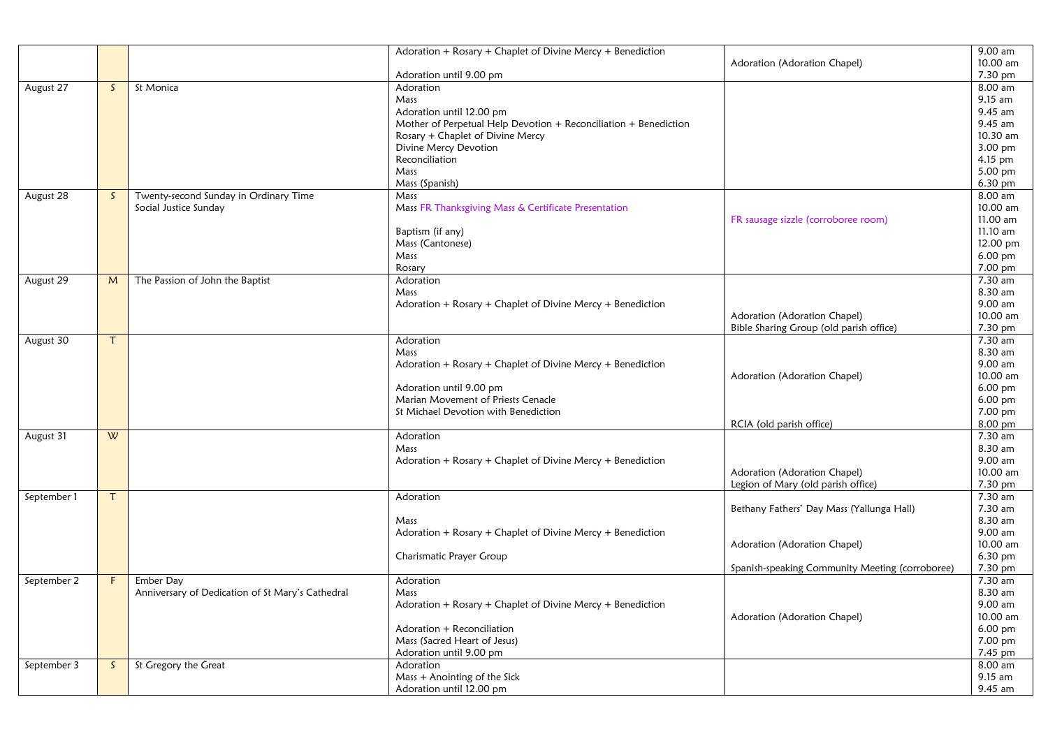| | | | | | |
|---|---|---|---|---|---|
| | | | Adoration + Rosary + Chaplet of Divine Mercy + Benediction<br><br>Adoration until 9.00 pm | <br>Adoration (Adoration Chapel) | 9.00 am<br>10.00 am<br>7.30 pm |
| August 27 | S | St Monica | Adoration<br>Mass<br>Adoration until 12.00 pm<br>Mother of Perpetual Help Devotion + Reconciliation + Benediction<br>Rosary + Chaplet of Divine Mercy<br>Divine Mercy Devotion<br>Reconciliation<br>Mass<br>Mass (Spanish) | | 8.00 am<br>9.15 am<br>9.45 am<br>9.45 am<br>10.30 am<br>3.00 pm<br>4.15 pm<br>5.00 pm<br>6.30 pm |
| August 28 | S | Twenty-second Sunday in Ordinary Time<br>Social Justice Sunday | Mass<br>Mass FR Thanksgiving Mass & Certificate Presentation<br><br>Baptism (if any)<br>Mass (Cantonese)<br>Mass<br>Rosary | <br><br>FR sausage sizzle (corroboree room) | 8.00 am<br>10.00 am<br>11.00 am<br>11.10 am<br>12.00 pm<br>6.00 pm<br>7.00 pm |
| August 29 | M | The Passion of John the Baptist | Adoration<br>Mass<br>Adoration + Rosary + Chaplet of Divine Mercy + Benediction | <br><br><br>Adoration (Adoration Chapel)<br>Bible Sharing Group (old parish office) | 7.30 am<br>8.30 am<br>9.00 am<br>10.00 am<br>7.30 pm |
| August 30 | T | | Adoration<br>Mass<br>Adoration + Rosary + Chaplet of Divine Mercy + Benediction<br><br>Adoration until 9.00 pm<br>Marian Movement of Priests Cenacle<br>St Michael Devotion with Benediction | <br><br><br>Adoration (Adoration Chapel)<br><br><br><br>RCIA (old parish office) | 7.30 am<br>8.30 am<br>9.00 am<br>10.00 am<br>6.00 pm<br>6.00 pm<br>7.00 pm<br>8.00 pm |
| August 31 | W | | Adoration<br>Mass<br>Adoration + Rosary + Chaplet of Divine Mercy + Benediction | <br><br><br>Adoration (Adoration Chapel)<br>Legion of Mary (old parish office) | 7.30 am<br>8.30 am<br>9.00 am<br>10.00 am<br>7.30 pm |
| September 1 | T | | Adoration<br><br>Mass<br>Adoration + Rosary + Chaplet of Divine Mercy + Benediction<br><br>Charismatic Prayer Group | <br>Bethany Fathers' Day Mass (Yallunga Hall)<br><br><br>Adoration (Adoration Chapel)<br><br>Spanish-speaking Community Meeting (corroboree) | 7.30 am<br>7.30 am<br>8.30 am<br>9.00 am<br>10.00 am<br>6.30 pm<br>7.30 pm |
| September 2 | F | Ember Day<br>Anniversary of Dedication of St Mary's Cathedral | Adoration<br>Mass<br>Adoration + Rosary + Chaplet of Divine Mercy + Benediction<br><br>Adoration + Reconciliation<br>Mass (Sacred Heart of Jesus)<br>Adoration until 9.00 pm | <br><br><br>Adoration (Adoration Chapel) | 7.30 am<br>8.30 am<br>9.00 am<br>10.00 am<br>6.00 pm<br>7.00 pm<br>7.45 pm |
| September 3 | S | St Gregory the Great | Adoration<br>Mass + Anointing of the Sick<br>Adoration until 12.00 pm | | 8.00 am<br>9.15 am<br>9.45 am |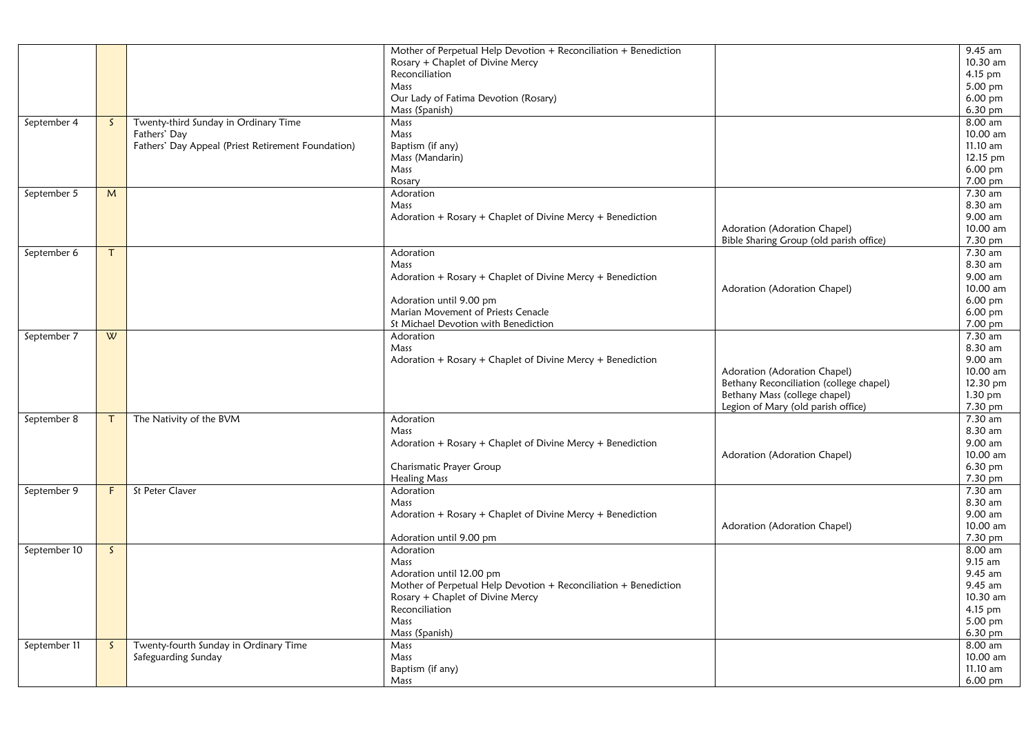| | | | | | |
|---|---|---|---|---|---|
| | | | Mother of Perpetual Help Devotion + Reconciliation + Benediction<br>Rosary + Chaplet of Divine Mercy<br>Reconciliation<br>Mass<br>Our Lady of Fatima Devotion (Rosary)<br>Mass (Spanish) | | 9.45 am<br>10.30 am<br>4.15 pm<br>5.00 pm<br>6.00 pm<br>6.30 pm |
| September 4 | S | Twenty-third Sunday in Ordinary Time<br>Fathers' Day<br>Fathers' Day Appeal (Priest Retirement Foundation) | Mass<br>Mass<br>Baptism (if any)<br>Mass (Mandarin)<br>Mass<br>Rosary | | 8.00 am<br>10.00 am<br>11.10 am<br>12.15 pm<br>6.00 pm<br>7.00 pm |
| September 5 | M | | Adoration<br>Mass<br>Adoration + Rosary + Chaplet of Divine Mercy + Benediction | Adoration (Adoration Chapel)<br>Bible Sharing Group (old parish office) | 7.30 am<br>8.30 am<br>9.00 am<br>10.00 am<br>7.30 pm |
| September 6 | T | | Adoration<br>Mass<br>Adoration + Rosary + Chaplet of Divine Mercy + Benediction<br>Adoration until 9.00 pm<br>Marian Movement of Priests Cenacle<br>St Michael Devotion with Benediction | Adoration (Adoration Chapel) | 7.30 am<br>8.30 am<br>9.00 am<br>10.00 am<br>6.00 pm<br>6.00 pm<br>7.00 pm |
| September 7 | W | | Adoration<br>Mass<br>Adoration + Rosary + Chaplet of Divine Mercy + Benediction | Adoration (Adoration Chapel)<br>Bethany Reconciliation (college chapel)<br>Bethany Mass (college chapel)<br>Legion of Mary (old parish office) | 7.30 am<br>8.30 am<br>9.00 am<br>10.00 am<br>12.30 pm<br>1.30 pm<br>7.30 pm |
| September 8 | T | The Nativity of the BVM | Adoration<br>Mass<br>Adoration + Rosary + Chaplet of Divine Mercy + Benediction<br>Charismatic Prayer Group<br>Healing Mass | Adoration (Adoration Chapel) | 7.30 am<br>8.30 am<br>9.00 am<br>10.00 am<br>6.30 pm<br>7.30 pm |
| September 9 | F | St Peter Claver | Adoration<br>Mass<br>Adoration + Rosary + Chaplet of Divine Mercy + Benediction<br>Adoration until 9.00 pm | Adoration (Adoration Chapel) | 7.30 am<br>8.30 am<br>9.00 am<br>10.00 am<br>7.30 pm |
| September 10 | S | | Adoration<br>Mass<br>Adoration until 12.00 pm<br>Mother of Perpetual Help Devotion + Reconciliation + Benediction<br>Rosary + Chaplet of Divine Mercy<br>Reconciliation<br>Mass<br>Mass (Spanish) | | 8.00 am<br>9.15 am<br>9.45 am<br>9.45 am<br>10.30 am<br>4.15 pm<br>5.00 pm<br>6.30 pm |
| September 11 | S | Twenty-fourth Sunday in Ordinary Time<br>Safeguarding Sunday | Mass<br>Mass<br>Baptism (if any)<br>Mass | | 8.00 am<br>10.00 am<br>11.10 am<br>6.00 pm |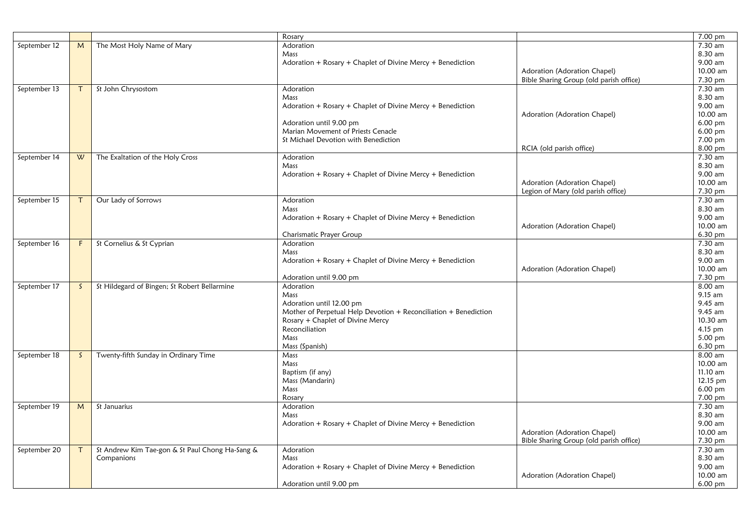| | | | | | |
|---|---|---|---|---|---|
| | | | Rosary | | 7.00 pm |
| September 12 | M | The Most Holy Name of Mary | Adoration<br>Mass<br>Adoration + Rosary + Chaplet of Divine Mercy + Benediction | <br><br><br>Adoration (Adoration Chapel)<br>Bible Sharing Group (old parish office) | 7.30 am<br>8.30 am<br>9.00 am<br>10.00 am<br>7.30 pm |
| September 13 | T | St John Chrysostom | Adoration<br>Mass<br>Adoration + Rosary + Chaplet of Divine Mercy + Benediction<br><br>Adoration until 9.00 pm<br>Marian Movement of Priests Cenacle<br>St Michael Devotion with Benediction | <br><br><br>Adoration (Adoration Chapel)<br><br><br><br>RCIA (old parish office) | 7.30 am<br>8.30 am<br>9.00 am<br>10.00 am<br>6.00 pm<br>6.00 pm<br>7.00 pm<br>8.00 pm |
| September 14 | W | The Exaltation of the Holy Cross | Adoration<br>Mass<br>Adoration + Rosary + Chaplet of Divine Mercy + Benediction | <br><br><br>Adoration (Adoration Chapel)<br>Legion of Mary (old parish office) | 7.30 am<br>8.30 am<br>9.00 am<br>10.00 am<br>7.30 pm |
| September 15 | T | Our Lady of Sorrows | Adoration<br>Mass<br>Adoration + Rosary + Chaplet of Divine Mercy + Benediction<br><br>Charismatic Prayer Group | <br><br><br>Adoration (Adoration Chapel) | 7.30 am<br>8.30 am<br>9.00 am<br>10.00 am<br>6.30 pm |
| September 16 | F | St Cornelius & St Cyprian | Adoration<br>Mass<br>Adoration + Rosary + Chaplet of Divine Mercy + Benediction<br><br>Adoration until 9.00 pm | <br><br><br>Adoration (Adoration Chapel) | 7.30 am<br>8.30 am<br>9.00 am<br>10.00 am<br>7.30 pm |
| September 17 | S | St Hildegard of Bingen; St Robert Bellarmine | Adoration<br>Mass<br>Adoration until 12.00 pm<br>Mother of Perpetual Help Devotion + Reconciliation + Benediction<br>Rosary + Chaplet of Divine Mercy<br>Reconciliation<br>Mass<br>Mass (Spanish) | | 8.00 am<br>9.15 am<br>9.45 am<br>9.45 am<br>10.30 am<br>4.15 pm<br>5.00 pm<br>6.30 pm |
| September 18 | S | Twenty-fifth Sunday in Ordinary Time | Mass<br>Mass<br>Baptism (if any)<br>Mass (Mandarin)<br>Mass<br>Rosary | | 8.00 am<br>10.00 am<br>11.10 am<br>12.15 pm<br>6.00 pm<br>7.00 pm |
| September 19 | M | St Januarius | Adoration<br>Mass<br>Adoration + Rosary + Chaplet of Divine Mercy + Benediction | <br><br><br>Adoration (Adoration Chapel)<br>Bible Sharing Group (old parish office) | 7.30 am<br>8.30 am<br>9.00 am<br>10.00 am<br>7.30 pm |
| September 20 | T | St Andrew Kim Tae-gon & St Paul Chong Ha-Sang & Companions | Adoration<br>Mass<br>Adoration + Rosary + Chaplet of Divine Mercy + Benediction<br><br>Adoration until 9.00 pm | <br><br><br>Adoration (Adoration Chapel) | 7.30 am<br>8.30 am<br>9.00 am<br>10.00 am<br>6.00 pm |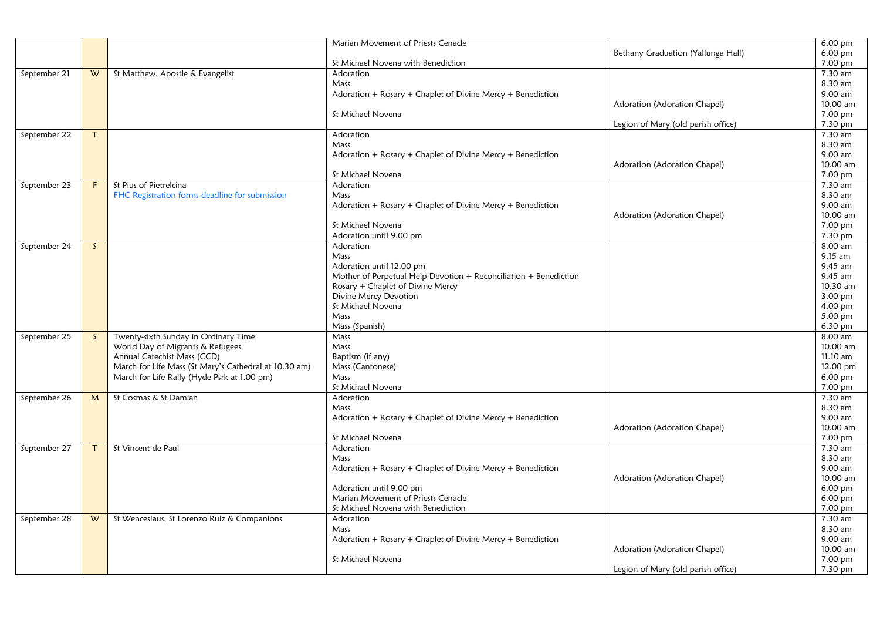| | | | | | |
|---|---|---|---|---|---|
| | | | Marian Movement of Priests Cenacle | | 6.00 pm |
| | | | | Bethany Graduation (Yallunga Hall) | 6.00 pm |
| | | | St Michael Novena with Benediction | | 7.00 pm |
| September 21 | W | St Matthew, Apostle & Evangelist | Adoration | | 7.30 am |
| | | | Mass | | 8.30 am |
| | | | Adoration + Rosary + Chaplet of Divine Mercy + Benediction | | 9.00 am |
| | | | | Adoration (Adoration Chapel) | 10.00 am |
| | | | St Michael Novena | | 7.00 pm |
| | | | | Legion of Mary (old parish office) | 7.30 pm |
| September 22 | T | | Adoration | | 7.30 am |
| | | | Mass | | 8.30 am |
| | | | Adoration + Rosary + Chaplet of Divine Mercy + Benediction | | 9.00 am |
| | | | | Adoration (Adoration Chapel) | 10.00 am |
| | | | St Michael Novena | | 7.00 pm |
| September 23 | F | St Pius of Pietrelcina | Adoration | | 7.30 am |
| | | FHC Registration forms deadline for submission | Mass | | 8.30 am |
| | | | Adoration + Rosary + Chaplet of Divine Mercy + Benediction | | 9.00 am |
| | | | | Adoration (Adoration Chapel) | 10.00 am |
| | | | St Michael Novena | | 7.00 pm |
| | | | Adoration until 9.00 pm | | 7.30 pm |
| September 24 | S | | Adoration | | 8.00 am |
| | | | Mass | | 9.15 am |
| | | | Adoration until 12.00 pm | | 9.45 am |
| | | | Mother of Perpetual Help Devotion + Reconciliation + Benediction | | 9.45 am |
| | | | Rosary + Chaplet of Divine Mercy | | 10.30 am |
| | | | Divine Mercy Devotion | | 3.00 pm |
| | | | St Michael Novena | | 4.00 pm |
| | | | Mass | | 5.00 pm |
| | | | Mass (Spanish) | | 6.30 pm |
| September 25 | S | Twenty-sixth Sunday in Ordinary Time | Mass | | 8.00 am |
| | | World Day of Migrants & Refugees | Mass | | 10.00 am |
| | | Annual Catechist Mass (CCD) | Baptism (if any) | | 11.10 am |
| | | March for Life Mass (St Mary's Cathedral at 10.30 am) | Mass (Cantonese) | | 12.00 pm |
| | | March for Life Rally (Hyde Psrk at 1.00 pm) | Mass | | 6.00 pm |
| | | | St Michael Novena | | 7.00 pm |
| September 26 | M | St Cosmas & St Damian | Adoration | | 7.30 am |
| | | | Mass | | 8.30 am |
| | | | Adoration + Rosary + Chaplet of Divine Mercy + Benediction | | 9.00 am |
| | | | | Adoration (Adoration Chapel) | 10.00 am |
| | | | St Michael Novena | | 7.00 pm |
| September 27 | T | St Vincent de Paul | Adoration | | 7.30 am |
| | | | Mass | | 8.30 am |
| | | | Adoration + Rosary + Chaplet of Divine Mercy + Benediction | | 9.00 am |
| | | | | Adoration (Adoration Chapel) | 10.00 am |
| | | | Adoration until 9.00 pm | | 6.00 pm |
| | | | Marian Movement of Priests Cenacle | | 6.00 pm |
| | | | St Michael Novena with Benediction | | 7.00 pm |
| September 28 | W | St Wenceslaus, St Lorenzo Ruiz & Companions | Adoration | | 7.30 am |
| | | | Mass | | 8.30 am |
| | | | Adoration + Rosary + Chaplet of Divine Mercy + Benediction | | 9.00 am |
| | | | | Adoration (Adoration Chapel) | 10.00 am |
| | | | St Michael Novena | | 7.00 pm |
| | | | | Legion of Mary (old parish office) | 7.30 pm |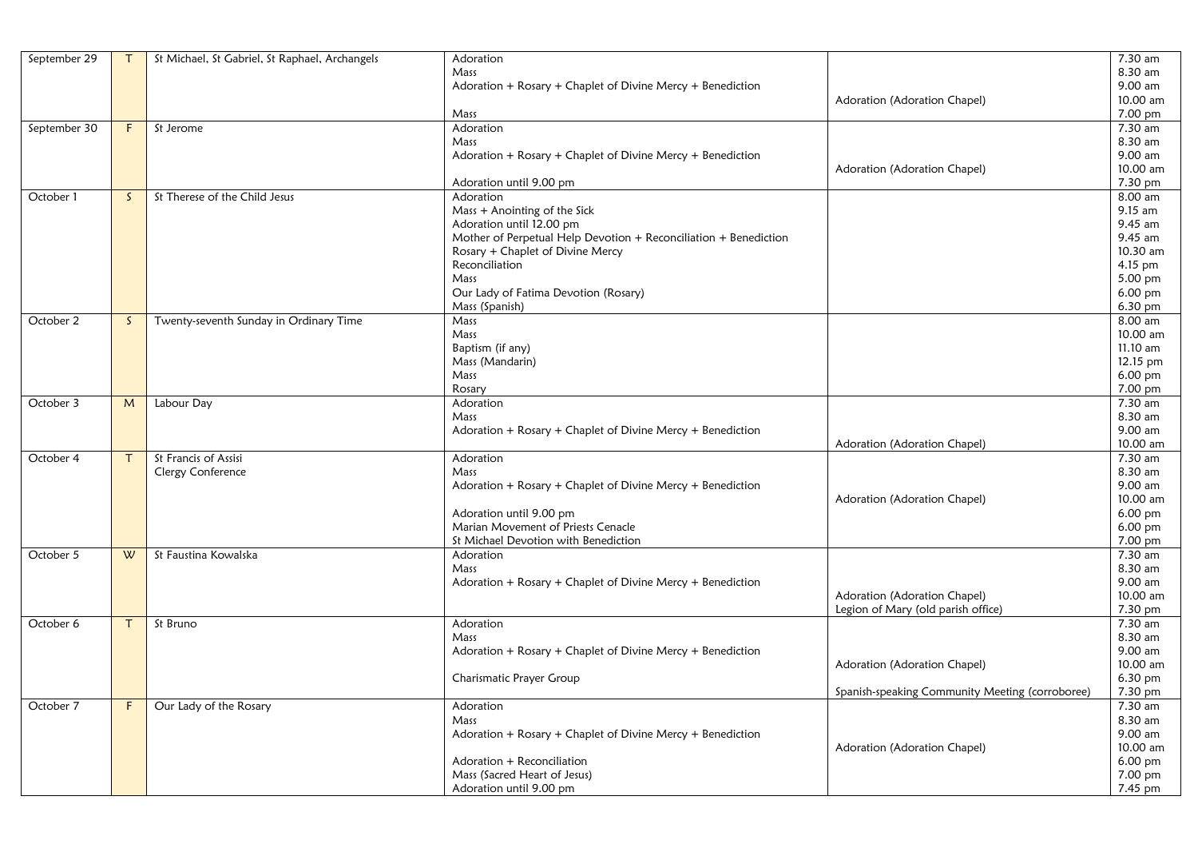| | | | | | |
|---|---|---|---|---|---|
| September 29 | T | St Michael, St Gabriel, St Raphael, Archangels | Adoration<br>Mass<br>Adoration + Rosary + Chaplet of Divine Mercy + Benediction<br><br>Mass | <br><br><br>Adoration (Adoration Chapel)<br> | 7.30 am<br>8.30 am<br>9.00 am<br>10.00 am<br>7.00 pm |
| September 30 | F | St Jerome | Adoration<br>Mass<br>Adoration + Rosary + Chaplet of Divine Mercy + Benediction<br><br>Adoration until 9.00 pm | <br><br><br>Adoration (Adoration Chapel)<br> | 7.30 am<br>8.30 am<br>9.00 am<br>10.00 am<br>7.30 pm |
| October 1 | S | St Therese of the Child Jesus | Adoration<br>Mass + Anointing of the Sick<br>Adoration until 12.00 pm<br>Mother of Perpetual Help Devotion + Reconciliation + Benediction<br>Rosary + Chaplet of Divine Mercy<br>Reconciliation<br>Mass<br>Our Lady of Fatima Devotion (Rosary)<br>Mass (Spanish) | | 8.00 am<br>9.15 am<br>9.45 am<br>9.45 am<br>10.30 am<br>4.15 pm<br>5.00 pm<br>6.00 pm<br>6.30 pm |
| October 2 | S | Twenty-seventh Sunday in Ordinary Time | Mass<br>Mass<br>Baptism (if any)<br>Mass (Mandarin)<br>Mass<br>Rosary | | 8.00 am<br>10.00 am<br>11.10 am<br>12.15 pm<br>6.00 pm<br>7.00 pm |
| October 3 | M | Labour Day | Adoration<br>Mass<br>Adoration + Rosary + Chaplet of Divine Mercy + Benediction | <br><br><br>Adoration (Adoration Chapel) | 7.30 am<br>8.30 am<br>9.00 am<br>10.00 am |
| October 4 | T | St Francis of Assisi<br>Clergy Conference | Adoration<br>Mass<br>Adoration + Rosary + Chaplet of Divine Mercy + Benediction<br><br>Adoration until 9.00 pm<br>Marian Movement of Priests Cenacle<br>St Michael Devotion with Benediction | <br><br><br>Adoration (Adoration Chapel)<br><br><br> | 7.30 am<br>8.30 am<br>9.00 am<br>10.00 am<br>6.00 pm<br>6.00 pm<br>7.00 pm |
| October 5 | W | St Faustina Kowalska | Adoration<br>Mass<br>Adoration + Rosary + Chaplet of Divine Mercy + Benediction | <br><br><br>Adoration (Adoration Chapel)<br>Legion of Mary (old parish office) | 7.30 am<br>8.30 am<br>9.00 am<br>10.00 am<br>7.30 pm |
| October 6 | T | St Bruno | Adoration<br>Mass<br>Adoration + Rosary + Chaplet of Divine Mercy + Benediction<br><br>Charismatic Prayer Group | <br><br><br>Adoration (Adoration Chapel)<br><br>Spanish-speaking Community Meeting (corroboree) | 7.30 am<br>8.30 am<br>9.00 am<br>10.00 am<br>6.30 pm<br>7.30 pm |
| October 7 | F | Our Lady of the Rosary | Adoration<br>Mass<br>Adoration + Rosary + Chaplet of Divine Mercy + Benediction<br><br>Adoration + Reconciliation<br>Mass (Sacred Heart of Jesus)<br>Adoration until 9.00 pm | <br><br><br>Adoration (Adoration Chapel)<br><br><br> | 7.30 am<br>8.30 am<br>9.00 am<br>10.00 am<br>6.00 pm<br>7.00 pm<br>7.45 pm |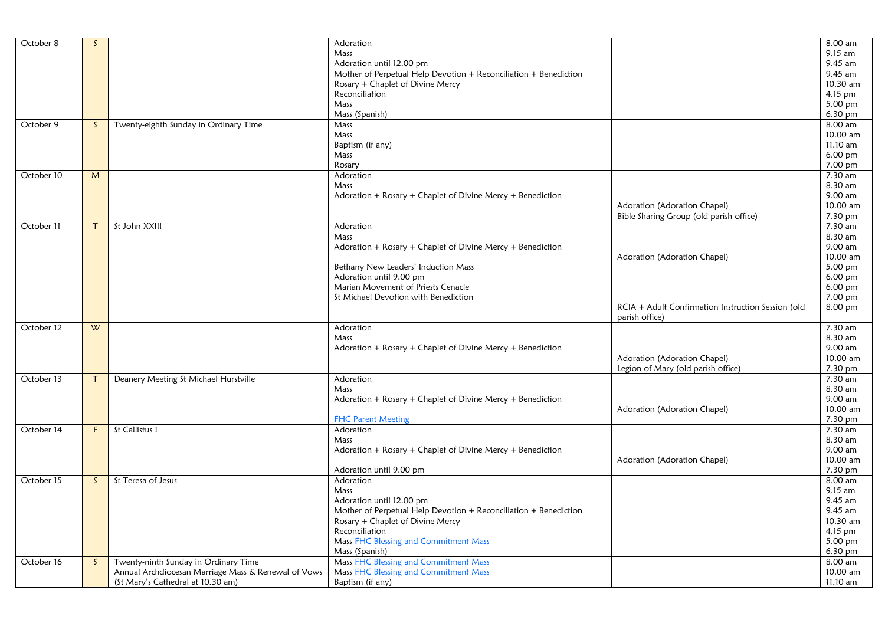| | | | | | |
|---|---|---|---|---|---|
| October 8 | S | | Adoration<br>Mass<br>Adoration until 12.00 pm<br>Mother of Perpetual Help Devotion + Reconciliation + Benediction<br>Rosary + Chaplet of Divine Mercy<br>Reconciliation<br>Mass<br>Mass (Spanish) | | 8.00 am<br>9.15 am<br>9.45 am<br>9.45 am<br>10.30 am<br>4.15 pm<br>5.00 pm<br>6.30 pm |
| October 9 | S | Twenty-eighth Sunday in Ordinary Time | Mass<br>Mass<br>Baptism (if any)<br>Mass<br>Rosary | | 8.00 am<br>10.00 am<br>11.10 am<br>6.00 pm<br>7.00 pm |
| October 10 | M | | Adoration<br>Mass<br>Adoration + Rosary + Chaplet of Divine Mercy + Benediction | <br><br><br>Adoration (Adoration Chapel)<br>Bible Sharing Group (old parish office) | 7.30 am<br>8.30 am<br>9.00 am<br>10.00 am<br>7.30 pm |
| October 11 | T | St John XXIII | Adoration<br>Mass<br>Adoration + Rosary + Chaplet of Divine Mercy + Benediction<br><br>Bethany New Leaders' Induction Mass<br>Adoration until 9.00 pm<br>Marian Movement of Priests Cenacle<br>St Michael Devotion with Benediction | <br><br><br>Adoration (Adoration Chapel)<br><br><br><br><br>RCIA + Adult Confirmation Instruction Session (old parish office) | 7.30 am<br>8.30 am<br>9.00 am<br>10.00 am<br>5.00 pm<br>6.00 pm<br>6.00 pm<br>7.00 pm<br>8.00 pm |
| October 12 | W | | Adoration<br>Mass<br>Adoration + Rosary + Chaplet of Divine Mercy + Benediction | <br><br><br>Adoration (Adoration Chapel)<br>Legion of Mary (old parish office) | 7.30 am<br>8.30 am<br>9.00 am<br>10.00 am<br>7.30 pm |
| October 13 | T | Deanery Meeting St Michael Hurstville | Adoration<br>Mass<br>Adoration + Rosary + Chaplet of Divine Mercy + Benediction<br><br>FHC Parent Meeting | <br><br><br>Adoration (Adoration Chapel) | 7.30 am<br>8.30 am<br>9.00 am<br>10.00 am<br>7.30 pm |
| October 14 | F | St Callistus I | Adoration<br>Mass<br>Adoration + Rosary + Chaplet of Divine Mercy + Benediction<br><br>Adoration until 9.00 pm | <br><br><br>Adoration (Adoration Chapel) | 7.30 am<br>8.30 am<br>9.00 am<br>10.00 am<br>7.30 pm |
| October 15 | S | St Teresa of Jesus | Adoration<br>Mass<br>Adoration until 12.00 pm<br>Mother of Perpetual Help Devotion + Reconciliation + Benediction<br>Rosary + Chaplet of Divine Mercy<br>Reconciliation<br>Mass FHC Blessing and Commitment Mass<br>Mass (Spanish) | | 8.00 am<br>9.15 am<br>9.45 am<br>9.45 am<br>10.30 am<br>4.15 pm<br>5.00 pm<br>6.30 pm |
| October 16 | S | Twenty-ninth Sunday in Ordinary Time<br>Annual Archdiocesan Marriage Mass & Renewal of Vows (St Mary's Cathedral at 10.30 am) | Mass FHC Blessing and Commitment Mass<br>Mass FHC Blessing and Commitment Mass<br>Baptism (if any) | | 8.00 am<br>10.00 am<br>11.10 am |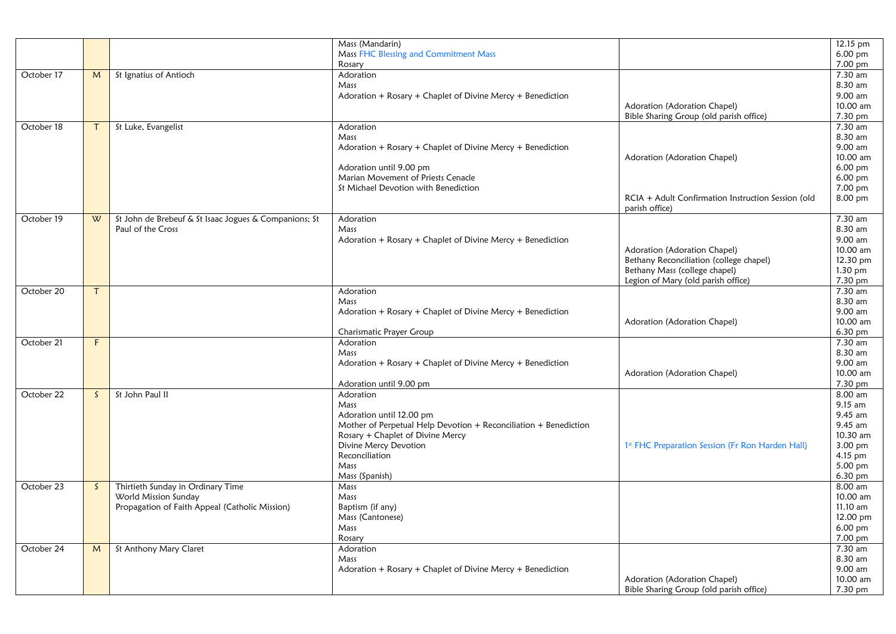| | | | | | |
|---|---|---|---|---|---|
| | | | Mass (Mandarin)<br>Mass FHC Blessing and Commitment Mass<br>Rosary | | 12.15 pm<br>6.00 pm<br>7.00 pm |
| October 17 | M | St Ignatius of Antioch | Adoration<br>Mass<br>Adoration + Rosary + Chaplet of Divine Mercy + Benediction | Adoration (Adoration Chapel)<br>Bible Sharing Group (old parish office) | 7.30 am<br>8.30 am<br>9.00 am<br>10.00 am<br>7.30 pm |
| October 18 | T | St Luke, Evangelist | Adoration<br>Mass<br>Adoration + Rosary + Chaplet of Divine Mercy + Benediction<br>Adoration until 9.00 pm<br>Marian Movement of Priests Cenacle<br>St Michael Devotion with Benediction | Adoration (Adoration Chapel)<br>RCIA + Adult Confirmation Instruction Session (old parish office) | 7.30 am<br>8.30 am<br>9.00 am<br>10.00 am<br>6.00 pm<br>6.00 pm<br>7.00 pm<br>8.00 pm |
| October 19 | W | St John de Brebeuf & St Isaac Jogues & Companions; St Paul of the Cross | Adoration<br>Mass<br>Adoration + Rosary + Chaplet of Divine Mercy + Benediction | Adoration (Adoration Chapel)<br>Bethany Reconciliation (college chapel)<br>Bethany Mass (college chapel)<br>Legion of Mary (old parish office) | 7.30 am<br>8.30 am<br>9.00 am<br>10.00 am<br>12.30 pm<br>1.30 pm<br>7.30 pm |
| October 20 | T | | Adoration<br>Mass<br>Adoration + Rosary + Chaplet of Divine Mercy + Benediction<br>Charismatic Prayer Group | Adoration (Adoration Chapel) | 7.30 am<br>8.30 am<br>9.00 am<br>10.00 am<br>6.30 pm |
| October 21 | F | | Adoration<br>Mass<br>Adoration + Rosary + Chaplet of Divine Mercy + Benediction<br>Adoration until 9.00 pm | Adoration (Adoration Chapel) | 7.30 am<br>8.30 am<br>9.00 am<br>10.00 am<br>7.30 pm |
| October 22 | S | St John Paul II | Adoration<br>Mass<br>Adoration until 12.00 pm<br>Mother of Perpetual Help Devotion + Reconciliation + Benediction<br>Rosary + Chaplet of Divine Mercy<br>Divine Mercy Devotion<br>Reconciliation<br>Mass<br>Mass (Spanish) | 1st FHC Preparation Session (Fr Ron Harden Hall) | 8.00 am<br>9.15 am<br>9.45 am<br>9.45 am<br>10.30 am<br>3.00 pm<br>4.15 pm<br>5.00 pm<br>6.30 pm |
| October 23 | S | Thirtieth Sunday in Ordinary Time<br>World Mission Sunday<br>Propagation of Faith Appeal (Catholic Mission) | Mass<br>Mass<br>Baptism (if any)<br>Mass (Cantonese)<br>Mass<br>Rosary | | 8.00 am<br>10.00 am<br>11.10 am<br>12.00 pm<br>6.00 pm<br>7.00 pm |
| October 24 | M | St Anthony Mary Claret | Adoration<br>Mass<br>Adoration + Rosary + Chaplet of Divine Mercy + Benediction | Adoration (Adoration Chapel)<br>Bible Sharing Group (old parish office) | 7.30 am<br>8.30 am<br>9.00 am<br>10.00 am<br>7.30 pm |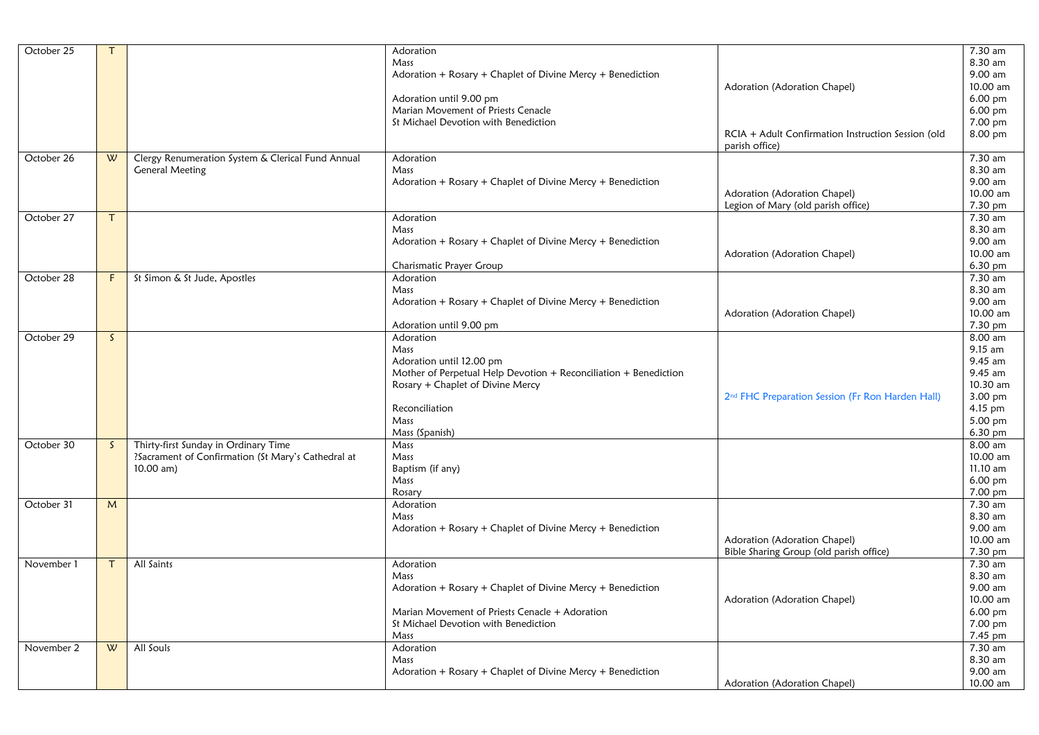| | | | | | |
|---|---|---|---|---|---|
| October 25 | T | | Adoration<br>Mass<br>Adoration + Rosary + Chaplet of Divine Mercy + Benediction<br><br>Adoration until 9.00 pm<br>Marian Movement of Priests Cenacle<br>St Michael Devotion with Benediction | <br><br><br>Adoration (Adoration Chapel)<br><br><br><br>RCIA + Adult Confirmation Instruction Session (old parish office) | 7.30 am<br>8.30 am<br>9.00 am<br>10.00 am<br>6.00 pm<br>6.00 pm<br>7.00 pm<br>8.00 pm |
| October 26 | W | Clergy Renumeration System & Clerical Fund Annual General Meeting | Adoration<br>Mass<br>Adoration + Rosary + Chaplet of Divine Mercy + Benediction | <br><br><br>Adoration (Adoration Chapel)<br>Legion of Mary (old parish office) | 7.30 am<br>8.30 am<br>9.00 am<br>10.00 am<br>7.30 pm |
| October 27 | T | | Adoration<br>Mass<br>Adoration + Rosary + Chaplet of Divine Mercy + Benediction<br><br>Charismatic Prayer Group | <br><br><br>Adoration (Adoration Chapel) | 7.30 am<br>8.30 am<br>9.00 am<br>10.00 am<br>6.30 pm |
| October 28 | F | St Simon & St Jude, Apostles | Adoration<br>Mass<br>Adoration + Rosary + Chaplet of Divine Mercy + Benediction<br><br>Adoration until 9.00 pm | <br><br><br>Adoration (Adoration Chapel) | 7.30 am<br>8.30 am<br>9.00 am<br>10.00 am<br>7.30 pm |
| October 29 | S | | Adoration<br>Mass<br>Adoration until 12.00 pm<br>Mother of Perpetual Help Devotion + Reconciliation + Benediction<br>Rosary + Chaplet of Divine Mercy<br><br>Reconciliation<br>Mass<br>Mass (Spanish) | <br><br><br><br><br>2nd FHC Preparation Session (Fr Ron Harden Hall) | 8.00 am<br>9.15 am<br>9.45 am<br>9.45 am<br>10.30 am<br>3.00 pm<br>4.15 pm<br>5.00 pm<br>6.30 pm |
| October 30 | S | Thirty-first Sunday in Ordinary Time<br>?Sacrament of Confirmation (St Mary's Cathedral at 10.00 am) | Mass<br>Mass<br>Baptism (if any)<br>Mass<br>Rosary | | 8.00 am<br>10.00 am<br>11.10 am<br>6.00 pm<br>7.00 pm |
| October 31 | M | | Adoration<br>Mass<br>Adoration + Rosary + Chaplet of Divine Mercy + Benediction | <br><br><br>Adoration (Adoration Chapel)<br>Bible Sharing Group (old parish office) | 7.30 am<br>8.30 am<br>9.00 am<br>10.00 am<br>7.30 pm |
| November 1 | T | All Saints | Adoration<br>Mass<br>Adoration + Rosary + Chaplet of Divine Mercy + Benediction<br><br>Marian Movement of Priests Cenacle + Adoration<br>St Michael Devotion with Benediction<br>Mass | <br><br><br>Adoration (Adoration Chapel) | 7.30 am<br>8.30 am<br>9.00 am<br>10.00 am<br>6.00 pm<br>7.00 pm<br>7.45 pm |
| November 2 | W | All Souls | Adoration<br>Mass<br>Adoration + Rosary + Chaplet of Divine Mercy + Benediction | <br><br><br>Adoration (Adoration Chapel) | 7.30 am<br>8.30 am<br>9.00 am<br>10.00 am |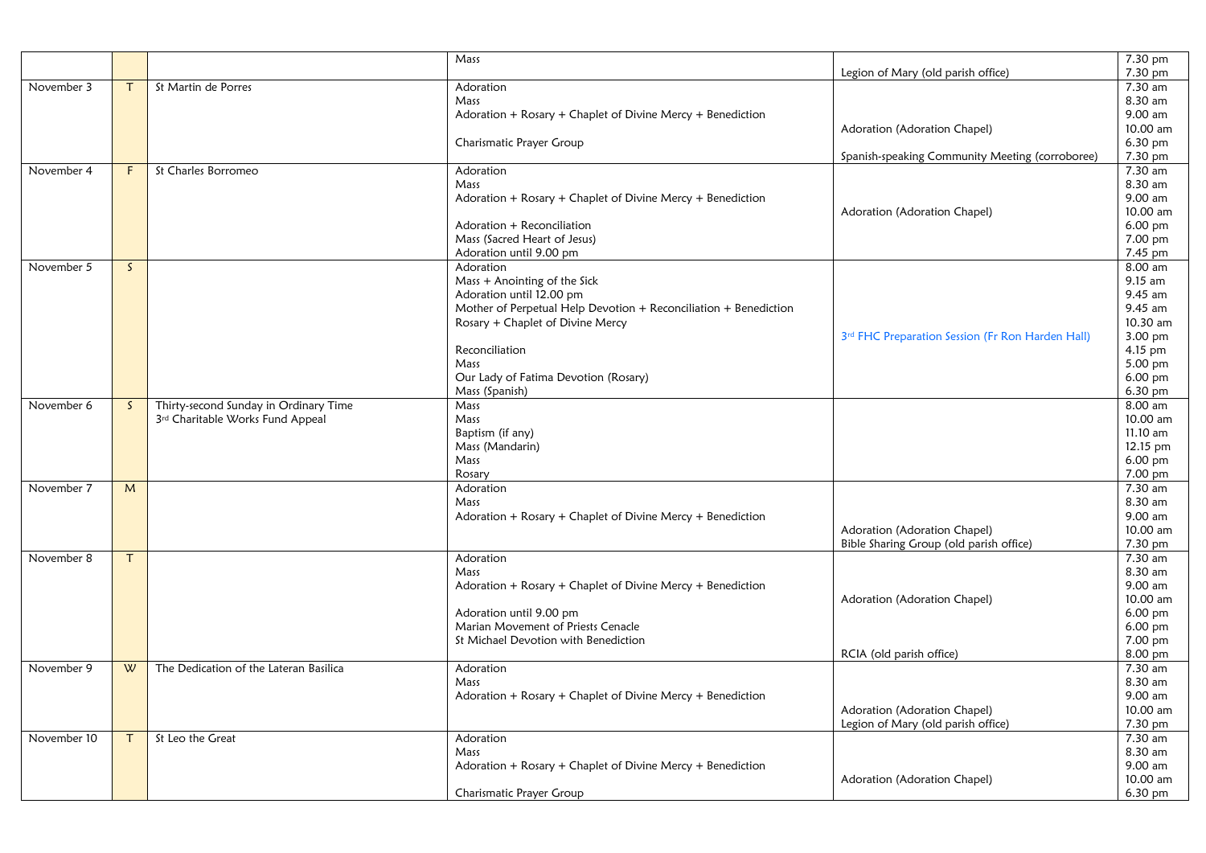| | | | | | |
|---|---|---|---|---|---|
| | | | Mass | Legion of Mary (old parish office) | 7.30 pm<br>7.30 pm |
| November 3 | T | St Martin de Porres | Adoration<br>Mass<br>Adoration + Rosary + Chaplet of Divine Mercy + Benediction<br><br>Charismatic Prayer Group | <br><br><br>Adoration (Adoration Chapel)<br><br>Spanish-speaking Community Meeting (corroboree) | 7.30 am<br>8.30 am<br>9.00 am<br>10.00 am<br>6.30 pm<br>7.30 pm |
| November 4 | F | St Charles Borromeo | Adoration<br>Mass<br>Adoration + Rosary + Chaplet of Divine Mercy + Benediction<br><br>Adoration + Reconciliation<br>Mass (Sacred Heart of Jesus)<br>Adoration until 9.00 pm | <br><br><br>Adoration (Adoration Chapel) | 7.30 am<br>8.30 am<br>9.00 am<br>10.00 am<br>6.00 pm<br>7.00 pm<br>7.45 pm |
| November 5 | S | | Adoration<br>Mass + Anointing of the Sick<br>Adoration until 12.00 pm<br>Mother of Perpetual Help Devotion + Reconciliation + Benediction<br>Rosary + Chaplet of Divine Mercy<br><br>Reconciliation<br>Mass<br>Our Lady of Fatima Devotion (Rosary)<br>Mass (Spanish) | <br><br><br><br><br>3rd FHC Preparation Session (Fr Ron Harden Hall) | 8.00 am<br>9.15 am<br>9.45 am<br>9.45 am<br>10.30 am<br>3.00 pm<br>4.15 pm<br>5.00 pm<br>6.00 pm<br>6.30 pm |
| November 6 | S | Thirty-second Sunday in Ordinary Time<br>3rd Charitable Works Fund Appeal | Mass<br>Mass<br>Baptism (if any)<br>Mass (Mandarin)<br>Mass<br>Rosary | | 8.00 am<br>10.00 am<br>11.10 am<br>12.15 pm<br>6.00 pm<br>7.00 pm |
| November 7 | M | | Adoration<br>Mass<br>Adoration + Rosary + Chaplet of Divine Mercy + Benediction | <br><br><br>Adoration (Adoration Chapel)<br>Bible Sharing Group (old parish office) | 7.30 am<br>8.30 am<br>9.00 am<br>10.00 am<br>7.30 pm |
| November 8 | T | | Adoration<br>Mass<br>Adoration + Rosary + Chaplet of Divine Mercy + Benediction<br><br>Adoration until 9.00 pm<br>Marian Movement of Priests Cenacle<br>St Michael Devotion with Benediction | <br><br><br>Adoration (Adoration Chapel)<br><br><br><br>RCIA (old parish office) | 7.30 am<br>8.30 am<br>9.00 am<br>10.00 am<br>6.00 pm<br>6.00 pm<br>7.00 pm<br>8.00 pm |
| November 9 | W | The Dedication of the Lateran Basilica | Adoration<br>Mass<br>Adoration + Rosary + Chaplet of Divine Mercy + Benediction | <br><br><br>Adoration (Adoration Chapel)<br>Legion of Mary (old parish office) | 7.30 am<br>8.30 am<br>9.00 am<br>10.00 am<br>7.30 pm |
| November 10 | T | St Leo the Great | Adoration<br>Mass<br>Adoration + Rosary + Chaplet of Divine Mercy + Benediction<br><br>Charismatic Prayer Group | <br><br><br>Adoration (Adoration Chapel) | 7.30 am<br>8.30 am<br>9.00 am<br>10.00 am<br>6.30 pm |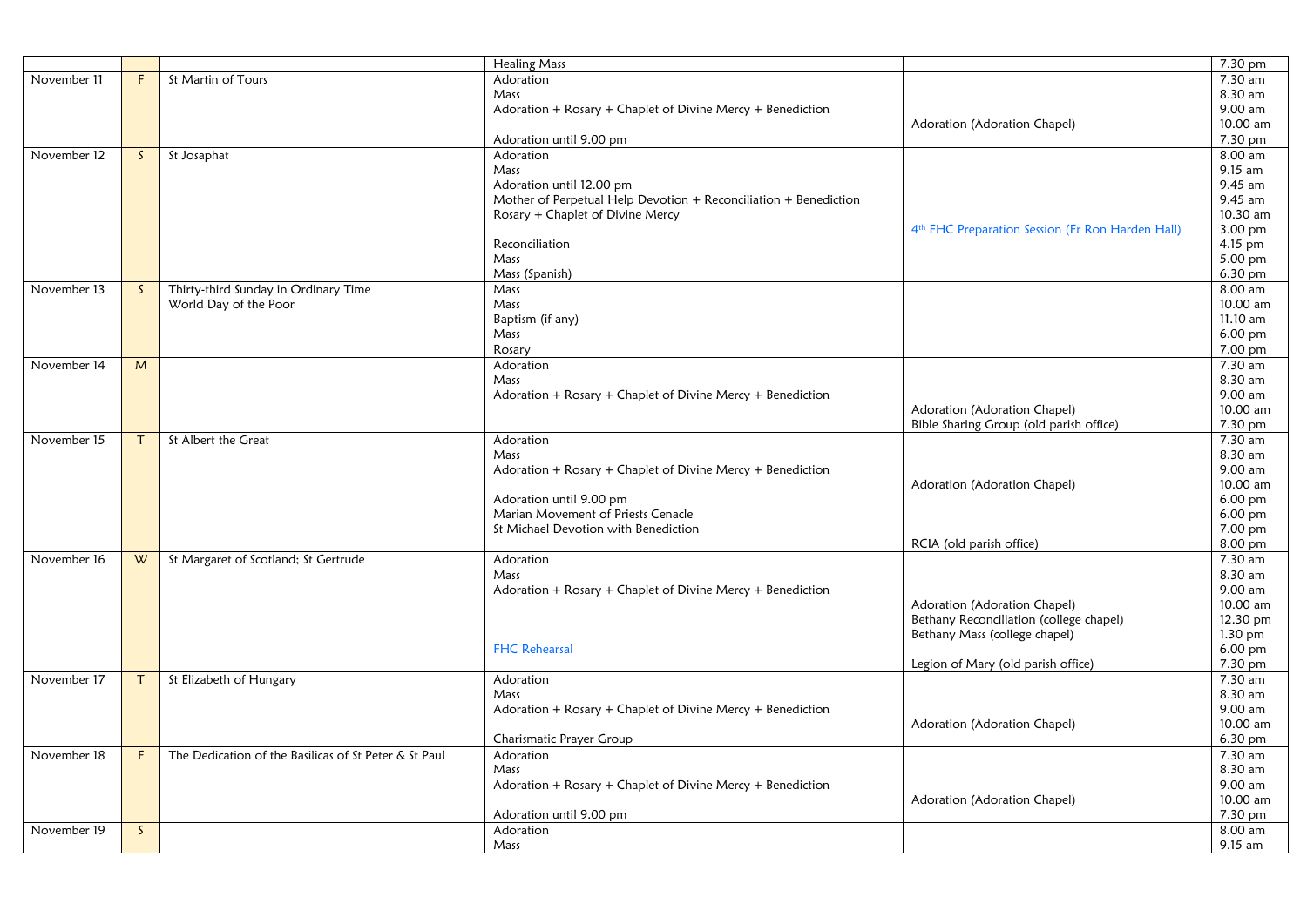| | | | | | |
|---|---|---|---|---|---|
| | | | Healing Mass | | 7.30 pm |
| November 11 | F | St Martin of Tours | Adoration<br>Mass<br>Adoration + Rosary + Chaplet of Divine Mercy + Benediction<br><br>Adoration until 9.00 pm | <br><br><br>Adoration (Adoration Chapel)<br> | 7.30 am<br>8.30 am<br>9.00 am<br>10.00 am<br>7.30 pm |
| November 12 | S | St Josaphat | Adoration<br>Mass<br>Adoration until 12.00 pm<br>Mother of Perpetual Help Devotion + Reconciliation + Benediction<br>Rosary + Chaplet of Divine Mercy<br><br>Reconciliation<br>Mass<br>Mass (Spanish) | <br><br><br><br><br>4th FHC Preparation Session (Fr Ron Harden Hall)<br><br><br> | 8.00 am<br>9.15 am<br>9.45 am<br>9.45 am<br>10.30 am<br>3.00 pm<br>4.15 pm<br>5.00 pm<br>6.30 pm |
| November 13 | S | Thirty-third Sunday in Ordinary Time<br>World Day of the Poor | Mass<br>Mass<br>Baptism (if any)<br>Mass<br>Rosary | | 8.00 am<br>10.00 am<br>11.10 am<br>6.00 pm<br>7.00 pm |
| November 14 | M | | Adoration<br>Mass<br>Adoration + Rosary + Chaplet of Divine Mercy + Benediction | <br><br><br>Adoration (Adoration Chapel)<br>Bible Sharing Group (old parish office) | 7.30 am<br>8.30 am<br>9.00 am<br>10.00 am<br>7.30 pm |
| November 15 | T | St Albert the Great | Adoration<br>Mass<br>Adoration + Rosary + Chaplet of Divine Mercy + Benediction<br><br>Adoration until 9.00 pm<br>Marian Movement of Priests Cenacle<br>St Michael Devotion with Benediction | <br><br><br>Adoration (Adoration Chapel)<br><br><br><br>RCIA (old parish office) | 7.30 am<br>8.30 am<br>9.00 am<br>10.00 am<br>6.00 pm<br>6.00 pm<br>7.00 pm<br>8.00 pm |
| November 16 | W | St Margaret of Scotland; St Gertrude | Adoration<br>Mass<br>Adoration + Rosary + Chaplet of Divine Mercy + Benediction<br><br><br><br>FHC Rehearsal | <br><br><br>Adoration (Adoration Chapel)<br>Bethany Reconciliation (college chapel)<br>Bethany Mass (college chapel)<br><br>Legion of Mary (old parish office) | 7.30 am<br>8.30 am<br>9.00 am<br>10.00 am<br>12.30 pm<br>1.30 pm<br>6.00 pm<br>7.30 pm |
| November 17 | T | St Elizabeth of Hungary | Adoration<br>Mass<br>Adoration + Rosary + Chaplet of Divine Mercy + Benediction<br><br>Charismatic Prayer Group | <br><br><br>Adoration (Adoration Chapel)<br> | 7.30 am<br>8.30 am<br>9.00 am<br>10.00 am<br>6.30 pm |
| November 18 | F | The Dedication of the Basilicas of St Peter & St Paul | Adoration<br>Mass<br>Adoration + Rosary + Chaplet of Divine Mercy + Benediction<br><br>Adoration until 9.00 pm | <br><br><br>Adoration (Adoration Chapel)<br> | 7.30 am<br>8.30 am<br>9.00 am<br>10.00 am<br>7.30 pm |
| November 19 | S | | Adoration<br>Mass | | 8.00 am<br>9.15 am |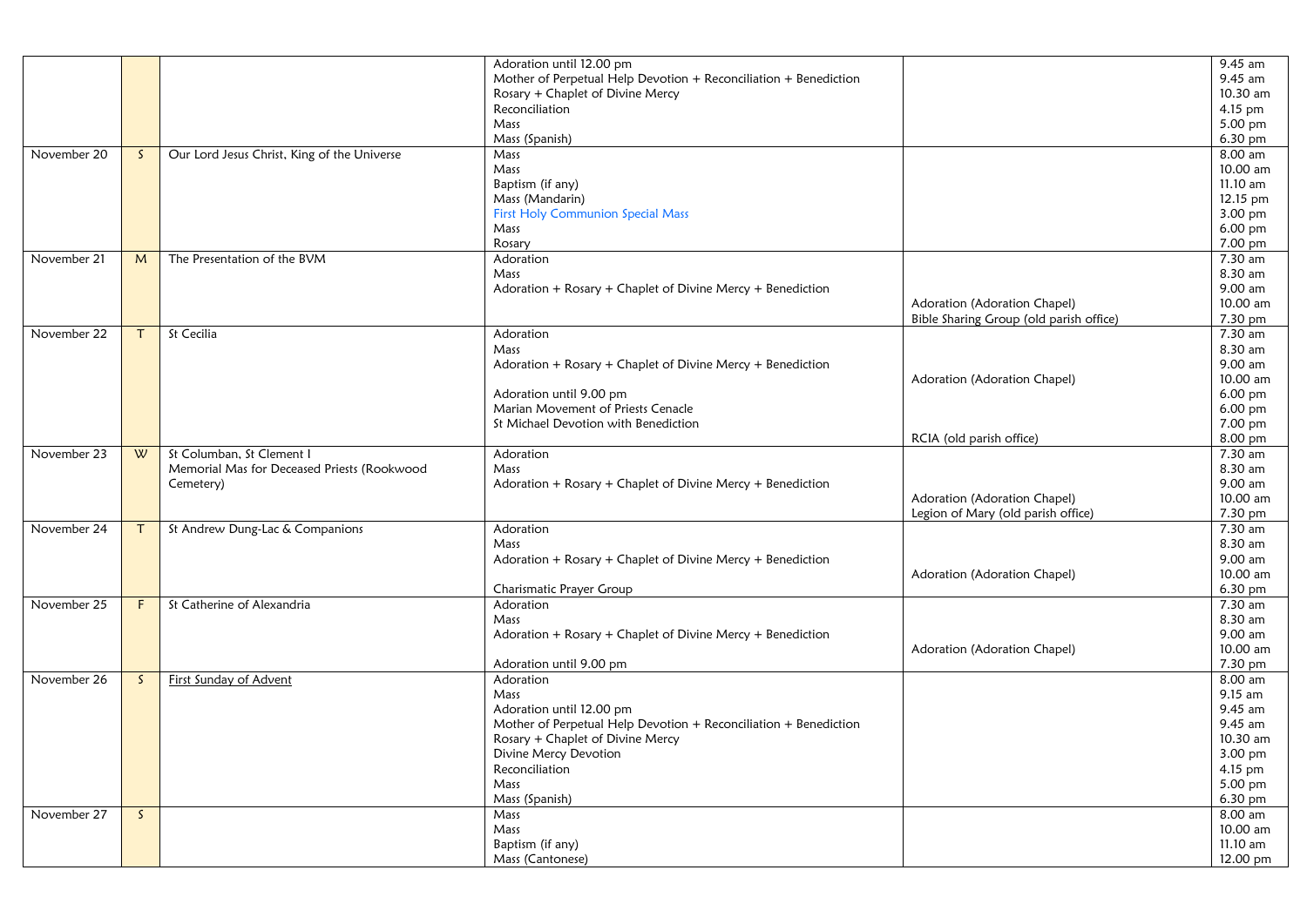| | | | | | |
|---|---|---|---|---|---|
| | | | Adoration until 12.00 pm<br>Mother of Perpetual Help Devotion + Reconciliation + Benediction<br>Rosary + Chaplet of Divine Mercy<br>Reconciliation<br>Mass<br>Mass (Spanish) | | 9.45 am<br>9.45 am<br>10.30 am<br>4.15 pm<br>5.00 pm<br>6.30 pm |
| November 20 | S | Our Lord Jesus Christ, King of the Universe | Mass<br>Mass<br>Baptism (if any)<br>Mass (Mandarin)<br>First Holy Communion Special Mass<br>Mass<br>Rosary | | 8.00 am<br>10.00 am<br>11.10 am<br>12.15 pm<br>3.00 pm<br>6.00 pm<br>7.00 pm |
| November 21 | M | The Presentation of the BVM | Adoration<br>Mass<br>Adoration + Rosary + Chaplet of Divine Mercy + Benediction | <br><br><br>Adoration (Adoration Chapel)<br>Bible Sharing Group (old parish office) | 7.30 am<br>8.30 am<br>9.00 am<br>10.00 am<br>7.30 pm |
| November 22 | T | St Cecilia | Adoration<br>Mass<br>Adoration + Rosary + Chaplet of Divine Mercy + Benediction<br><br>Adoration until 9.00 pm<br>Marian Movement of Priests Cenacle<br>St Michael Devotion with Benediction | <br><br><br>Adoration (Adoration Chapel)<br><br><br><br>RCIA (old parish office) | 7.30 am<br>8.30 am<br>9.00 am<br>10.00 am<br>6.00 pm<br>6.00 pm<br>7.00 pm<br>8.00 pm |
| November 23 | W | St Columban, St Clement I<br>Memorial Mas for Deceased Priests (Rookwood Cemetery) | Adoration<br>Mass<br>Adoration + Rosary + Chaplet of Divine Mercy + Benediction | <br><br><br>Adoration (Adoration Chapel)<br>Legion of Mary (old parish office) | 7.30 am<br>8.30 am<br>9.00 am<br>10.00 am<br>7.30 pm |
| November 24 | T | St Andrew Dung-Lac & Companions | Adoration<br>Mass<br>Adoration + Rosary + Chaplet of Divine Mercy + Benediction<br><br>Charismatic Prayer Group | <br><br><br>Adoration (Adoration Chapel) | 7.30 am<br>8.30 am<br>9.00 am<br>10.00 am<br>6.30 pm |
| November 25 | F | St Catherine of Alexandria | Adoration<br>Mass<br>Adoration + Rosary + Chaplet of Divine Mercy + Benediction<br><br>Adoration until 9.00 pm | <br><br><br>Adoration (Adoration Chapel) | 7.30 am<br>8.30 am<br>9.00 am<br>10.00 am<br>7.30 pm |
| November 26 | S | First Sunday of Advent | Adoration<br>Mass<br>Adoration until 12.00 pm<br>Mother of Perpetual Help Devotion + Reconciliation + Benediction<br>Rosary + Chaplet of Divine Mercy<br>Divine Mercy Devotion<br>Reconciliation<br>Mass<br>Mass (Spanish) | | 8.00 am<br>9.15 am<br>9.45 am<br>9.45 am<br>10.30 am<br>3.00 pm<br>4.15 pm<br>5.00 pm<br>6.30 pm |
| November 27 | S | | Mass<br>Mass<br>Baptism (if any)<br>Mass (Cantonese) | | 8.00 am<br>10.00 am<br>11.10 am<br>12.00 pm |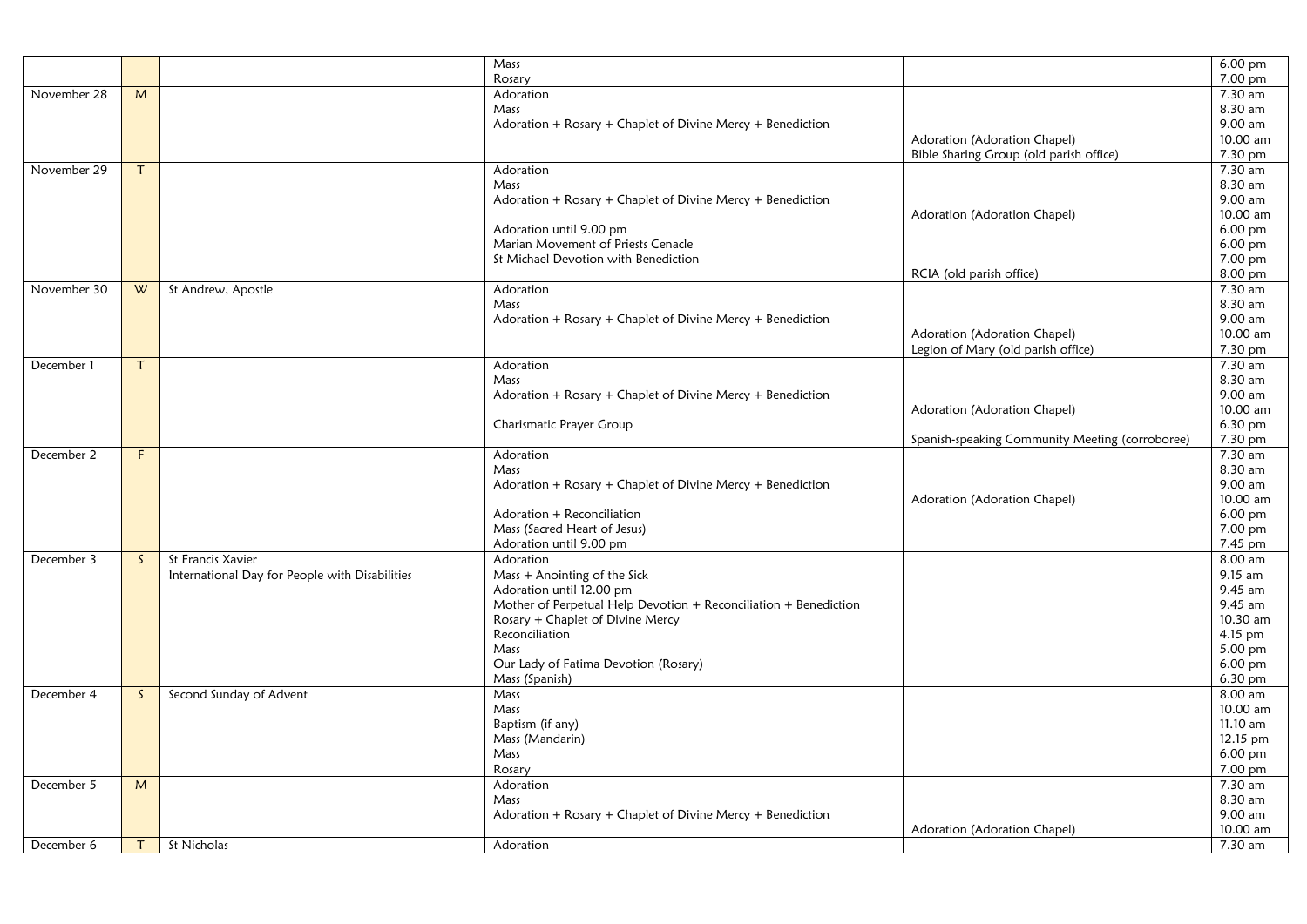| | | | | | |
|---|---|---|---|---|---|
| | | | Mass | | 6.00 pm |
| | | | Rosary | | 7.00 pm |
| November 28 | M | | Adoration | | 7.30 am |
| | | | Mass | | 8.30 am |
| | | | Adoration + Rosary + Chaplet of Divine Mercy + Benediction | | 9.00 am |
| | | | | Adoration (Adoration Chapel) | 10.00 am |
| | | | | Bible Sharing Group (old parish office) | 7.30 pm |
| November 29 | T | | Adoration | | 7.30 am |
| | | | Mass | | 8.30 am |
| | | | Adoration + Rosary + Chaplet of Divine Mercy + Benediction | | 9.00 am |
| | | | | Adoration (Adoration Chapel) | 10.00 am |
| | | | Adoration until 9.00 pm | | 6.00 pm |
| | | | Marian Movement of Priests Cenacle | | 6.00 pm |
| | | | St Michael Devotion with Benediction | | 7.00 pm |
| | | | | RCIA (old parish office) | 8.00 pm |
| November 30 | W | St Andrew, Apostle | Adoration | | 7.30 am |
| | | | Mass | | 8.30 am |
| | | | Adoration + Rosary + Chaplet of Divine Mercy + Benediction | | 9.00 am |
| | | | | Adoration (Adoration Chapel) | 10.00 am |
| | | | | Legion of Mary (old parish office) | 7.30 pm |
| December 1 | T | | Adoration | | 7.30 am |
| | | | Mass | | 8.30 am |
| | | | Adoration + Rosary + Chaplet of Divine Mercy + Benediction | | 9.00 am |
| | | | | Adoration (Adoration Chapel) | 10.00 am |
| | | | Charismatic Prayer Group | | 6.30 pm |
| | | | | Spanish-speaking Community Meeting (corroboree) | 7.30 pm |
| December 2 | F | | Adoration | | 7.30 am |
| | | | Mass | | 8.30 am |
| | | | Adoration + Rosary + Chaplet of Divine Mercy + Benediction | | 9.00 am |
| | | | | Adoration (Adoration Chapel) | 10.00 am |
| | | | Adoration + Reconciliation | | 6.00 pm |
| | | | Mass (Sacred Heart of Jesus) | | 7.00 pm |
| | | | Adoration until 9.00 pm | | 7.45 pm |
| December 3 | S | St Francis Xavier | Adoration | | 8.00 am |
| | | International Day for People with Disabilities | Mass + Anointing of the Sick | | 9.15 am |
| | | | Adoration until 12.00 pm | | 9.45 am |
| | | | Mother of Perpetual Help Devotion + Reconciliation + Benediction | | 9.45 am |
| | | | Rosary + Chaplet of Divine Mercy | | 10.30 am |
| | | | Reconciliation | | 4.15 pm |
| | | | Mass | | 5.00 pm |
| | | | Our Lady of Fatima Devotion (Rosary) | | 6.00 pm |
| | | | Mass (Spanish) | | 6.30 pm |
| December 4 | S | Second Sunday of Advent | Mass | | 8.00 am |
| | | | Mass | | 10.00 am |
| | | | Baptism (if any) | | 11.10 am |
| | | | Mass (Mandarin) | | 12.15 pm |
| | | | Mass | | 6.00 pm |
| | | | Rosary | | 7.00 pm |
| December 5 | M | | Adoration | | 7.30 am |
| | | | Mass | | 8.30 am |
| | | | Adoration + Rosary + Chaplet of Divine Mercy + Benediction | | 9.00 am |
| | | | | Adoration (Adoration Chapel) | 10.00 am |
| December 6 | T | St Nicholas | Adoration | | 7.30 am |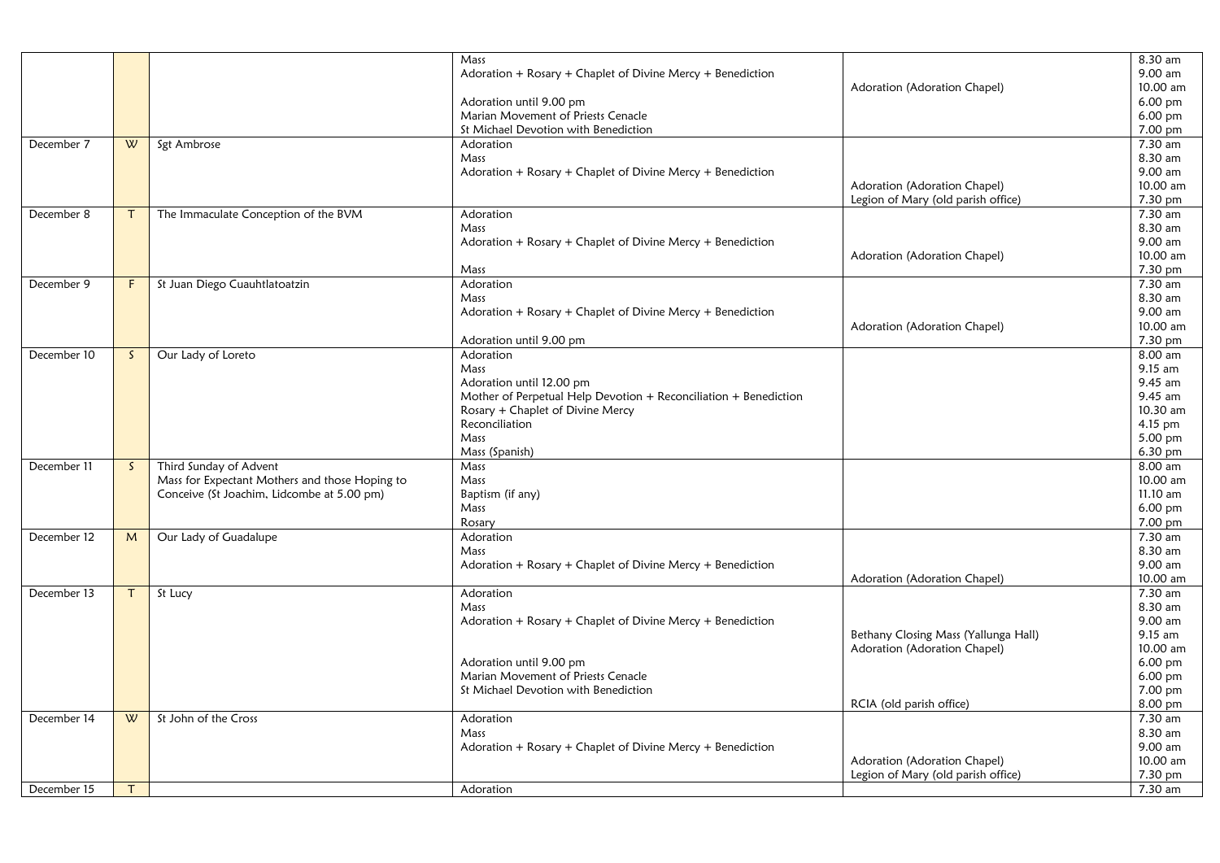| | | | | | |
|---|---|---|---|---|---|
| | | | Mass<br>Adoration + Rosary + Chaplet of Divine Mercy + Benediction<br><br>Adoration until 9.00 pm<br>Marian Movement of Priests Cenacle<br>St Michael Devotion with Benediction | <br><br>Adoration (Adoration Chapel) | 8.30 am<br>9.00 am<br>10.00 am<br>6.00 pm<br>6.00 pm<br>7.00 pm |
| December 7 | W | Sgt Ambrose | Adoration<br>Mass<br>Adoration + Rosary + Chaplet of Divine Mercy + Benediction | <br><br><br>Adoration (Adoration Chapel)<br>Legion of Mary (old parish office) | 7.30 am<br>8.30 am<br>9.00 am<br>10.00 am<br>7.30 pm |
| December 8 | T | The Immaculate Conception of the BVM | Adoration<br>Mass<br>Adoration + Rosary + Chaplet of Divine Mercy + Benediction<br><br>Mass | <br><br><br>Adoration (Adoration Chapel) | 7.30 am<br>8.30 am<br>9.00 am<br>10.00 am<br>7.30 pm |
| December 9 | F | St Juan Diego Cuauhtlatoatzin | Adoration<br>Mass<br>Adoration + Rosary + Chaplet of Divine Mercy + Benediction<br><br>Adoration until 9.00 pm | <br><br><br>Adoration (Adoration Chapel) | 7.30 am<br>8.30 am<br>9.00 am<br>10.00 am<br>7.30 pm |
| December 10 | S | Our Lady of Loreto | Adoration<br>Mass<br>Adoration until 12.00 pm<br>Mother of Perpetual Help Devotion + Reconciliation + Benediction<br>Rosary + Chaplet of Divine Mercy<br>Reconciliation<br>Mass<br>Mass (Spanish) | | 8.00 am<br>9.15 am<br>9.45 am<br>9.45 am<br>10.30 am<br>4.15 pm<br>5.00 pm<br>6.30 pm |
| December 11 | S | Third Sunday of Advent<br>Mass for Expectant Mothers and those Hoping to Conceive (St Joachim, Lidcombe at 5.00 pm) | Mass<br>Mass<br>Baptism (if any)<br>Mass<br>Rosary | | 8.00 am<br>10.00 am<br>11.10 am<br>6.00 pm<br>7.00 pm |
| December 12 | M | Our Lady of Guadalupe | Adoration<br>Mass<br>Adoration + Rosary + Chaplet of Divine Mercy + Benediction | <br><br><br>Adoration (Adoration Chapel) | 7.30 am<br>8.30 am<br>9.00 am<br>10.00 am |
| December 13 | T | St Lucy | Adoration<br>Mass<br>Adoration + Rosary + Chaplet of Divine Mercy + Benediction<br><br><br>Adoration until 9.00 pm<br>Marian Movement of Priests Cenacle<br>St Michael Devotion with Benediction | <br><br><br>Bethany Closing Mass (Yallunga Hall)<br>Adoration (Adoration Chapel)<br><br><br><br>RCIA (old parish office) | 7.30 am<br>8.30 am<br>9.00 am<br>9.15 am<br>10.00 am<br>6.00 pm<br>6.00 pm<br>7.00 pm<br>8.00 pm |
| December 14 | W | St John of the Cross | Adoration<br>Mass<br>Adoration + Rosary + Chaplet of Divine Mercy + Benediction | <br><br><br>Adoration (Adoration Chapel)<br>Legion of Mary (old parish office) | 7.30 am<br>8.30 am<br>9.00 am<br>10.00 am<br>7.30 pm |
| December 15 | T | | Adoration | | 7.30 am |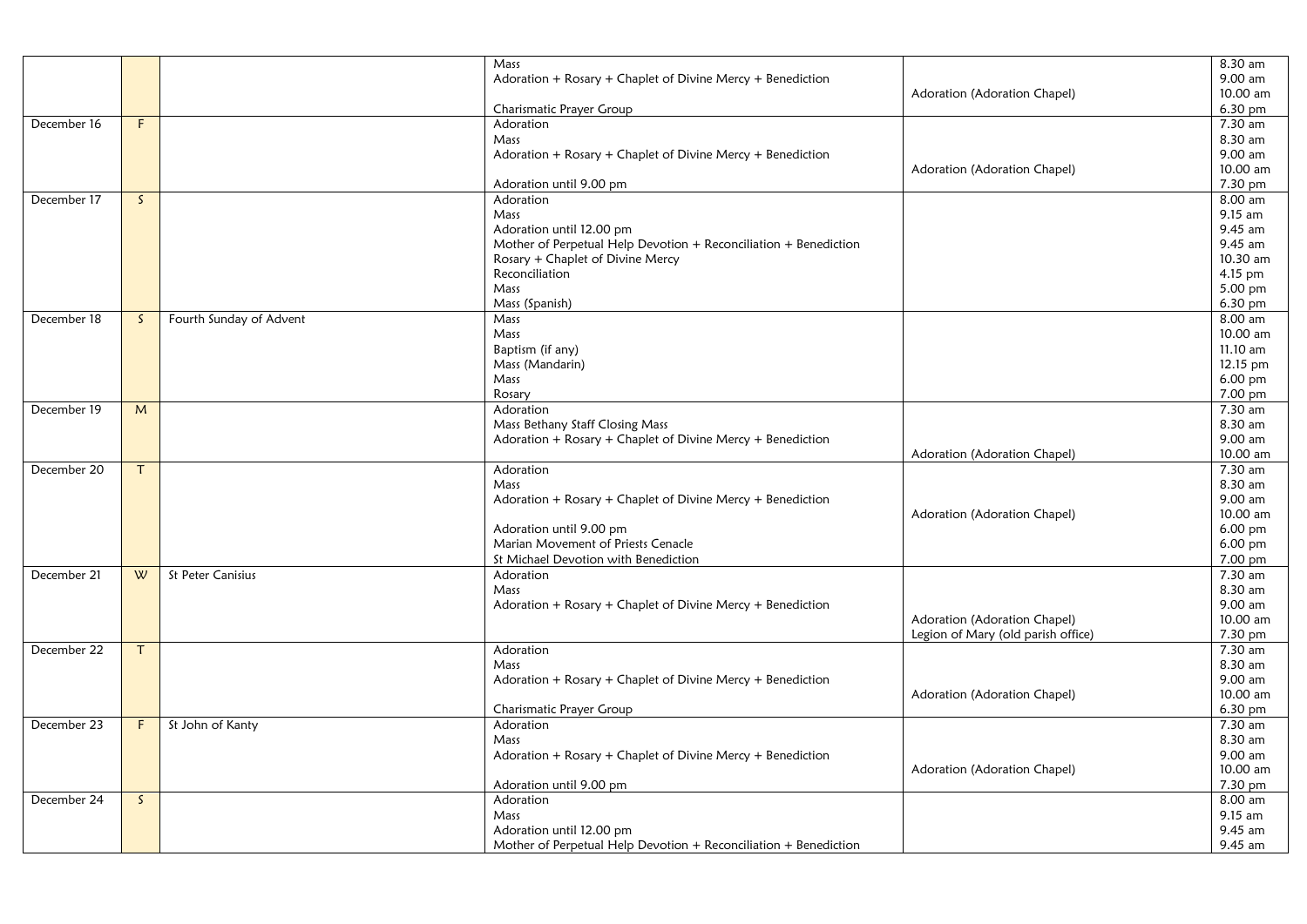| | | | | | |
|---|---|---|---|---|---|
| | | | Mass<br>Adoration + Rosary + Chaplet of Divine Mercy + Benediction<br><br>Charismatic Prayer Group | <br><br>Adoration (Adoration Chapel) | 8.30 am<br>9.00 am<br>10.00 am<br>6.30 pm |
| December 16 | F | | Adoration<br>Mass<br>Adoration + Rosary + Chaplet of Divine Mercy + Benediction<br><br>Adoration until 9.00 pm | <br><br><br>Adoration (Adoration Chapel) | 7.30 am<br>8.30 am<br>9.00 am<br>10.00 am<br>7.30 pm |
| December 17 | S | | Adoration<br>Mass<br>Adoration until 12.00 pm<br>Mother of Perpetual Help Devotion + Reconciliation + Benediction<br>Rosary + Chaplet of Divine Mercy<br>Reconciliation<br>Mass<br>Mass (Spanish) | | 8.00 am<br>9.15 am<br>9.45 am<br>9.45 am<br>10.30 am<br>4.15 pm<br>5.00 pm<br>6.30 pm |
| December 18 | S | Fourth Sunday of Advent | Mass<br>Mass<br>Baptism (if any)<br>Mass (Mandarin)<br>Mass<br>Rosary | | 8.00 am<br>10.00 am<br>11.10 am<br>12.15 pm<br>6.00 pm<br>7.00 pm |
| December 19 | M | | Adoration<br>Mass Bethany Staff Closing Mass<br>Adoration + Rosary + Chaplet of Divine Mercy + Benediction | <br><br><br>Adoration (Adoration Chapel) | 7.30 am<br>8.30 am<br>9.00 am<br>10.00 am |
| December 20 | T | | Adoration<br>Mass<br>Adoration + Rosary + Chaplet of Divine Mercy + Benediction<br><br>Adoration until 9.00 pm<br>Marian Movement of Priests Cenacle<br>St Michael Devotion with Benediction | <br><br><br>Adoration (Adoration Chapel) | 7.30 am<br>8.30 am<br>9.00 am<br>10.00 am<br>6.00 pm<br>6.00 pm<br>7.00 pm |
| December 21 | W | St Peter Canisius | Adoration<br>Mass<br>Adoration + Rosary + Chaplet of Divine Mercy + Benediction | <br><br><br>Adoration (Adoration Chapel)<br>Legion of Mary (old parish office) | 7.30 am<br>8.30 am<br>9.00 am<br>10.00 am<br>7.30 pm |
| December 22 | T | | Adoration<br>Mass<br>Adoration + Rosary + Chaplet of Divine Mercy + Benediction<br><br>Charismatic Prayer Group | <br><br><br>Adoration (Adoration Chapel) | 7.30 am<br>8.30 am<br>9.00 am<br>10.00 am<br>6.30 pm |
| December 23 | F | St John of Kanty | Adoration<br>Mass<br>Adoration + Rosary + Chaplet of Divine Mercy + Benediction<br><br>Adoration until 9.00 pm | <br><br><br>Adoration (Adoration Chapel) | 7.30 am<br>8.30 am<br>9.00 am<br>10.00 am<br>7.30 pm |
| December 24 | S | | Adoration<br>Mass<br>Adoration until 12.00 pm<br>Mother of Perpetual Help Devotion + Reconciliation + Benediction | | 8.00 am<br>9.15 am<br>9.45 am<br>9.45 am |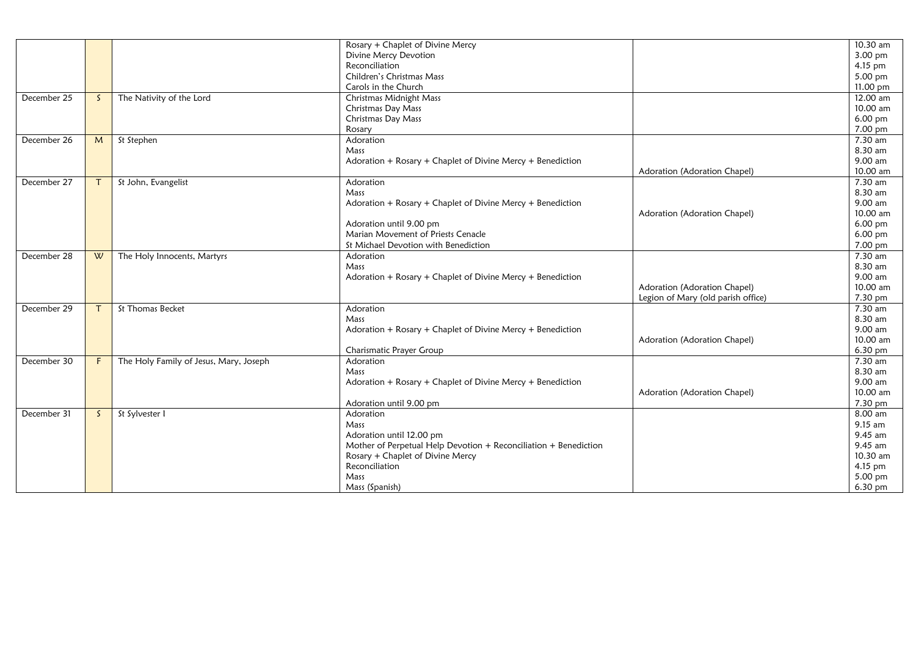| | | | | | |
|---|---|---|---|---|---|
| | | | Rosary + Chaplet of Divine Mercy | | 10.30 am |
| | | | Divine Mercy Devotion | | 3.00 pm |
| | | | Reconciliation | | 4.15 pm |
| | | | Children's Christmas Mass | | 5.00 pm |
| | | | Carols in the Church | | 11.00 pm |
| December 25 | S | The Nativity of the Lord | Christmas Midnight Mass | | 12.00 am |
| | | | Christmas Day Mass | | 10.00 am |
| | | | Christmas Day Mass | | 6.00 pm |
| | | | Rosary | | 7.00 pm |
| December 26 | M | St Stephen | Adoration | | 7.30 am |
| | | | Mass | | 8.30 am |
| | | | Adoration + Rosary + Chaplet of Divine Mercy + Benediction | | 9.00 am |
| | | | | Adoration (Adoration Chapel) | 10.00 am |
| December 27 | T | St John, Evangelist | Adoration | | 7.30 am |
| | | | Mass | | 8.30 am |
| | | | Adoration + Rosary + Chaplet of Divine Mercy + Benediction | | 9.00 am |
| | | | | Adoration (Adoration Chapel) | 10.00 am |
| | | | Adoration until 9.00 pm | | 6.00 pm |
| | | | Marian Movement of Priests Cenacle | | 6.00 pm |
| | | | St Michael Devotion with Benediction | | 7.00 pm |
| December 28 | W | The Holy Innocents, Martyrs | Adoration | | 7.30 am |
| | | | Mass | | 8.30 am |
| | | | Adoration + Rosary + Chaplet of Divine Mercy + Benediction | | 9.00 am |
| | | | | Adoration (Adoration Chapel) | 10.00 am |
| | | | | Legion of Mary (old parish office) | 7.30 pm |
| December 29 | T | St Thomas Becket | Adoration | | 7.30 am |
| | | | Mass | | 8.30 am |
| | | | Adoration + Rosary + Chaplet of Divine Mercy + Benediction | | 9.00 am |
| | | | | Adoration (Adoration Chapel) | 10.00 am |
| | | | Charismatic Prayer Group | | 6.30 pm |
| December 30 | F | The Holy Family of Jesus, Mary, Joseph | Adoration | | 7.30 am |
| | | | Mass | | 8.30 am |
| | | | Adoration + Rosary + Chaplet of Divine Mercy + Benediction | | 9.00 am |
| | | | | Adoration (Adoration Chapel) | 10.00 am |
| | | | Adoration until 9.00 pm | | 7.30 pm |
| December 31 | S | St Sylvester I | Adoration | | 8.00 am |
| | | | Mass | | 9.15 am |
| | | | Adoration until 12.00 pm | | 9.45 am |
| | | | Mother of Perpetual Help Devotion + Reconciliation + Benediction | | 9.45 am |
| | | | Rosary + Chaplet of Divine Mercy | | 10.30 am |
| | | | Reconciliation | | 4.15 pm |
| | | | Mass | | 5.00 pm |
| | | | Mass (Spanish) | | 6.30 pm |